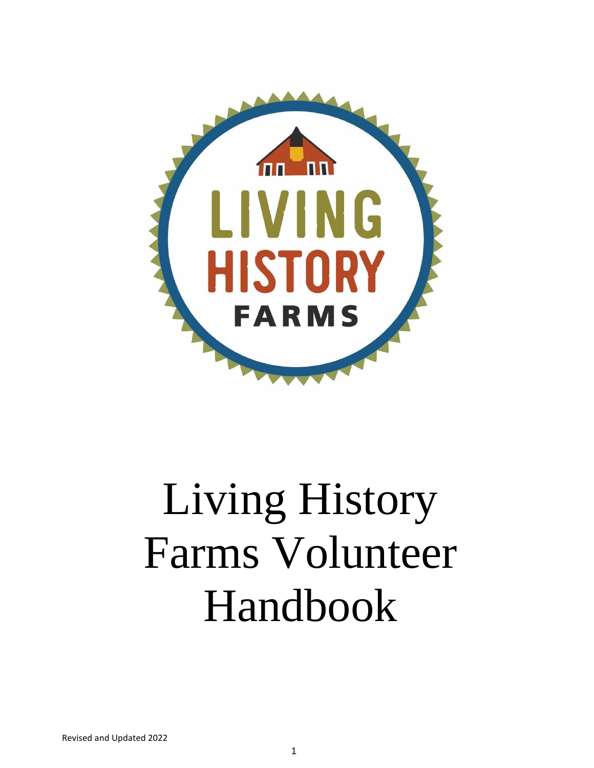LIVING HISTORY FARMS

# Living History Farms Volunteer Handbook

Revised and Updated 2022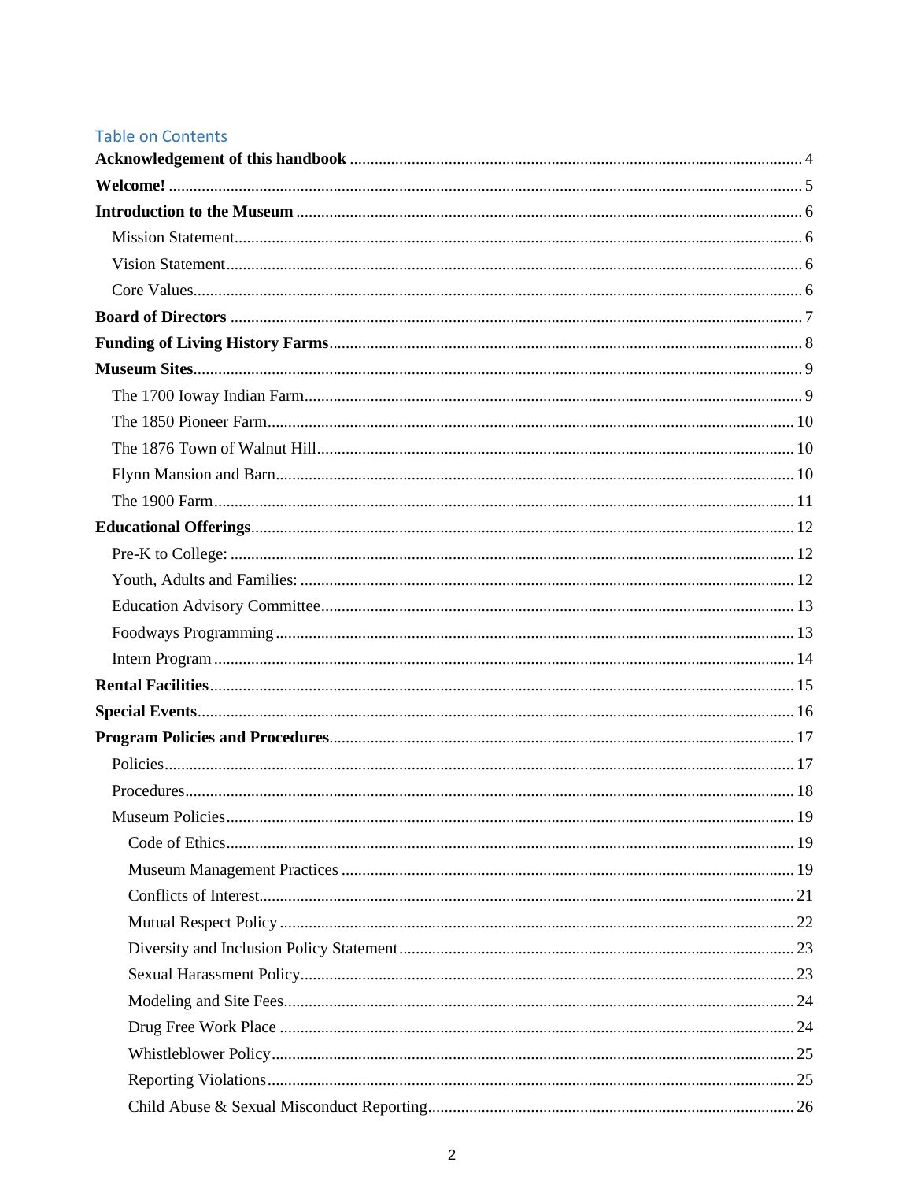## Table on Contents

**Acknowledgement of this handbook** .......... 4

**Welcome!** .......... 5

**Introduction to the Museum** .......... 6

- Mission Statement .......... 6
- Vision Statement .......... 6
- Core Values .......... 6

**Board of Directors** .......... 7

**Funding of Living History Farms** .......... 8

**Museum Sites** .......... 9

- The 1700 Ioway Indian Farm .......... 9
- The 1850 Pioneer Farm .......... 10
- The 1876 Town of Walnut Hill .......... 10
- Flynn Mansion and Barn .......... 10
- The 1900 Farm .......... 11

**Educational Offerings** .......... 12

- Pre-K to College: .......... 12
- Youth, Adults and Families: .......... 12
- Education Advisory Committee .......... 13
- Foodways Programming .......... 13
- Intern Program .......... 14

**Rental Facilities** .......... 15

**Special Events** .......... 16

**Program Policies and Procedures** .......... 17

- Policies .......... 17
- Procedures .......... 18
- Museum Policies .......... 19
  - Code of Ethics .......... 19
  - Museum Management Practices .......... 19
  - Conflicts of Interest .......... 21
  - Mutual Respect Policy .......... 22
  - Diversity and Inclusion Policy Statement .......... 23
  - Sexual Harassment Policy .......... 23
  - Modeling and Site Fees .......... 24
  - Drug Free Work Place .......... 24
  - Whistleblower Policy .......... 25
  - Reporting Violations .......... 25
  - Child Abuse & Sexual Misconduct Reporting .......... 26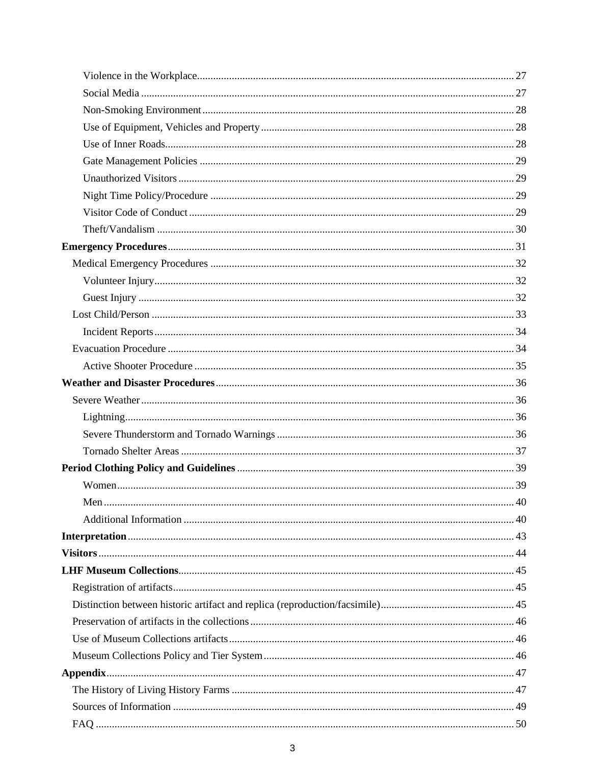- Violence in the Workplace ..... 27
- Social Media ..... 27
- Non-Smoking Environment ..... 28
- Use of Equipment, Vehicles and Property ..... 28
- Use of Inner Roads ..... 28
- Gate Management Policies ..... 29
- Unauthorized Visitors ..... 29
- Night Time Policy/Procedure ..... 29
- Visitor Code of Conduct ..... 29
- Theft/Vandalism ..... 30

**Emergency Procedures** ..... 31

- Medical Emergency Procedures ..... 32
  - Volunteer Injury ..... 32
  - Guest Injury ..... 32
- Lost Child/Person ..... 33
  - Incident Reports ..... 34
- Evacuation Procedure ..... 34
  - Active Shooter Procedure ..... 35

**Weather and Disaster Procedures** ..... 36

- Severe Weather ..... 36
  - Lightning ..... 36
  - Severe Thunderstorm and Tornado Warnings ..... 36
  - Tornado Shelter Areas ..... 37

**Period Clothing Policy and Guidelines** ..... 39

- Women ..... 39
- Men ..... 40
- Additional Information ..... 40

**Interpretation** ..... 43

**Visitors** ..... 44

**LHF Museum Collections** ..... 45

- Registration of artifacts ..... 45
- Distinction between historic artifact and replica (reproduction/facsimile) ..... 45
- Preservation of artifacts in the collections ..... 46
- Use of Museum Collections artifacts ..... 46
- Museum Collections Policy and Tier System ..... 46

**Appendix** ..... 47

- The History of Living History Farms ..... 47
- Sources of Information ..... 49
- FAQ ..... 50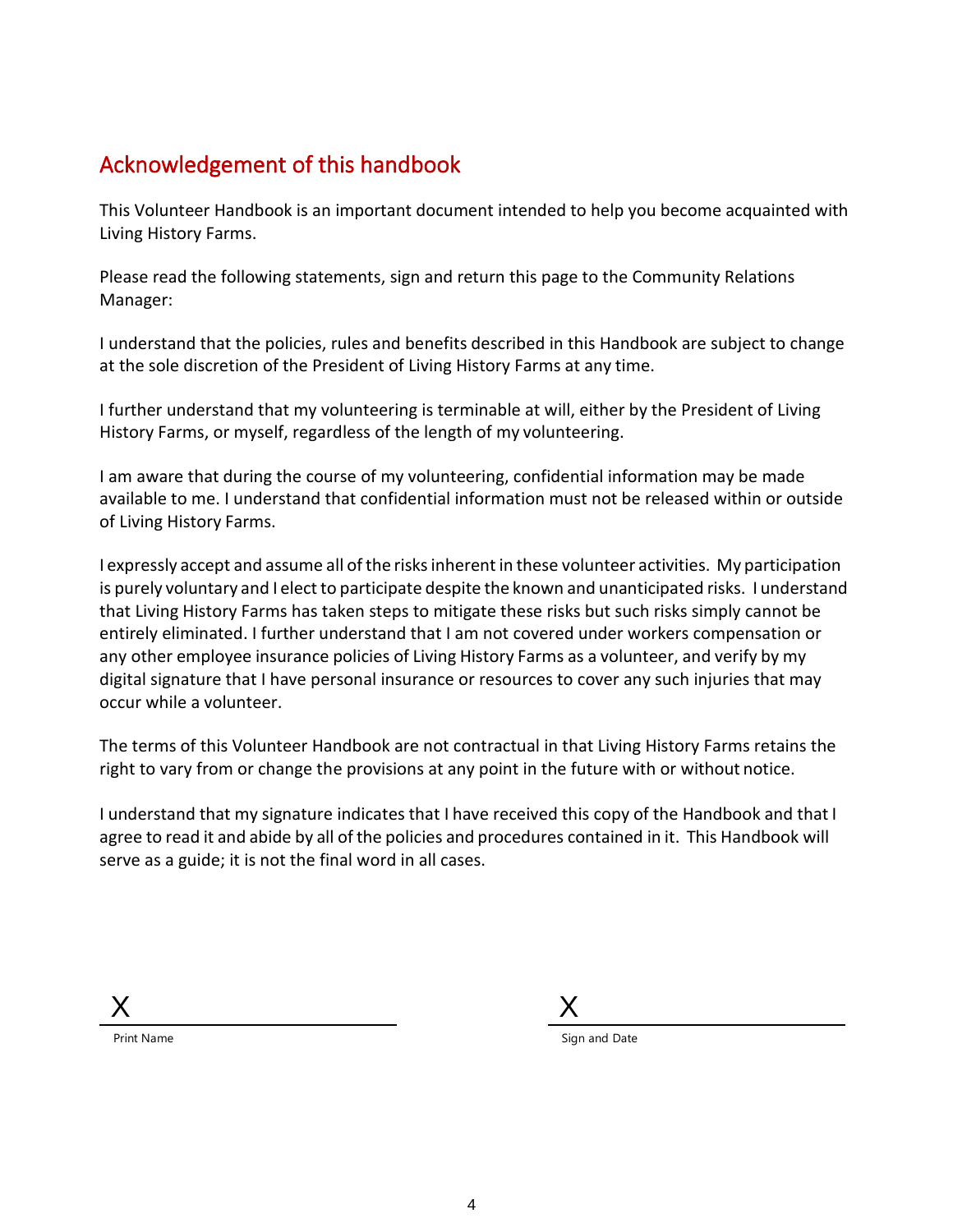## Acknowledgement of this handbook

This Volunteer Handbook is an important document intended to help you become acquainted with Living History Farms.

Please read the following statements, sign and return this page to the Community Relations Manager:

I understand that the policies, rules and benefits described in this Handbook are subject to change at the sole discretion of the President of Living History Farms at any time.

I further understand that my volunteering is terminable at will, either by the President of Living History Farms, or myself, regardless of the length of my volunteering.

I am aware that during the course of my volunteering, confidential information may be made available to me. I understand that confidential information must not be released within or outside of Living History Farms.

I expressly accept and assume all of the risks inherent in these volunteer activities. My participation is purely voluntary and I elect to participate despite the known and unanticipated risks. I understand that Living History Farms has taken steps to mitigate these risks but such risks simply cannot be entirely eliminated. I further understand that I am not covered under workers compensation or any other employee insurance policies of Living History Farms as a volunteer, and verify by my digital signature that I have personal insurance or resources to cover any such injuries that may occur while a volunteer.

The terms of this Volunteer Handbook are not contractual in that Living History Farms retains the right to vary from or change the provisions at any point in the future with or without notice.

I understand that my signature indicates that I have received this copy of the Handbook and that I agree to read it and abide by all of the policies and procedures contained in it. This Handbook will serve as a guide; it is not the final word in all cases.

X \_\_\_\_\_\_\_\_\_\_\_\_\_\_\_\_\_\_\_\_\_\_\_\_\_\_\_\_\_\_
Print Name

X \_\_\_\_\_\_\_\_\_\_\_\_\_\_\_\_\_\_\_\_\_\_\_\_\_\_\_\_\_\_
Sign and Date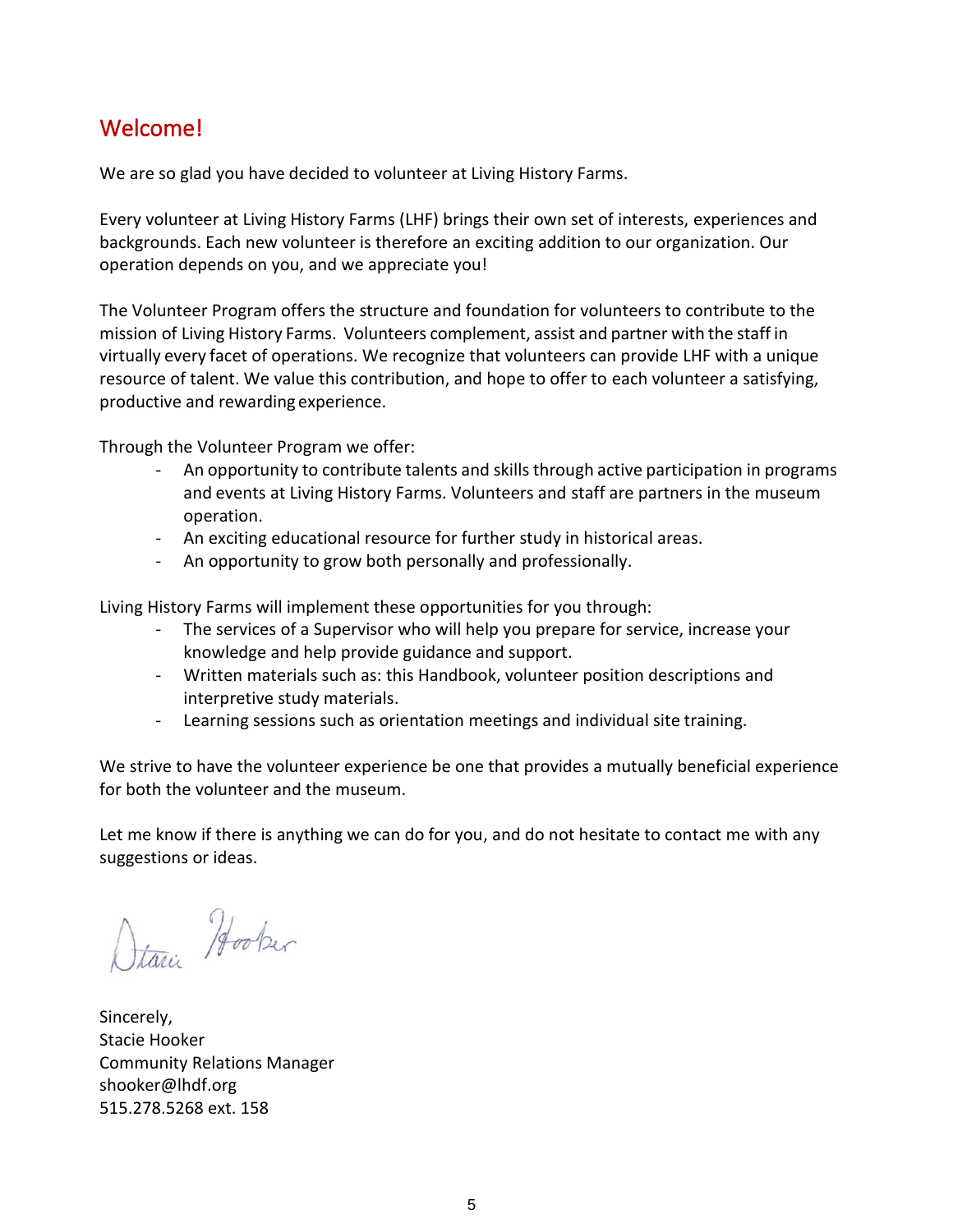## Welcome!

We are so glad you have decided to volunteer at Living History Farms.

Every volunteer at Living History Farms (LHF) brings their own set of interests, experiences and backgrounds. Each new volunteer is therefore an exciting addition to our organization. Our operation depends on you, and we appreciate you!

The Volunteer Program offers the structure and foundation for volunteers to contribute to the mission of Living History Farms. Volunteers complement, assist and partner with the staff in virtually every facet of operations. We recognize that volunteers can provide LHF with a unique resource of talent. We value this contribution, and hope to offer to each volunteer a satisfying, productive and rewarding experience.

Through the Volunteer Program we offer:

- An opportunity to contribute talents and skills through active participation in programs and events at Living History Farms. Volunteers and staff are partners in the museum operation.
- An exciting educational resource for further study in historical areas.
- An opportunity to grow both personally and professionally.

Living History Farms will implement these opportunities for you through:

- The services of a Supervisor who will help you prepare for service, increase your knowledge and help provide guidance and support.
- Written materials such as: this Handbook, volunteer position descriptions and interpretive study materials.
- Learning sessions such as orientation meetings and individual site training.

We strive to have the volunteer experience be one that provides a mutually beneficial experience for both the volunteer and the museum.

Let me know if there is anything we can do for you, and do not hesitate to contact me with any suggestions or ideas.

Sincerely,
Stacie Hooker
Community Relations Manager
shooker@lhdf.org
515.278.5268 ext. 158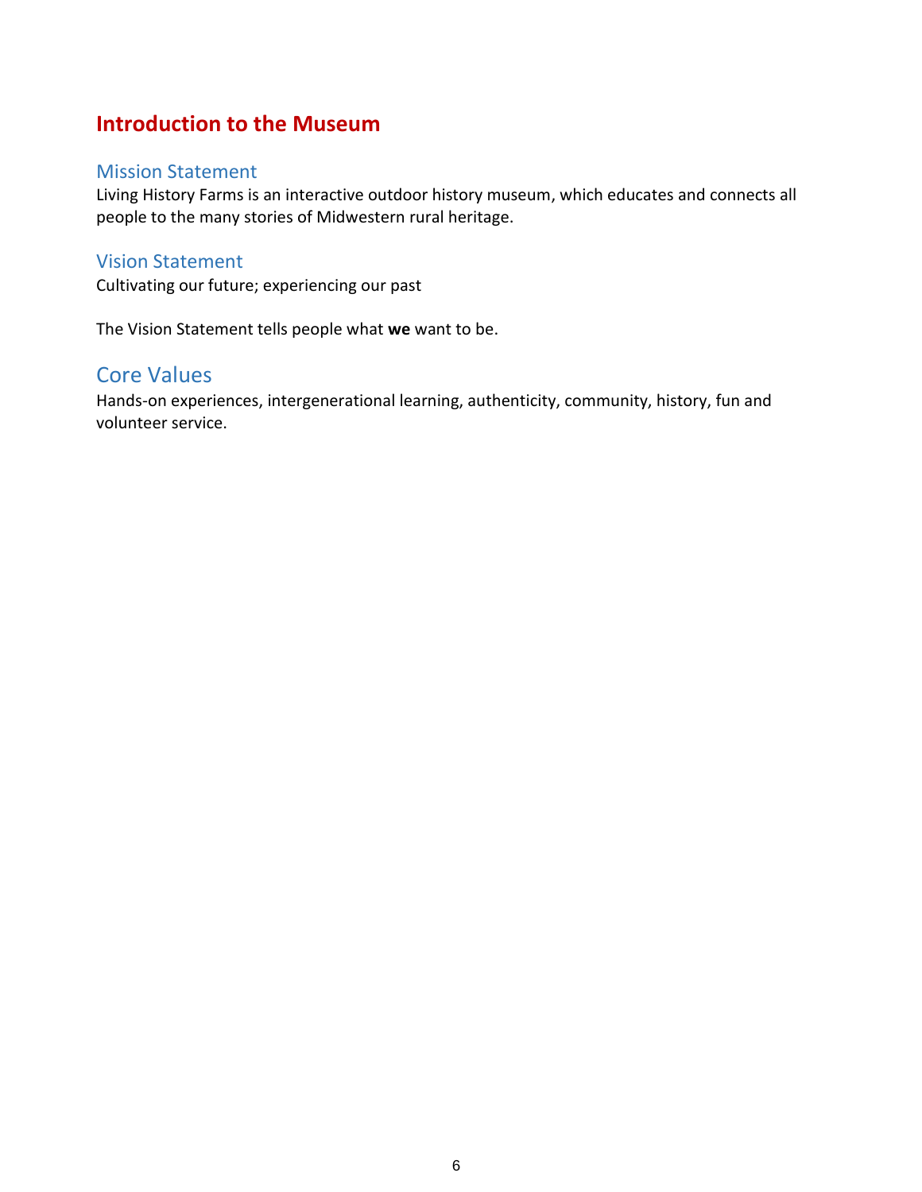# Introduction to the Museum

## Mission Statement

Living History Farms is an interactive outdoor history museum, which educates and connects all people to the many stories of Midwestern rural heritage.

## Vision Statement

Cultivating our future; experiencing our past

The Vision Statement tells people what **we** want to be.

## Core Values

Hands-on experiences, intergenerational learning, authenticity, community, history, fun and volunteer service.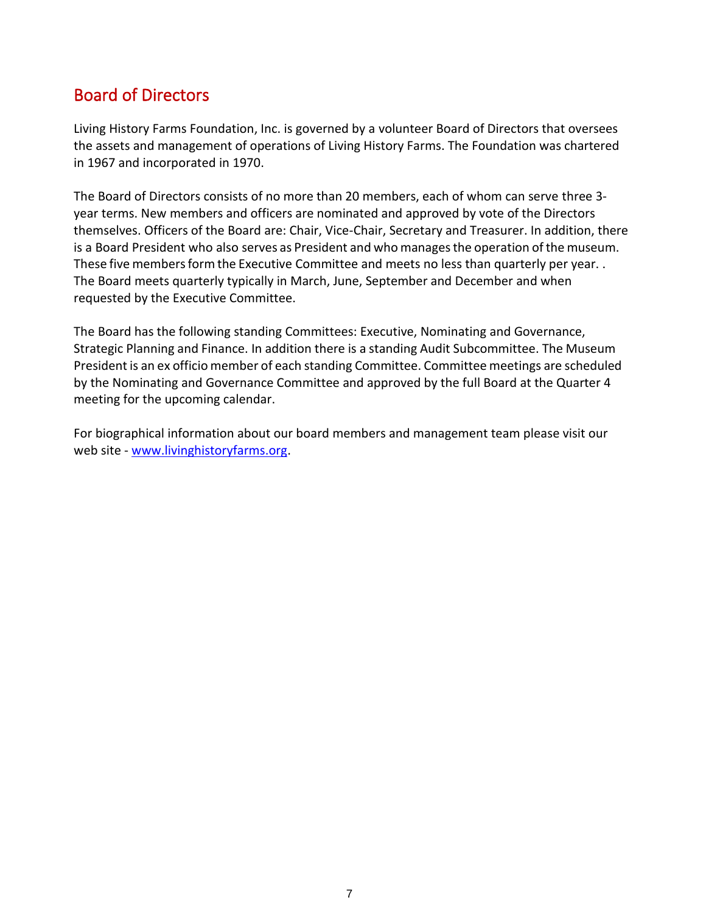## Board of Directors

Living History Farms Foundation, Inc. is governed by a volunteer Board of Directors that oversees the assets and management of operations of Living History Farms. The Foundation was chartered in 1967 and incorporated in 1970.

The Board of Directors consists of no more than 20 members, each of whom can serve three 3-year terms. New members and officers are nominated and approved by vote of the Directors themselves. Officers of the Board are: Chair, Vice-Chair, Secretary and Treasurer. In addition, there is a Board President who also serves as President and who manages the operation of the museum. These five members form the Executive Committee and meets no less than quarterly per year. . The Board meets quarterly typically in March, June, September and December and when requested by the Executive Committee.

The Board has the following standing Committees: Executive, Nominating and Governance, Strategic Planning and Finance. In addition there is a standing Audit Subcommittee. The Museum President is an ex officio member of each standing Committee. Committee meetings are scheduled by the Nominating and Governance Committee and approved by the full Board at the Quarter 4 meeting for the upcoming calendar.

For biographical information about our board members and management team please visit our web site - [www.livinghistoryfarms.org](http://www.livinghistoryfarms.org).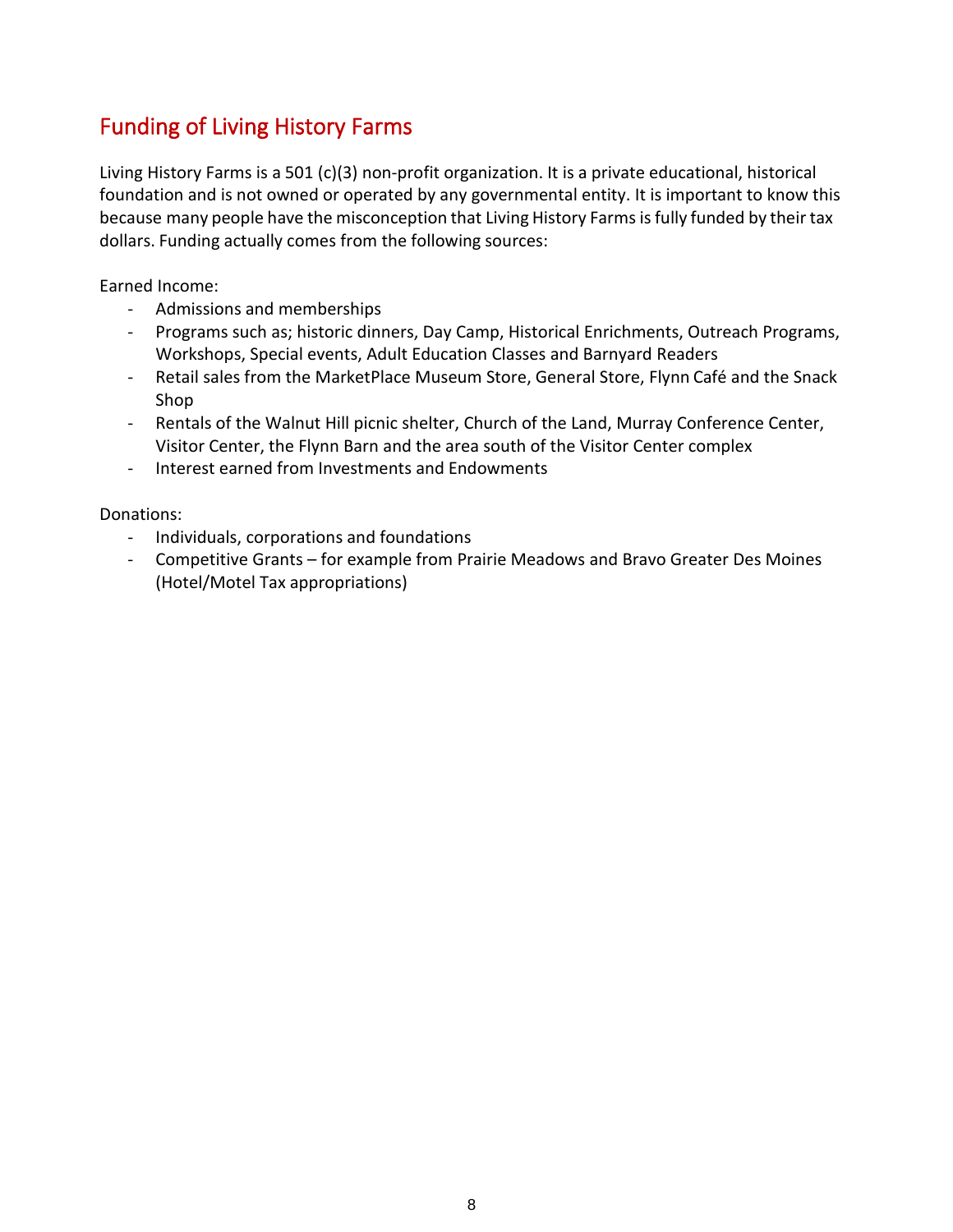## Funding of Living History Farms

Living History Farms is a 501 (c)(3) non-profit organization. It is a private educational, historical foundation and is not owned or operated by any governmental entity. It is important to know this because many people have the misconception that Living History Farms is fully funded by their tax dollars. Funding actually comes from the following sources:

Earned Income:

- Admissions and memberships
- Programs such as; historic dinners, Day Camp, Historical Enrichments, Outreach Programs, Workshops, Special events, Adult Education Classes and Barnyard Readers
- Retail sales from the MarketPlace Museum Store, General Store, Flynn Café and the Snack Shop
- Rentals of the Walnut Hill picnic shelter, Church of the Land, Murray Conference Center, Visitor Center, the Flynn Barn and the area south of the Visitor Center complex
- Interest earned from Investments and Endowments

Donations:

- Individuals, corporations and foundations
- Competitive Grants – for example from Prairie Meadows and Bravo Greater Des Moines (Hotel/Motel Tax appropriations)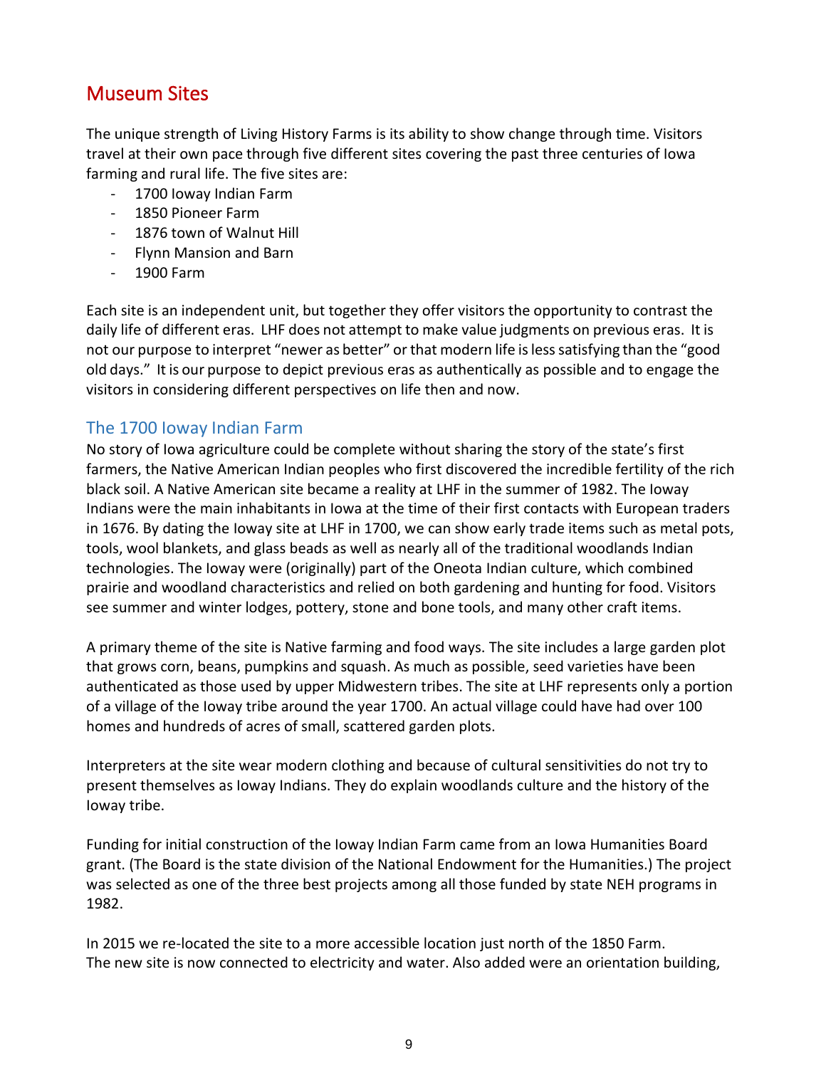## Museum Sites

The unique strength of Living History Farms is its ability to show change through time. Visitors travel at their own pace through five different sites covering the past three centuries of Iowa farming and rural life. The five sites are:

- 1700 Ioway Indian Farm
- 1850 Pioneer Farm
- 1876 town of Walnut Hill
- Flynn Mansion and Barn
- 1900 Farm

Each site is an independent unit, but together they offer visitors the opportunity to contrast the daily life of different eras. LHF does not attempt to make value judgments on previous eras. It is not our purpose to interpret "newer as better" or that modern life is less satisfying than the "good old days." It is our purpose to depict previous eras as authentically as possible and to engage the visitors in considering different perspectives on life then and now.

### The 1700 Ioway Indian Farm

No story of Iowa agriculture could be complete without sharing the story of the state's first farmers, the Native American Indian peoples who first discovered the incredible fertility of the rich black soil. A Native American site became a reality at LHF in the summer of 1982. The Ioway Indians were the main inhabitants in Iowa at the time of their first contacts with European traders in 1676. By dating the Ioway site at LHF in 1700, we can show early trade items such as metal pots, tools, wool blankets, and glass beads as well as nearly all of the traditional woodlands Indian technologies. The Ioway were (originally) part of the Oneota Indian culture, which combined prairie and woodland characteristics and relied on both gardening and hunting for food. Visitors see summer and winter lodges, pottery, stone and bone tools, and many other craft items.

A primary theme of the site is Native farming and food ways. The site includes a large garden plot that grows corn, beans, pumpkins and squash. As much as possible, seed varieties have been authenticated as those used by upper Midwestern tribes. The site at LHF represents only a portion of a village of the Ioway tribe around the year 1700. An actual village could have had over 100 homes and hundreds of acres of small, scattered garden plots.

Interpreters at the site wear modern clothing and because of cultural sensitivities do not try to present themselves as Ioway Indians. They do explain woodlands culture and the history of the Ioway tribe.

Funding for initial construction of the Ioway Indian Farm came from an Iowa Humanities Board grant. (The Board is the state division of the National Endowment for the Humanities.) The project was selected as one of the three best projects among all those funded by state NEH programs in 1982.

In 2015 we re-located the site to a more accessible location just north of the 1850 Farm. The new site is now connected to electricity and water. Also added were an orientation building,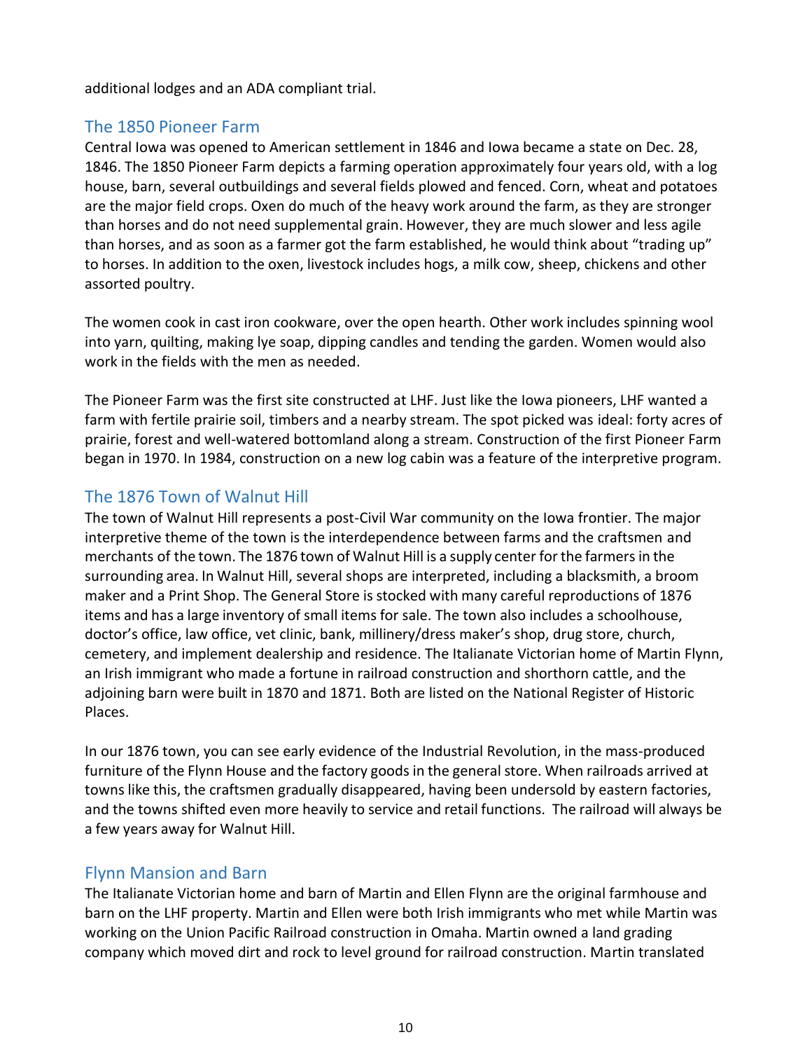additional lodges and an ADA compliant trial.

## The 1850 Pioneer Farm

Central Iowa was opened to American settlement in 1846 and Iowa became a state on Dec. 28, 1846. The 1850 Pioneer Farm depicts a farming operation approximately four years old, with a log house, barn, several outbuildings and several fields plowed and fenced. Corn, wheat and potatoes are the major field crops. Oxen do much of the heavy work around the farm, as they are stronger than horses and do not need supplemental grain. However, they are much slower and less agile than horses, and as soon as a farmer got the farm established, he would think about "trading up" to horses. In addition to the oxen, livestock includes hogs, a milk cow, sheep, chickens and other assorted poultry.

The women cook in cast iron cookware, over the open hearth. Other work includes spinning wool into yarn, quilting, making lye soap, dipping candles and tending the garden. Women would also work in the fields with the men as needed.

The Pioneer Farm was the first site constructed at LHF. Just like the Iowa pioneers, LHF wanted a farm with fertile prairie soil, timbers and a nearby stream. The spot picked was ideal: forty acres of prairie, forest and well-watered bottomland along a stream. Construction of the first Pioneer Farm began in 1970. In 1984, construction on a new log cabin was a feature of the interpretive program.

## The 1876 Town of Walnut Hill

The town of Walnut Hill represents a post-Civil War community on the Iowa frontier. The major interpretive theme of the town is the interdependence between farms and the craftsmen and merchants of the town. The 1876 town of Walnut Hill is a supply center for the farmers in the surrounding area. In Walnut Hill, several shops are interpreted, including a blacksmith, a broom maker and a Print Shop. The General Store is stocked with many careful reproductions of 1876 items and has a large inventory of small items for sale. The town also includes a schoolhouse, doctor's office, law office, vet clinic, bank, millinery/dress maker's shop, drug store, church, cemetery, and implement dealership and residence. The Italianate Victorian home of Martin Flynn, an Irish immigrant who made a fortune in railroad construction and shorthorn cattle, and the adjoining barn were built in 1870 and 1871. Both are listed on the National Register of Historic Places.

In our 1876 town, you can see early evidence of the Industrial Revolution, in the mass-produced furniture of the Flynn House and the factory goods in the general store. When railroads arrived at towns like this, the craftsmen gradually disappeared, having been undersold by eastern factories, and the towns shifted even more heavily to service and retail functions. The railroad will always be a few years away for Walnut Hill.

## Flynn Mansion and Barn

The Italianate Victorian home and barn of Martin and Ellen Flynn are the original farmhouse and barn on the LHF property. Martin and Ellen were both Irish immigrants who met while Martin was working on the Union Pacific Railroad construction in Omaha. Martin owned a land grading company which moved dirt and rock to level ground for railroad construction. Martin translated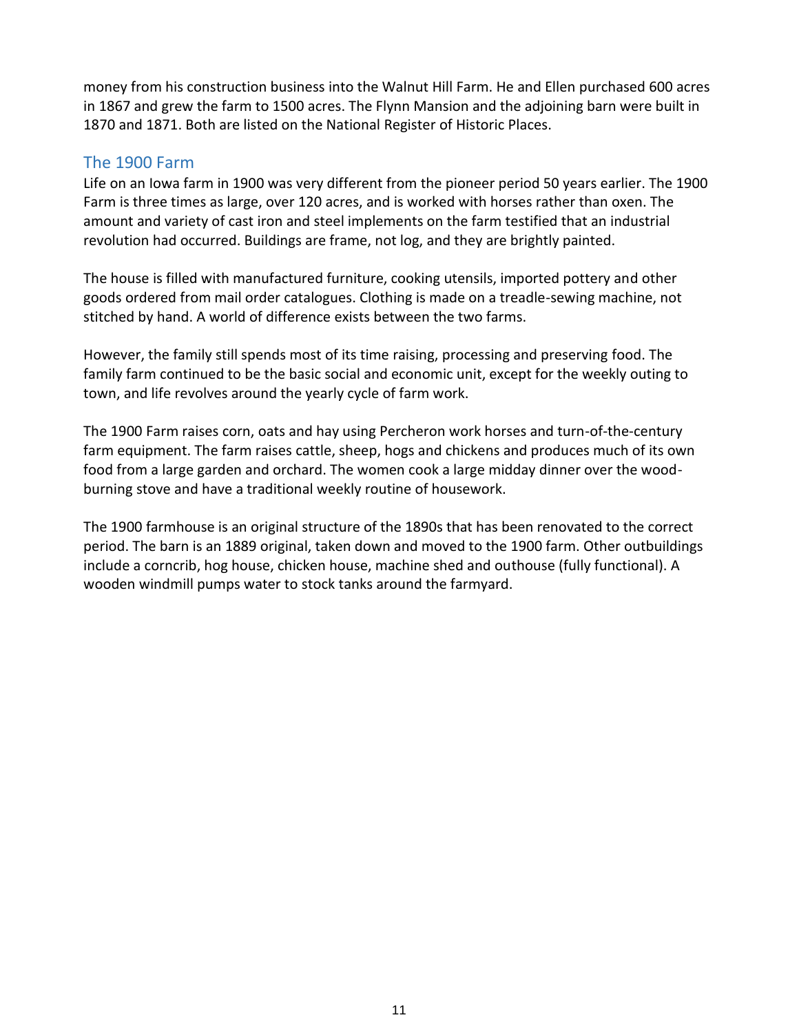money from his construction business into the Walnut Hill Farm. He and Ellen purchased 600 acres in 1867 and grew the farm to 1500 acres. The Flynn Mansion and the adjoining barn were built in 1870 and 1871. Both are listed on the National Register of Historic Places.

## The 1900 Farm

Life on an Iowa farm in 1900 was very different from the pioneer period 50 years earlier. The 1900 Farm is three times as large, over 120 acres, and is worked with horses rather than oxen. The amount and variety of cast iron and steel implements on the farm testified that an industrial revolution had occurred. Buildings are frame, not log, and they are brightly painted.

The house is filled with manufactured furniture, cooking utensils, imported pottery and other goods ordered from mail order catalogues. Clothing is made on a treadle-sewing machine, not stitched by hand. A world of difference exists between the two farms.

However, the family still spends most of its time raising, processing and preserving food. The family farm continued to be the basic social and economic unit, except for the weekly outing to town, and life revolves around the yearly cycle of farm work.

The 1900 Farm raises corn, oats and hay using Percheron work horses and turn-of-the-century farm equipment. The farm raises cattle, sheep, hogs and chickens and produces much of its own food from a large garden and orchard. The women cook a large midday dinner over the wood-burning stove and have a traditional weekly routine of housework.

The 1900 farmhouse is an original structure of the 1890s that has been renovated to the correct period. The barn is an 1889 original, taken down and moved to the 1900 farm. Other outbuildings include a corncrib, hog house, chicken house, machine shed and outhouse (fully functional). A wooden windmill pumps water to stock tanks around the farmyard.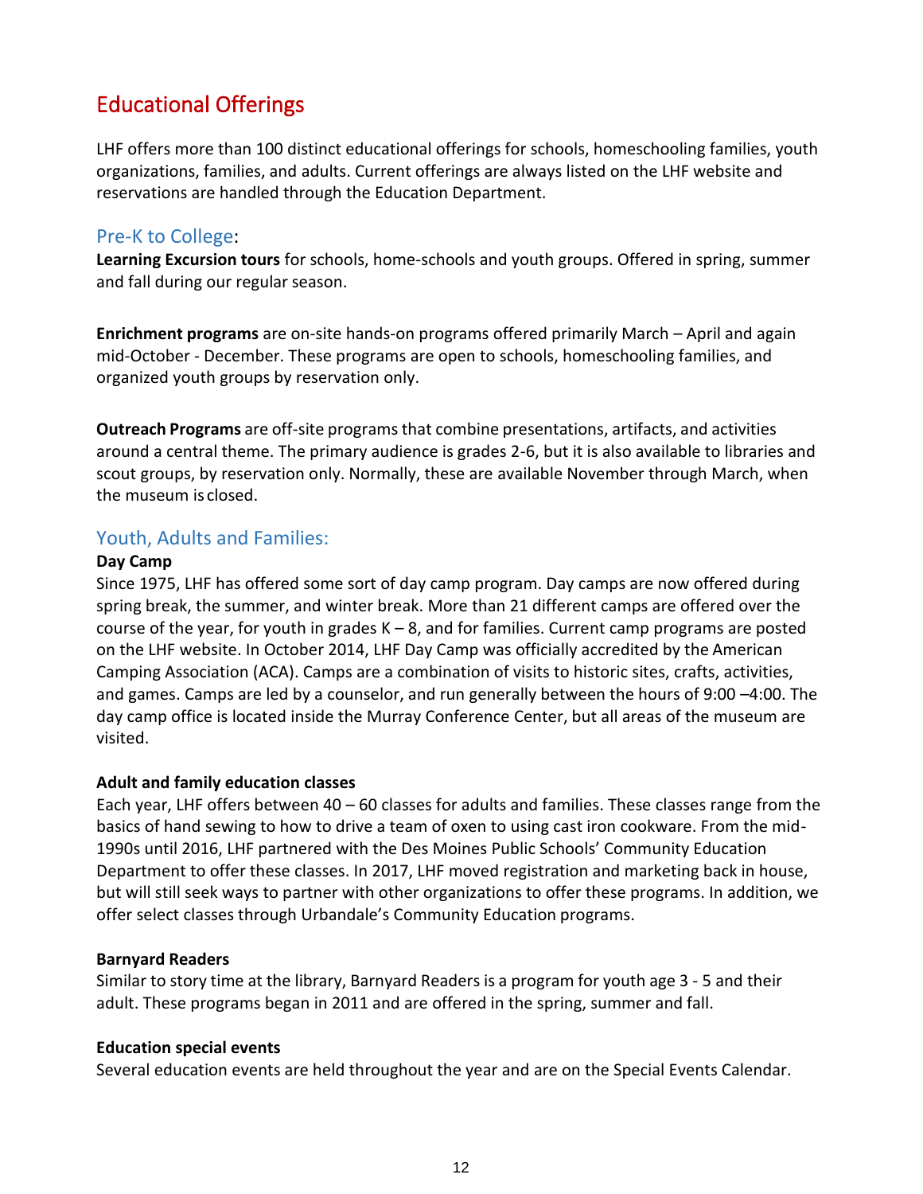# Educational Offerings

LHF offers more than 100 distinct educational offerings for schools, homeschooling families, youth organizations, families, and adults. Current offerings are always listed on the LHF website and reservations are handled through the Education Department.

## Pre-K to College:

**Learning Excursion tours** for schools, home-schools and youth groups. Offered in spring, summer and fall during our regular season.

**Enrichment programs** are on-site hands-on programs offered primarily March – April and again mid-October - December. These programs are open to schools, homeschooling families, and organized youth groups by reservation only.

**Outreach Programs** are off-site programs that combine presentations, artifacts, and activities around a central theme. The primary audience is grades 2-6, but it is also available to libraries and scout groups, by reservation only. Normally, these are available November through March, when the museum is closed.

## Youth, Adults and Families:

**Day Camp**

Since 1975, LHF has offered some sort of day camp program. Day camps are now offered during spring break, the summer, and winter break. More than 21 different camps are offered over the course of the year, for youth in grades K – 8, and for families. Current camp programs are posted on the LHF website. In October 2014, LHF Day Camp was officially accredited by the American Camping Association (ACA). Camps are a combination of visits to historic sites, crafts, activities, and games. Camps are led by a counselor, and run generally between the hours of 9:00 –4:00. The day camp office is located inside the Murray Conference Center, but all areas of the museum are visited.

**Adult and family education classes**

Each year, LHF offers between 40 – 60 classes for adults and families. These classes range from the basics of hand sewing to how to drive a team of oxen to using cast iron cookware. From the mid-1990s until 2016, LHF partnered with the Des Moines Public Schools' Community Education Department to offer these classes. In 2017, LHF moved registration and marketing back in house, but will still seek ways to partner with other organizations to offer these programs. In addition, we offer select classes through Urbandale's Community Education programs.

**Barnyard Readers**

Similar to story time at the library, Barnyard Readers is a program for youth age 3 - 5 and their adult. These programs began in 2011 and are offered in the spring, summer and fall.

**Education special events**

Several education events are held throughout the year and are on the Special Events Calendar.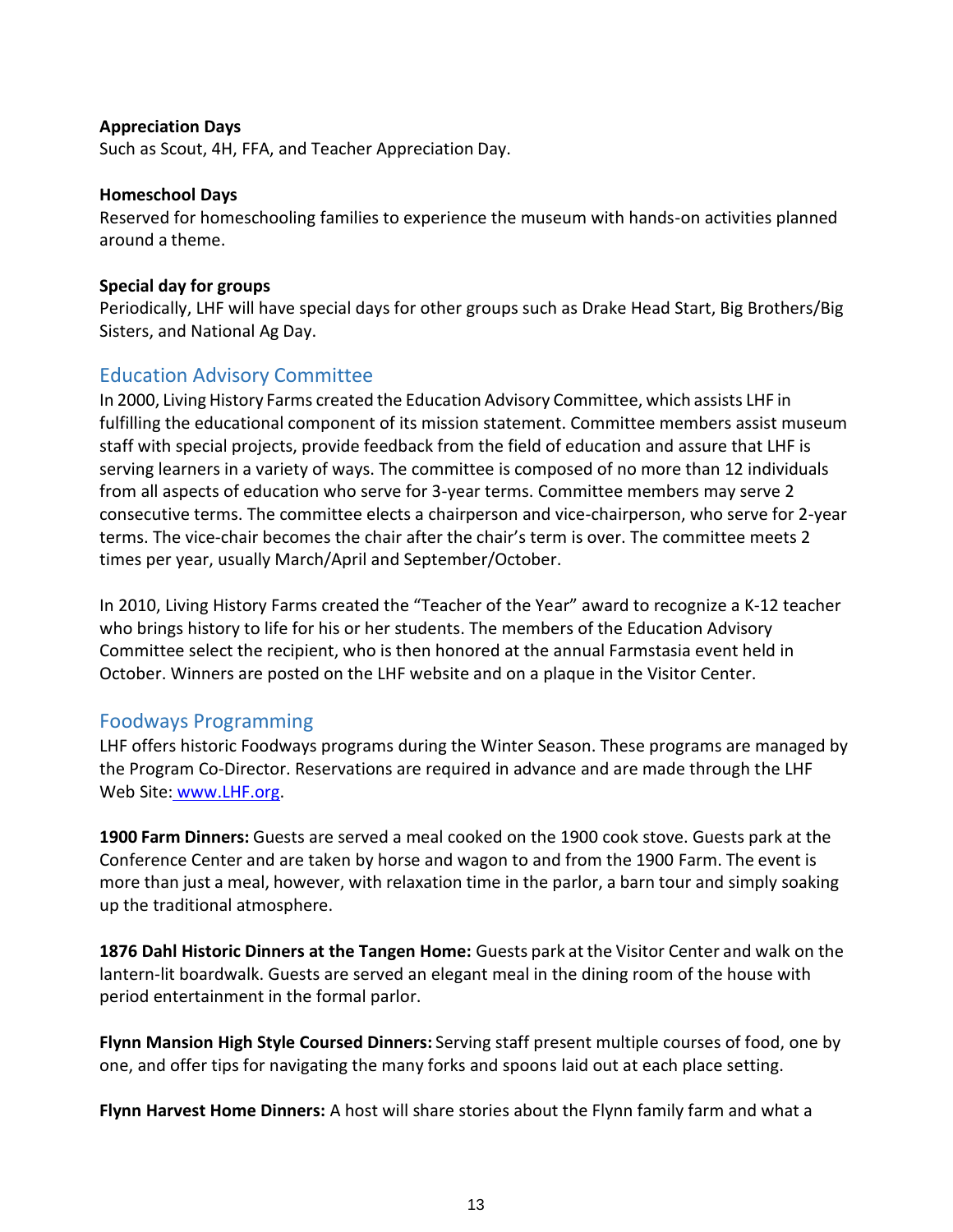**Appreciation Days**
Such as Scout, 4H, FFA, and Teacher Appreciation Day.

**Homeschool Days**
Reserved for homeschooling families to experience the museum with hands-on activities planned around a theme.

**Special day for groups**
Periodically, LHF will have special days for other groups such as Drake Head Start, Big Brothers/Big Sisters, and National Ag Day.

## Education Advisory Committee

In 2000, Living History Farms created the Education Advisory Committee, which assists LHF in fulfilling the educational component of its mission statement. Committee members assist museum staff with special projects, provide feedback from the field of education and assure that LHF is serving learners in a variety of ways. The committee is composed of no more than 12 individuals from all aspects of education who serve for 3-year terms. Committee members may serve 2 consecutive terms. The committee elects a chairperson and vice-chairperson, who serve for 2-year terms. The vice-chair becomes the chair after the chair's term is over. The committee meets 2 times per year, usually March/April and September/October.

In 2010, Living History Farms created the "Teacher of the Year" award to recognize a K-12 teacher who brings history to life for his or her students. The members of the Education Advisory Committee select the recipient, who is then honored at the annual Farmstasia event held in October. Winners are posted on the LHF website and on a plaque in the Visitor Center.

## Foodways Programming

LHF offers historic Foodways programs during the Winter Season. These programs are managed by the Program Co-Director. Reservations are required in advance and are made through the LHF Web Site: www.LHF.org.

**1900 Farm Dinners:** Guests are served a meal cooked on the 1900 cook stove. Guests park at the Conference Center and are taken by horse and wagon to and from the 1900 Farm. The event is more than just a meal, however, with relaxation time in the parlor, a barn tour and simply soaking up the traditional atmosphere.

**1876 Dahl Historic Dinners at the Tangen Home:** Guests park at the Visitor Center and walk on the lantern-lit boardwalk. Guests are served an elegant meal in the dining room of the house with period entertainment in the formal parlor.

**Flynn Mansion High Style Coursed Dinners:** Serving staff present multiple courses of food, one by one, and offer tips for navigating the many forks and spoons laid out at each place setting.

**Flynn Harvest Home Dinners:** A host will share stories about the Flynn family farm and what a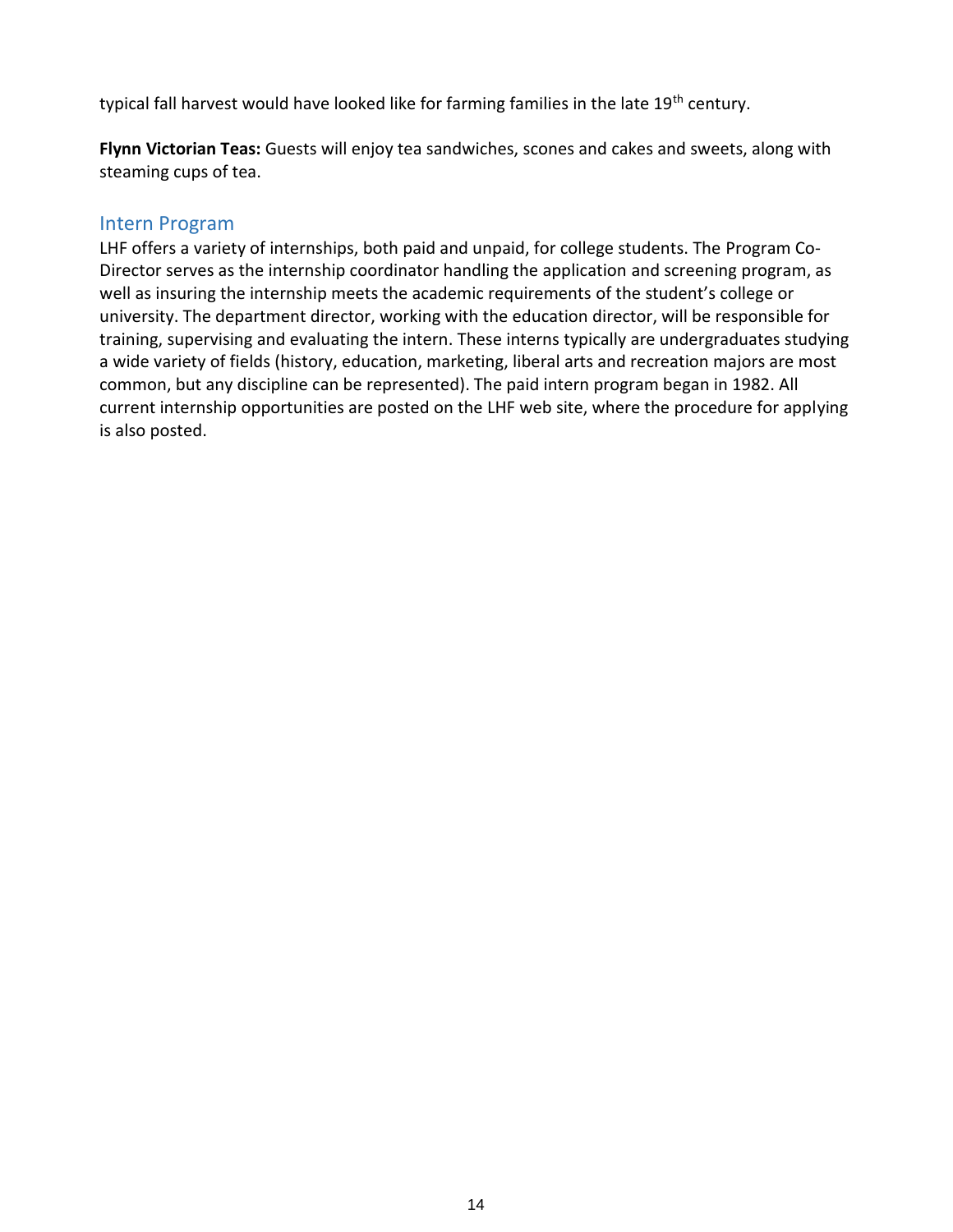typical fall harvest would have looked like for farming families in the late 19th century.

**Flynn Victorian Teas:** Guests will enjoy tea sandwiches, scones and cakes and sweets, along with steaming cups of tea.

## Intern Program

LHF offers a variety of internships, both paid and unpaid, for college students. The Program Co-Director serves as the internship coordinator handling the application and screening program, as well as insuring the internship meets the academic requirements of the student's college or university. The department director, working with the education director, will be responsible for training, supervising and evaluating the intern. These interns typically are undergraduates studying a wide variety of fields (history, education, marketing, liberal arts and recreation majors are most common, but any discipline can be represented). The paid intern program began in 1982. All current internship opportunities are posted on the LHF web site, where the procedure for applying is also posted.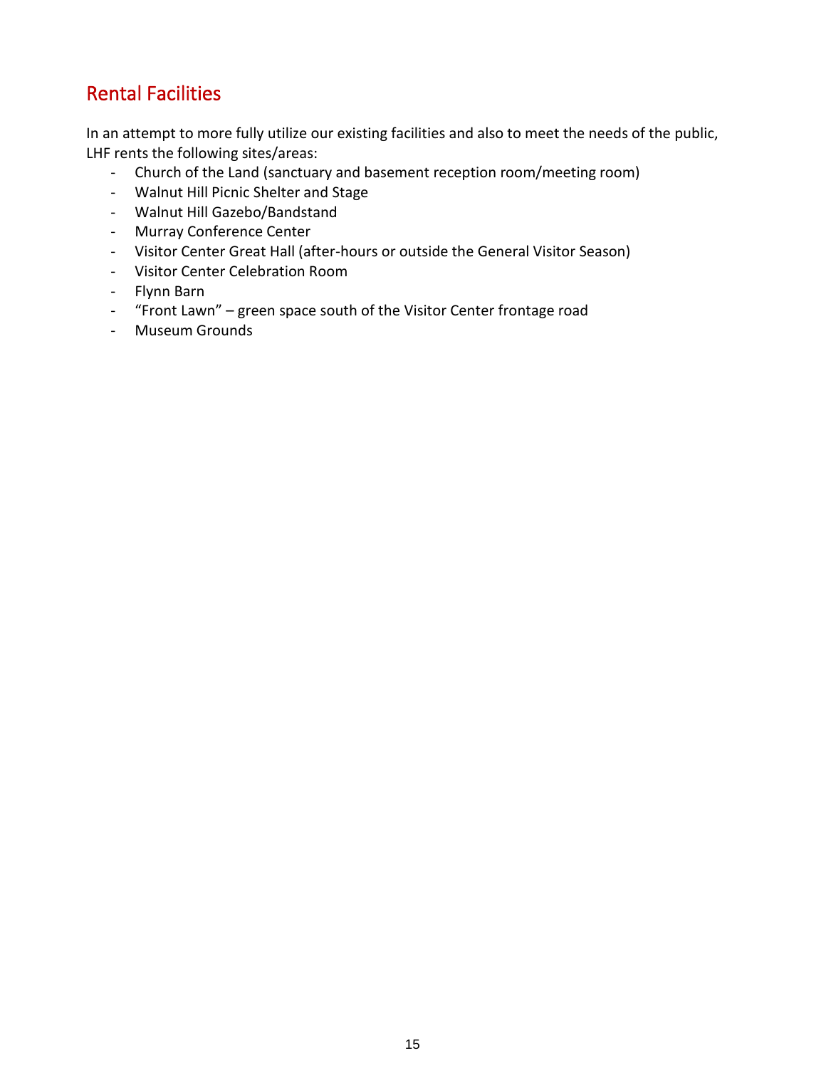## Rental Facilities

In an attempt to more fully utilize our existing facilities and also to meet the needs of the public, LHF rents the following sites/areas:

- Church of the Land (sanctuary and basement reception room/meeting room)
- Walnut Hill Picnic Shelter and Stage
- Walnut Hill Gazebo/Bandstand
- Murray Conference Center
- Visitor Center Great Hall (after-hours or outside the General Visitor Season)
- Visitor Center Celebration Room
- Flynn Barn
- "Front Lawn" – green space south of the Visitor Center frontage road
- Museum Grounds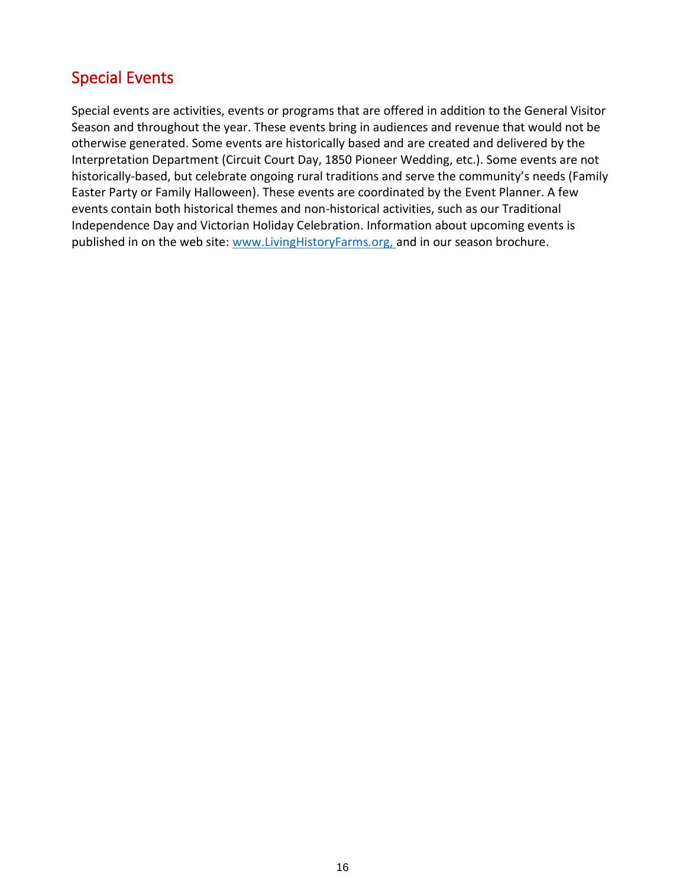## Special Events

Special events are activities, events or programs that are offered in addition to the General Visitor Season and throughout the year. These events bring in audiences and revenue that would not be otherwise generated. Some events are historically based and are created and delivered by the Interpretation Department (Circuit Court Day, 1850 Pioneer Wedding, etc.). Some events are not historically-based, but celebrate ongoing rural traditions and serve the community's needs (Family Easter Party or Family Halloween). These events are coordinated by the Event Planner. A few events contain both historical themes and non-historical activities, such as our Traditional Independence Day and Victorian Holiday Celebration. Information about upcoming events is published in on the web site: [www.LivingHistoryFarms.org,](http://www.LivingHistoryFarms.org) and in our season brochure.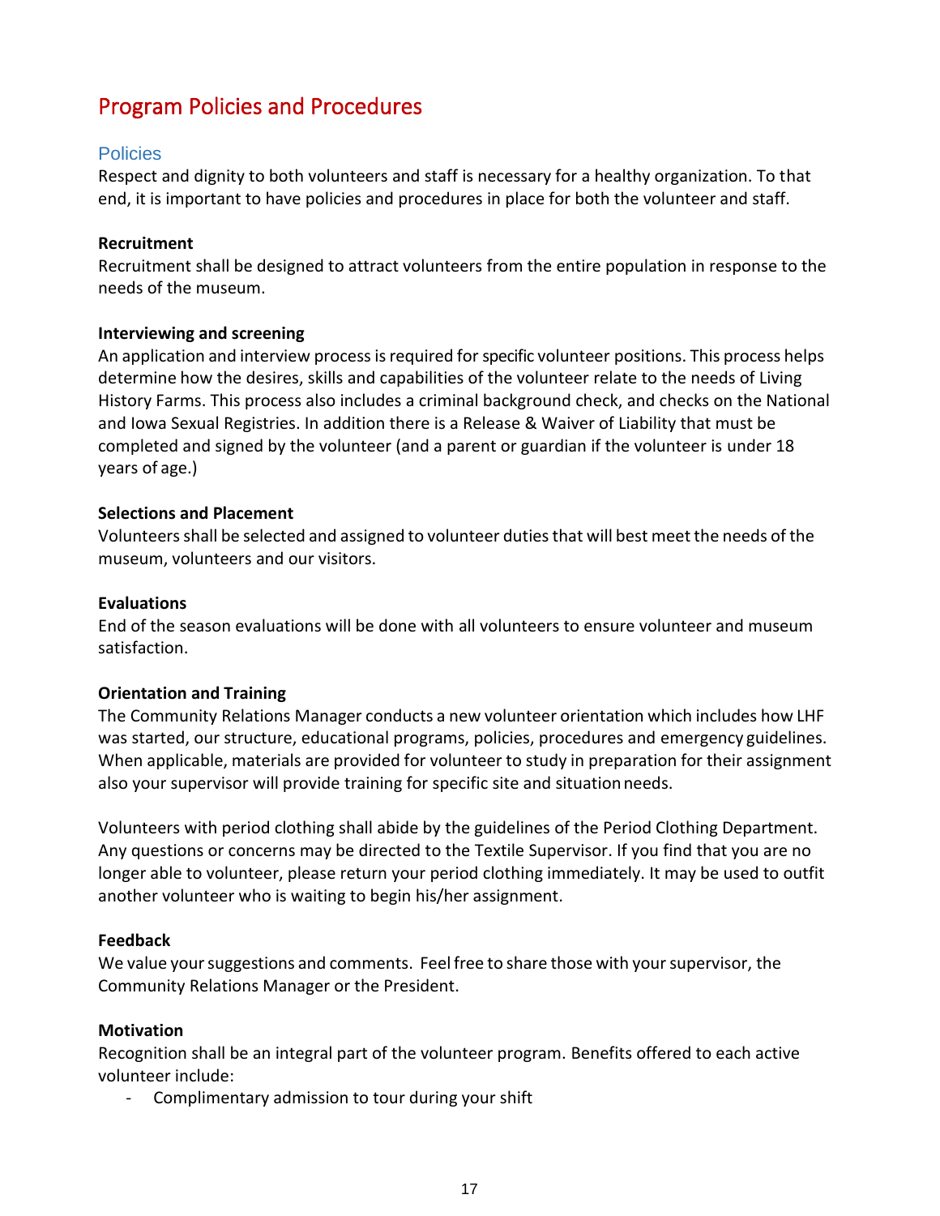# Program Policies and Procedures

## Policies

Respect and dignity to both volunteers and staff is necessary for a healthy organization. To that end, it is important to have policies and procedures in place for both the volunteer and staff.

**Recruitment**

Recruitment shall be designed to attract volunteers from the entire population in response to the needs of the museum.

**Interviewing and screening**

An application and interview process is required for specific volunteer positions. This process helps determine how the desires, skills and capabilities of the volunteer relate to the needs of Living History Farms. This process also includes a criminal background check, and checks on the National and Iowa Sexual Registries. In addition there is a Release & Waiver of Liability that must be completed and signed by the volunteer (and a parent or guardian if the volunteer is under 18 years of age.)

**Selections and Placement**

Volunteers shall be selected and assigned to volunteer duties that will best meet the needs of the museum, volunteers and our visitors.

**Evaluations**

End of the season evaluations will be done with all volunteers to ensure volunteer and museum satisfaction.

**Orientation and Training**

The Community Relations Manager conducts a new volunteer orientation which includes how LHF was started, our structure, educational programs, policies, procedures and emergency guidelines. When applicable, materials are provided for volunteer to study in preparation for their assignment also your supervisor will provide training for specific site and situation needs.

Volunteers with period clothing shall abide by the guidelines of the Period Clothing Department. Any questions or concerns may be directed to the Textile Supervisor. If you find that you are no longer able to volunteer, please return your period clothing immediately. It may be used to outfit another volunteer who is waiting to begin his/her assignment.

**Feedback**

We value your suggestions and comments. Feel free to share those with your supervisor, the Community Relations Manager or the President.

**Motivation**

Recognition shall be an integral part of the volunteer program. Benefits offered to each active volunteer include:

- Complimentary admission to tour during your shift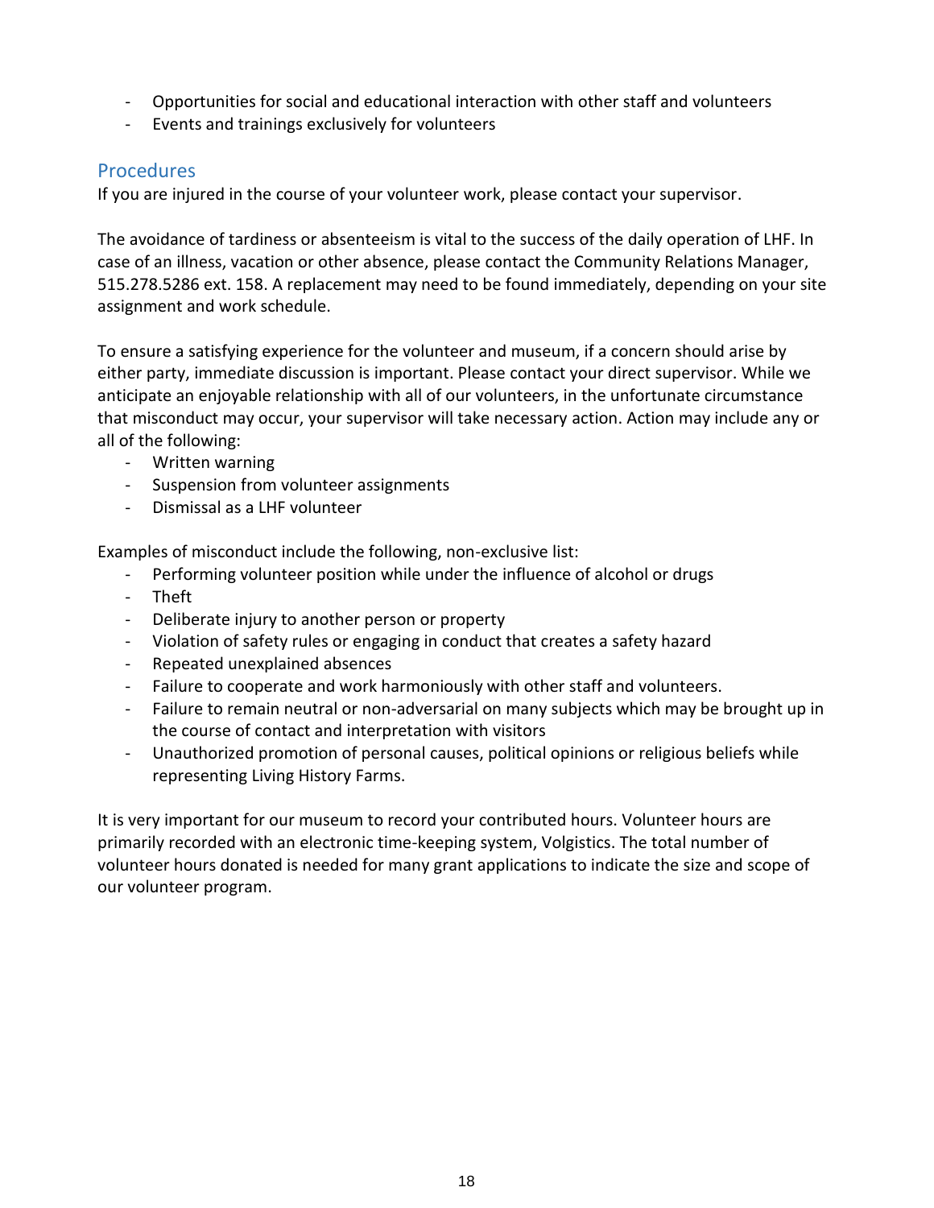- Opportunities for social and educational interaction with other staff and volunteers
- Events and trainings exclusively for volunteers

## Procedures

If you are injured in the course of your volunteer work, please contact your supervisor.

The avoidance of tardiness or absenteeism is vital to the success of the daily operation of LHF. In case of an illness, vacation or other absence, please contact the Community Relations Manager, 515.278.5286 ext. 158. A replacement may need to be found immediately, depending on your site assignment and work schedule.

To ensure a satisfying experience for the volunteer and museum, if a concern should arise by either party, immediate discussion is important. Please contact your direct supervisor. While we anticipate an enjoyable relationship with all of our volunteers, in the unfortunate circumstance that misconduct may occur, your supervisor will take necessary action. Action may include any or all of the following:

- Written warning
- Suspension from volunteer assignments
- Dismissal as a LHF volunteer

Examples of misconduct include the following, non-exclusive list:

- Performing volunteer position while under the influence of alcohol or drugs
- Theft
- Deliberate injury to another person or property
- Violation of safety rules or engaging in conduct that creates a safety hazard
- Repeated unexplained absences
- Failure to cooperate and work harmoniously with other staff and volunteers.
- Failure to remain neutral or non-adversarial on many subjects which may be brought up in the course of contact and interpretation with visitors
- Unauthorized promotion of personal causes, political opinions or religious beliefs while representing Living History Farms.

It is very important for our museum to record your contributed hours. Volunteer hours are primarily recorded with an electronic time-keeping system, Volgistics. The total number of volunteer hours donated is needed for many grant applications to indicate the size and scope of our volunteer program.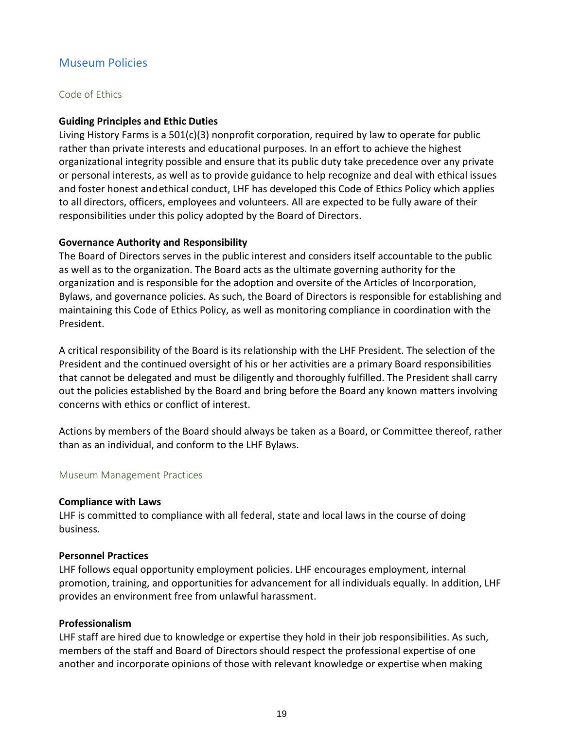## Museum Policies

### Code of Ethics

**Guiding Principles and Ethic Duties**
Living History Farms is a 501(c)(3) nonprofit corporation, required by law to operate for public rather than private interests and educational purposes. In an effort to achieve the highest organizational integrity possible and ensure that its public duty take precedence over any private or personal interests, as well as to provide guidance to help recognize and deal with ethical issues and foster honest andethical conduct, LHF has developed this Code of Ethics Policy which applies to all directors, officers, employees and volunteers. All are expected to be fully aware of their responsibilities under this policy adopted by the Board of Directors.

**Governance Authority and Responsibility**
The Board of Directors serves in the public interest and considers itself accountable to the public as well as to the organization. The Board acts as the ultimate governing authority for the organization and is responsible for the adoption and oversite of the Articles of Incorporation, Bylaws, and governance policies. As such, the Board of Directors is responsible for establishing and maintaining this Code of Ethics Policy, as well as monitoring compliance in coordination with the President.

A critical responsibility of the Board is its relationship with the LHF President. The selection of the President and the continued oversight of his or her activities are a primary Board responsibilities that cannot be delegated and must be diligently and thoroughly fulfilled. The President shall carry out the policies established by the Board and bring before the Board any known matters involving concerns with ethics or conflict of interest.

Actions by members of the Board should always be taken as a Board, or Committee thereof, rather than as an individual, and conform to the LHF Bylaws.

### Museum Management Practices

**Compliance with Laws**
LHF is committed to compliance with all federal, state and local laws in the course of doing business.

**Personnel Practices**
LHF follows equal opportunity employment policies. LHF encourages employment, internal promotion, training, and opportunities for advancement for all individuals equally. In addition, LHF provides an environment free from unlawful harassment.

**Professionalism**
LHF staff are hired due to knowledge or expertise they hold in their job responsibilities. As such, members of the staff and Board of Directors should respect the professional expertise of one another and incorporate opinions of those with relevant knowledge or expertise when making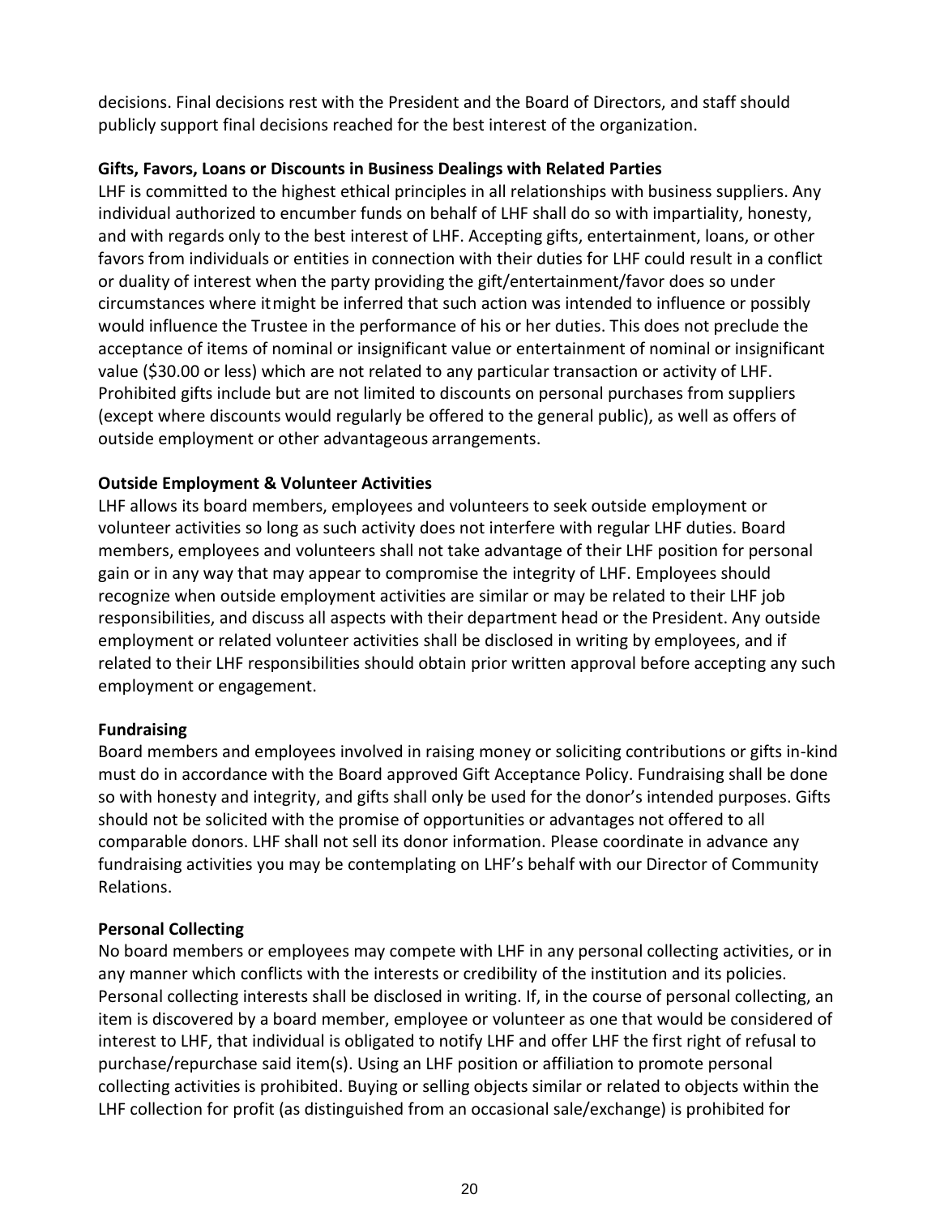decisions. Final decisions rest with the President and the Board of Directors, and staff should publicly support final decisions reached for the best interest of the organization.

**Gifts, Favors, Loans or Discounts in Business Dealings with Related Parties**

LHF is committed to the highest ethical principles in all relationships with business suppliers. Any individual authorized to encumber funds on behalf of LHF shall do so with impartiality, honesty, and with regards only to the best interest of LHF. Accepting gifts, entertainment, loans, or other favors from individuals or entities in connection with their duties for LHF could result in a conflict or duality of interest when the party providing the gift/entertainment/favor does so under circumstances where itmight be inferred that such action was intended to influence or possibly would influence the Trustee in the performance of his or her duties. This does not preclude the acceptance of items of nominal or insignificant value or entertainment of nominal or insignificant value ($30.00 or less) which are not related to any particular transaction or activity of LHF. Prohibited gifts include but are not limited to discounts on personal purchases from suppliers (except where discounts would regularly be offered to the general public), as well as offers of outside employment or other advantageous arrangements.

**Outside Employment & Volunteer Activities**

LHF allows its board members, employees and volunteers to seek outside employment or volunteer activities so long as such activity does not interfere with regular LHF duties. Board members, employees and volunteers shall not take advantage of their LHF position for personal gain or in any way that may appear to compromise the integrity of LHF. Employees should recognize when outside employment activities are similar or may be related to their LHF job responsibilities, and discuss all aspects with their department head or the President. Any outside employment or related volunteer activities shall be disclosed in writing by employees, and if related to their LHF responsibilities should obtain prior written approval before accepting any such employment or engagement.

**Fundraising**

Board members and employees involved in raising money or soliciting contributions or gifts in-kind must do in accordance with the Board approved Gift Acceptance Policy. Fundraising shall be done so with honesty and integrity, and gifts shall only be used for the donor's intended purposes. Gifts should not be solicited with the promise of opportunities or advantages not offered to all comparable donors. LHF shall not sell its donor information. Please coordinate in advance any fundraising activities you may be contemplating on LHF's behalf with our Director of Community Relations.

**Personal Collecting**

No board members or employees may compete with LHF in any personal collecting activities, or in any manner which conflicts with the interests or credibility of the institution and its policies. Personal collecting interests shall be disclosed in writing. If, in the course of personal collecting, an item is discovered by a board member, employee or volunteer as one that would be considered of interest to LHF, that individual is obligated to notify LHF and offer LHF the first right of refusal to purchase/repurchase said item(s). Using an LHF position or affiliation to promote personal collecting activities is prohibited. Buying or selling objects similar or related to objects within the LHF collection for profit (as distinguished from an occasional sale/exchange) is prohibited for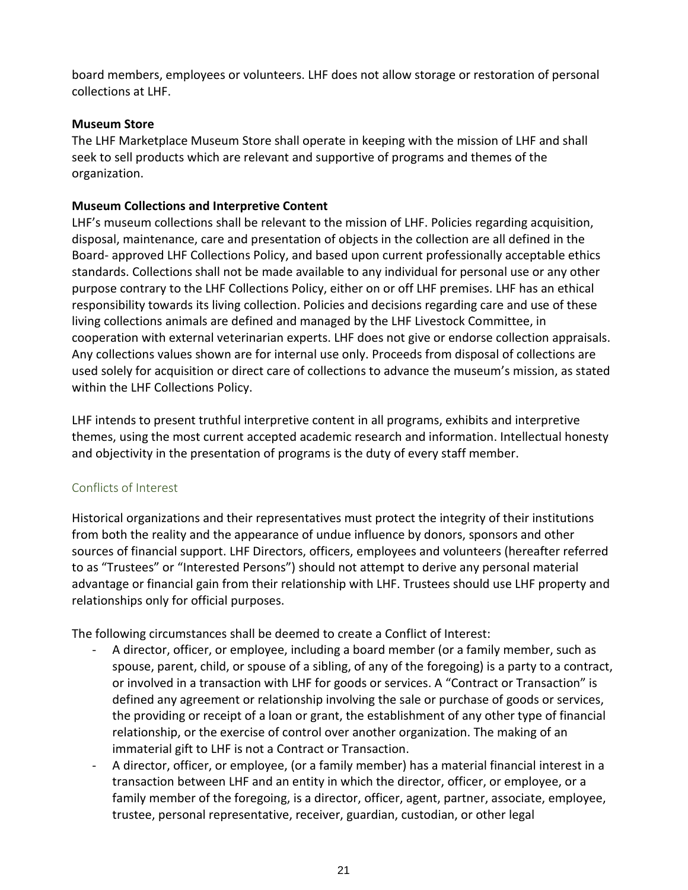board members, employees or volunteers. LHF does not allow storage or restoration of personal collections at LHF.

**Museum Store**

The LHF Marketplace Museum Store shall operate in keeping with the mission of LHF and shall seek to sell products which are relevant and supportive of programs and themes of the organization.

**Museum Collections and Interpretive Content**

LHF's museum collections shall be relevant to the mission of LHF. Policies regarding acquisition, disposal, maintenance, care and presentation of objects in the collection are all defined in the Board- approved LHF Collections Policy, and based upon current professionally acceptable ethics standards. Collections shall not be made available to any individual for personal use or any other purpose contrary to the LHF Collections Policy, either on or off LHF premises. LHF has an ethical responsibility towards its living collection. Policies and decisions regarding care and use of these living collections animals are defined and managed by the LHF Livestock Committee, in cooperation with external veterinarian experts. LHF does not give or endorse collection appraisals. Any collections values shown are for internal use only. Proceeds from disposal of collections are used solely for acquisition or direct care of collections to advance the museum's mission, as stated within the LHF Collections Policy.

LHF intends to present truthful interpretive content in all programs, exhibits and interpretive themes, using the most current accepted academic research and information. Intellectual honesty and objectivity in the presentation of programs is the duty of every staff member.

## Conflicts of Interest

Historical organizations and their representatives must protect the integrity of their institutions from both the reality and the appearance of undue influence by donors, sponsors and other sources of financial support. LHF Directors, officers, employees and volunteers (hereafter referred to as "Trustees" or "Interested Persons") should not attempt to derive any personal material advantage or financial gain from their relationship with LHF. Trustees should use LHF property and relationships only for official purposes.

The following circumstances shall be deemed to create a Conflict of Interest:

- A director, officer, or employee, including a board member (or a family member, such as spouse, parent, child, or spouse of a sibling, of any of the foregoing) is a party to a contract, or involved in a transaction with LHF for goods or services. A "Contract or Transaction" is defined any agreement or relationship involving the sale or purchase of goods or services, the providing or receipt of a loan or grant, the establishment of any other type of financial relationship, or the exercise of control over another organization. The making of an immaterial gift to LHF is not a Contract or Transaction.
- A director, officer, or employee, (or a family member) has a material financial interest in a transaction between LHF and an entity in which the director, officer, or employee, or a family member of the foregoing, is a director, officer, agent, partner, associate, employee, trustee, personal representative, receiver, guardian, custodian, or other legal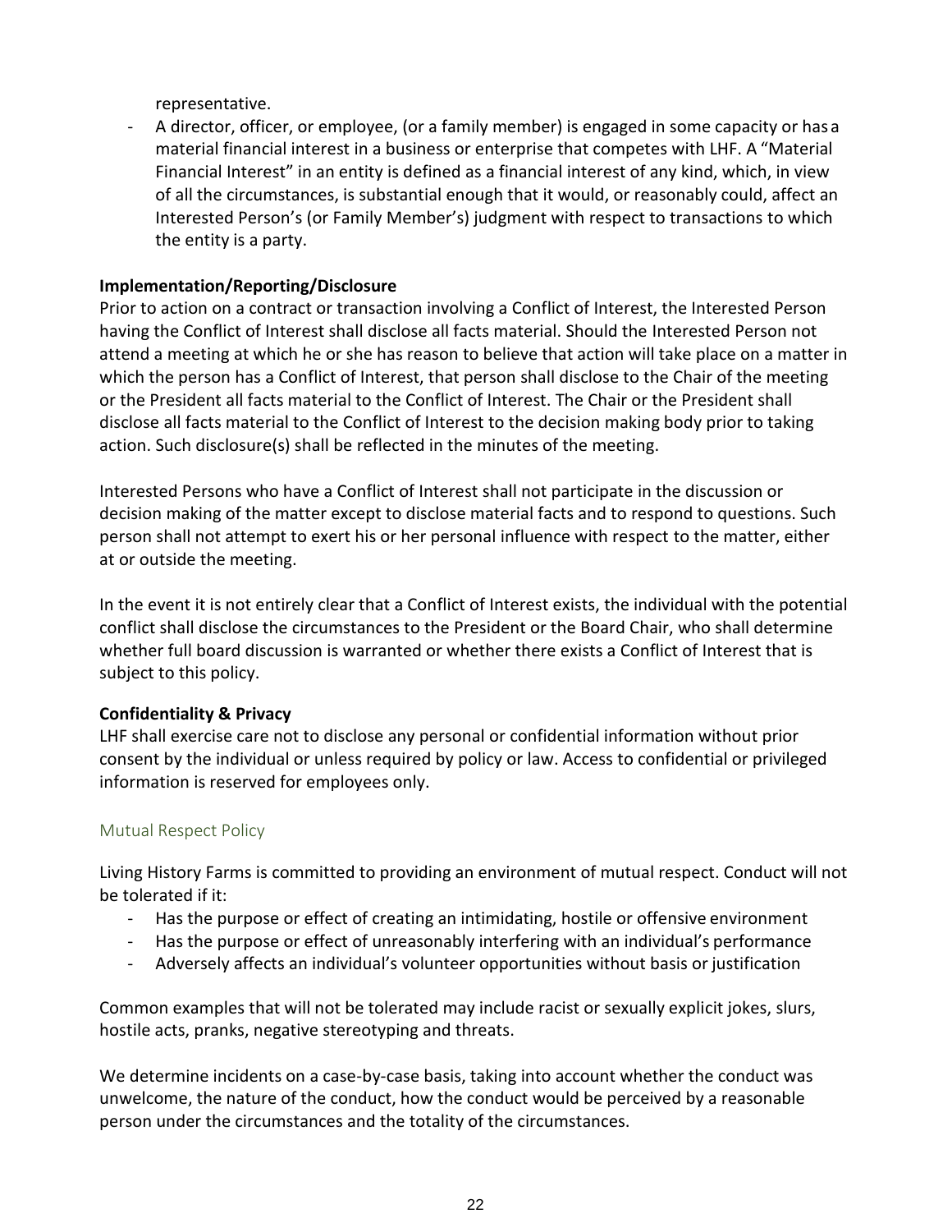representative.

- A director, officer, or employee, (or a family member) is engaged in some capacity or has a material financial interest in a business or enterprise that competes with LHF. A "Material Financial Interest" in an entity is defined as a financial interest of any kind, which, in view of all the circumstances, is substantial enough that it would, or reasonably could, affect an Interested Person's (or Family Member's) judgment with respect to transactions to which the entity is a party.

**Implementation/Reporting/Disclosure**

Prior to action on a contract or transaction involving a Conflict of Interest, the Interested Person having the Conflict of Interest shall disclose all facts material. Should the Interested Person not attend a meeting at which he or she has reason to believe that action will take place on a matter in which the person has a Conflict of Interest, that person shall disclose to the Chair of the meeting or the President all facts material to the Conflict of Interest. The Chair or the President shall disclose all facts material to the Conflict of Interest to the decision making body prior to taking action. Such disclosure(s) shall be reflected in the minutes of the meeting.

Interested Persons who have a Conflict of Interest shall not participate in the discussion or decision making of the matter except to disclose material facts and to respond to questions. Such person shall not attempt to exert his or her personal influence with respect to the matter, either at or outside the meeting.

In the event it is not entirely clear that a Conflict of Interest exists, the individual with the potential conflict shall disclose the circumstances to the President or the Board Chair, who shall determine whether full board discussion is warranted or whether there exists a Conflict of Interest that is subject to this policy.

**Confidentiality & Privacy**

LHF shall exercise care not to disclose any personal or confidential information without prior consent by the individual or unless required by policy or law. Access to confidential or privileged information is reserved for employees only.

## Mutual Respect Policy

Living History Farms is committed to providing an environment of mutual respect. Conduct will not be tolerated if it:

- Has the purpose or effect of creating an intimidating, hostile or offensive environment
- Has the purpose or effect of unreasonably interfering with an individual's performance
- Adversely affects an individual's volunteer opportunities without basis or justification

Common examples that will not be tolerated may include racist or sexually explicit jokes, slurs, hostile acts, pranks, negative stereotyping and threats.

We determine incidents on a case-by-case basis, taking into account whether the conduct was unwelcome, the nature of the conduct, how the conduct would be perceived by a reasonable person under the circumstances and the totality of the circumstances.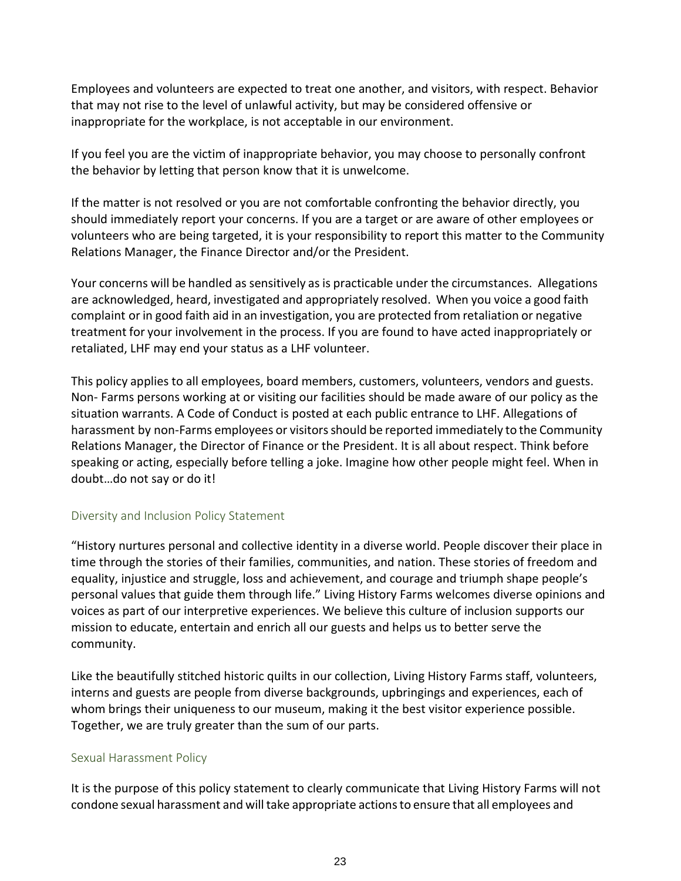Employees and volunteers are expected to treat one another, and visitors, with respect. Behavior that may not rise to the level of unlawful activity, but may be considered offensive or inappropriate for the workplace, is not acceptable in our environment.

If you feel you are the victim of inappropriate behavior, you may choose to personally confront the behavior by letting that person know that it is unwelcome.

If the matter is not resolved or you are not comfortable confronting the behavior directly, you should immediately report your concerns. If you are a target or are aware of other employees or volunteers who are being targeted, it is your responsibility to report this matter to the Community Relations Manager, the Finance Director and/or the President.

Your concerns will be handled as sensitively as is practicable under the circumstances. Allegations are acknowledged, heard, investigated and appropriately resolved. When you voice a good faith complaint or in good faith aid in an investigation, you are protected from retaliation or negative treatment for your involvement in the process. If you are found to have acted inappropriately or retaliated, LHF may end your status as a LHF volunteer.

This policy applies to all employees, board members, customers, volunteers, vendors and guests. Non- Farms persons working at or visiting our facilities should be made aware of our policy as the situation warrants. A Code of Conduct is posted at each public entrance to LHF. Allegations of harassment by non-Farms employees or visitors should be reported immediately to the Community Relations Manager, the Director of Finance or the President. It is all about respect. Think before speaking or acting, especially before telling a joke. Imagine how other people might feel. When in doubt…do not say or do it!

## Diversity and Inclusion Policy Statement

"History nurtures personal and collective identity in a diverse world. People discover their place in time through the stories of their families, communities, and nation. These stories of freedom and equality, injustice and struggle, loss and achievement, and courage and triumph shape people's personal values that guide them through life." Living History Farms welcomes diverse opinions and voices as part of our interpretive experiences. We believe this culture of inclusion supports our mission to educate, entertain and enrich all our guests and helps us to better serve the community.

Like the beautifully stitched historic quilts in our collection, Living History Farms staff, volunteers, interns and guests are people from diverse backgrounds, upbringings and experiences, each of whom brings their uniqueness to our museum, making it the best visitor experience possible. Together, we are truly greater than the sum of our parts.

## Sexual Harassment Policy

It is the purpose of this policy statement to clearly communicate that Living History Farms will not condone sexual harassment and will take appropriate actions to ensure that all employees and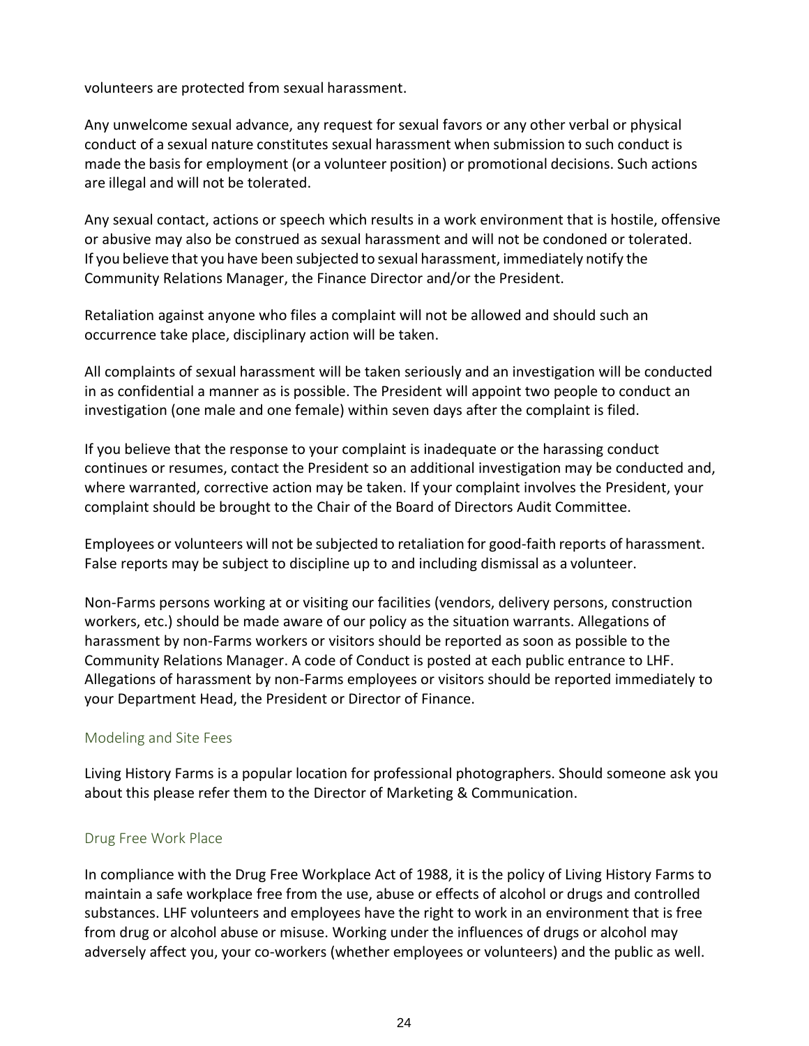volunteers are protected from sexual harassment.

Any unwelcome sexual advance, any request for sexual favors or any other verbal or physical conduct of a sexual nature constitutes sexual harassment when submission to such conduct is made the basis for employment (or a volunteer position) or promotional decisions. Such actions are illegal and will not be tolerated.

Any sexual contact, actions or speech which results in a work environment that is hostile, offensive or abusive may also be construed as sexual harassment and will not be condoned or tolerated. If you believe that you have been subjected to sexual harassment, immediately notify the Community Relations Manager, the Finance Director and/or the President.

Retaliation against anyone who files a complaint will not be allowed and should such an occurrence take place, disciplinary action will be taken.

All complaints of sexual harassment will be taken seriously and an investigation will be conducted in as confidential a manner as is possible. The President will appoint two people to conduct an investigation (one male and one female) within seven days after the complaint is filed.

If you believe that the response to your complaint is inadequate or the harassing conduct continues or resumes, contact the President so an additional investigation may be conducted and, where warranted, corrective action may be taken. If your complaint involves the President, your complaint should be brought to the Chair of the Board of Directors Audit Committee.

Employees or volunteers will not be subjected to retaliation for good-faith reports of harassment. False reports may be subject to discipline up to and including dismissal as a volunteer.

Non-Farms persons working at or visiting our facilities (vendors, delivery persons, construction workers, etc.) should be made aware of our policy as the situation warrants. Allegations of harassment by non-Farms workers or visitors should be reported as soon as possible to the Community Relations Manager. A code of Conduct is posted at each public entrance to LHF. Allegations of harassment by non-Farms employees or visitors should be reported immediately to your Department Head, the President or Director of Finance.

## Modeling and Site Fees

Living History Farms is a popular location for professional photographers. Should someone ask you about this please refer them to the Director of Marketing & Communication.

## Drug Free Work Place

In compliance with the Drug Free Workplace Act of 1988, it is the policy of Living History Farms to maintain a safe workplace free from the use, abuse or effects of alcohol or drugs and controlled substances. LHF volunteers and employees have the right to work in an environment that is free from drug or alcohol abuse or misuse. Working under the influences of drugs or alcohol may adversely affect you, your co-workers (whether employees or volunteers) and the public as well.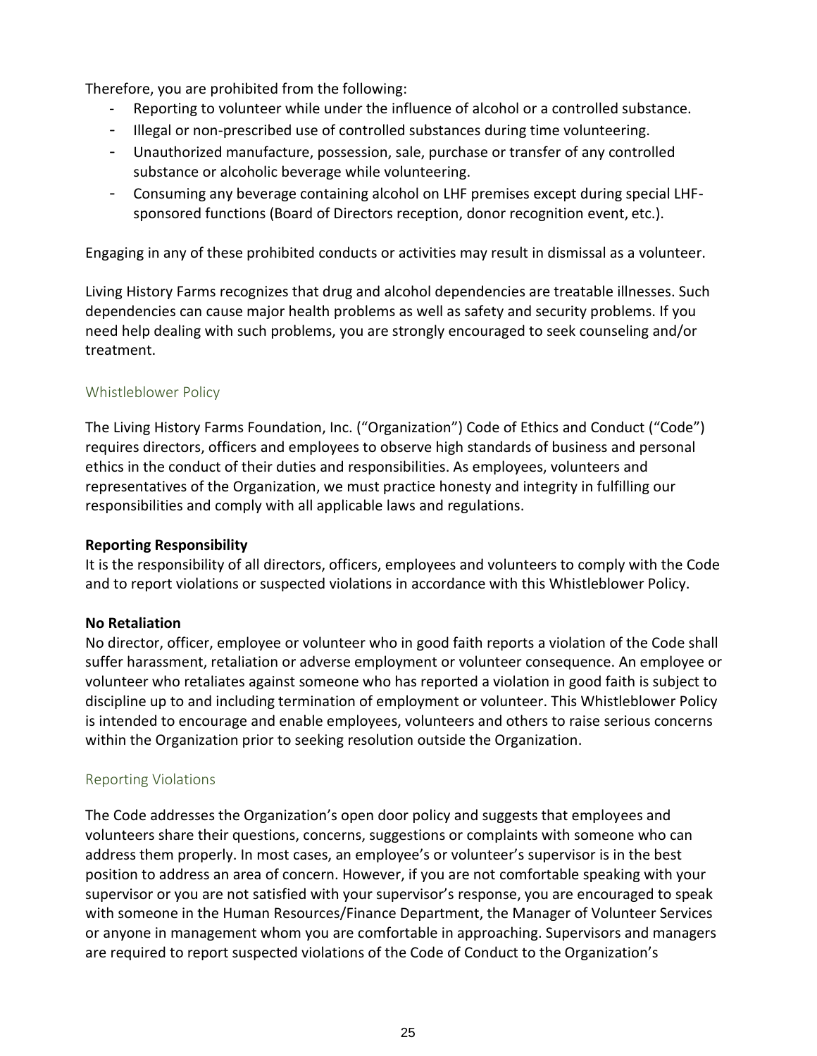Therefore, you are prohibited from the following:

- Reporting to volunteer while under the influence of alcohol or a controlled substance.
- Illegal or non-prescribed use of controlled substances during time volunteering.
- Unauthorized manufacture, possession, sale, purchase or transfer of any controlled substance or alcoholic beverage while volunteering.
- Consuming any beverage containing alcohol on LHF premises except during special LHF-sponsored functions (Board of Directors reception, donor recognition event, etc.).

Engaging in any of these prohibited conducts or activities may result in dismissal as a volunteer.

Living History Farms recognizes that drug and alcohol dependencies are treatable illnesses. Such dependencies can cause major health problems as well as safety and security problems. If you need help dealing with such problems, you are strongly encouraged to seek counseling and/or treatment.

## Whistleblower Policy

The Living History Farms Foundation, Inc. ("Organization") Code of Ethics and Conduct ("Code") requires directors, officers and employees to observe high standards of business and personal ethics in the conduct of their duties and responsibilities. As employees, volunteers and representatives of the Organization, we must practice honesty and integrity in fulfilling our responsibilities and comply with all applicable laws and regulations.

**Reporting Responsibility**
It is the responsibility of all directors, officers, employees and volunteers to comply with the Code and to report violations or suspected violations in accordance with this Whistleblower Policy.

**No Retaliation**
No director, officer, employee or volunteer who in good faith reports a violation of the Code shall suffer harassment, retaliation or adverse employment or volunteer consequence. An employee or volunteer who retaliates against someone who has reported a violation in good faith is subject to discipline up to and including termination of employment or volunteer. This Whistleblower Policy is intended to encourage and enable employees, volunteers and others to raise serious concerns within the Organization prior to seeking resolution outside the Organization.

## Reporting Violations

The Code addresses the Organization's open door policy and suggests that employees and volunteers share their questions, concerns, suggestions or complaints with someone who can address them properly. In most cases, an employee's or volunteer's supervisor is in the best position to address an area of concern. However, if you are not comfortable speaking with your supervisor or you are not satisfied with your supervisor's response, you are encouraged to speak with someone in the Human Resources/Finance Department, the Manager of Volunteer Services or anyone in management whom you are comfortable in approaching. Supervisors and managers are required to report suspected violations of the Code of Conduct to the Organization's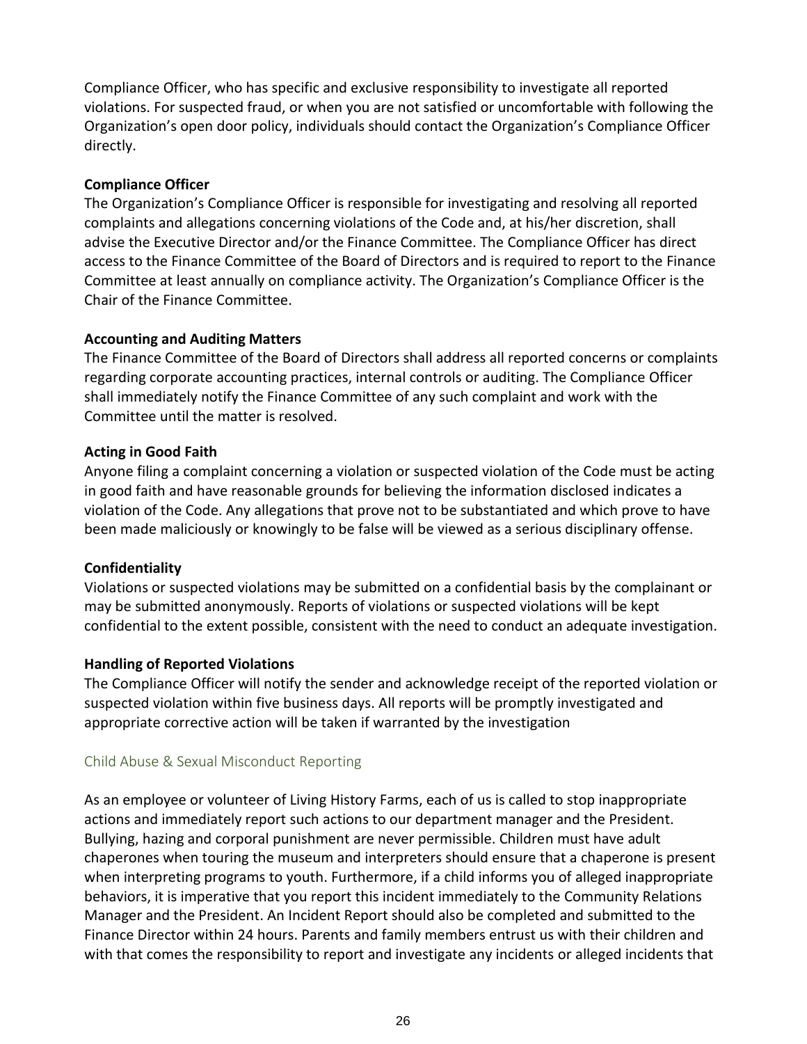Compliance Officer, who has specific and exclusive responsibility to investigate all reported violations. For suspected fraud, or when you are not satisfied or uncomfortable with following the Organization's open door policy, individuals should contact the Organization's Compliance Officer directly.

**Compliance Officer**

The Organization's Compliance Officer is responsible for investigating and resolving all reported complaints and allegations concerning violations of the Code and, at his/her discretion, shall advise the Executive Director and/or the Finance Committee. The Compliance Officer has direct access to the Finance Committee of the Board of Directors and is required to report to the Finance Committee at least annually on compliance activity. The Organization's Compliance Officer is the Chair of the Finance Committee.

**Accounting and Auditing Matters**

The Finance Committee of the Board of Directors shall address all reported concerns or complaints regarding corporate accounting practices, internal controls or auditing. The Compliance Officer shall immediately notify the Finance Committee of any such complaint and work with the Committee until the matter is resolved.

**Acting in Good Faith**

Anyone filing a complaint concerning a violation or suspected violation of the Code must be acting in good faith and have reasonable grounds for believing the information disclosed indicates a violation of the Code. Any allegations that prove not to be substantiated and which prove to have been made maliciously or knowingly to be false will be viewed as a serious disciplinary offense.

**Confidentiality**

Violations or suspected violations may be submitted on a confidential basis by the complainant or may be submitted anonymously. Reports of violations or suspected violations will be kept confidential to the extent possible, consistent with the need to conduct an adequate investigation.

**Handling of Reported Violations**

The Compliance Officer will notify the sender and acknowledge receipt of the reported violation or suspected violation within five business days. All reports will be promptly investigated and appropriate corrective action will be taken if warranted by the investigation

## Child Abuse & Sexual Misconduct Reporting

As an employee or volunteer of Living History Farms, each of us is called to stop inappropriate actions and immediately report such actions to our department manager and the President. Bullying, hazing and corporal punishment are never permissible. Children must have adult chaperones when touring the museum and interpreters should ensure that a chaperone is present when interpreting programs to youth. Furthermore, if a child informs you of alleged inappropriate behaviors, it is imperative that you report this incident immediately to the Community Relations Manager and the President. An Incident Report should also be completed and submitted to the Finance Director within 24 hours. Parents and family members entrust us with their children and with that comes the responsibility to report and investigate any incidents or alleged incidents that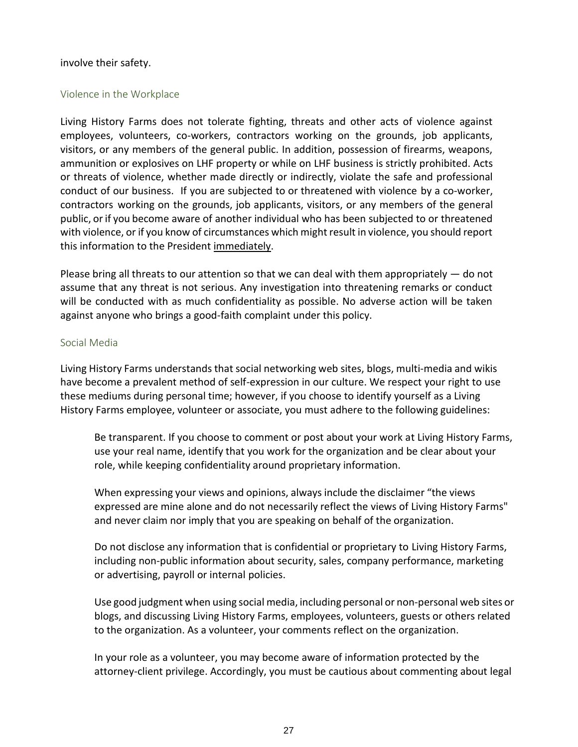involve their safety.

## Violence in the Workplace

Living History Farms does not tolerate fighting, threats and other acts of violence against employees, volunteers, co-workers, contractors working on the grounds, job applicants, visitors, or any members of the general public. In addition, possession of firearms, weapons, ammunition or explosives on LHF property or while on LHF business is strictly prohibited. Acts or threats of violence, whether made directly or indirectly, violate the safe and professional conduct of our business. If you are subjected to or threatened with violence by a co-worker, contractors working on the grounds, job applicants, visitors, or any members of the general public, or if you become aware of another individual who has been subjected to or threatened with violence, or if you know of circumstances which might result in violence, you should report this information to the President <u>immediately</u>.

Please bring all threats to our attention so that we can deal with them appropriately — do not assume that any threat is not serious. Any investigation into threatening remarks or conduct will be conducted with as much confidentiality as possible. No adverse action will be taken against anyone who brings a good-faith complaint under this policy.

## Social Media

Living History Farms understands that social networking web sites, blogs, multi-media and wikis have become a prevalent method of self-expression in our culture. We respect your right to use these mediums during personal time; however, if you choose to identify yourself as a Living History Farms employee, volunteer or associate, you must adhere to the following guidelines:

> Be transparent. If you choose to comment or post about your work at Living History Farms, use your real name, identify that you work for the organization and be clear about your role, while keeping confidentiality around proprietary information.
>
> When expressing your views and opinions, always include the disclaimer "the views expressed are mine alone and do not necessarily reflect the views of Living History Farms" and never claim nor imply that you are speaking on behalf of the organization.
>
> Do not disclose any information that is confidential or proprietary to Living History Farms, including non-public information about security, sales, company performance, marketing or advertising, payroll or internal policies.
>
> Use good judgment when using social media, including personal or non-personal web sites or blogs, and discussing Living History Farms, employees, volunteers, guests or others related to the organization. As a volunteer, your comments reflect on the organization.
>
> In your role as a volunteer, you may become aware of information protected by the attorney-client privilege. Accordingly, you must be cautious about commenting about legal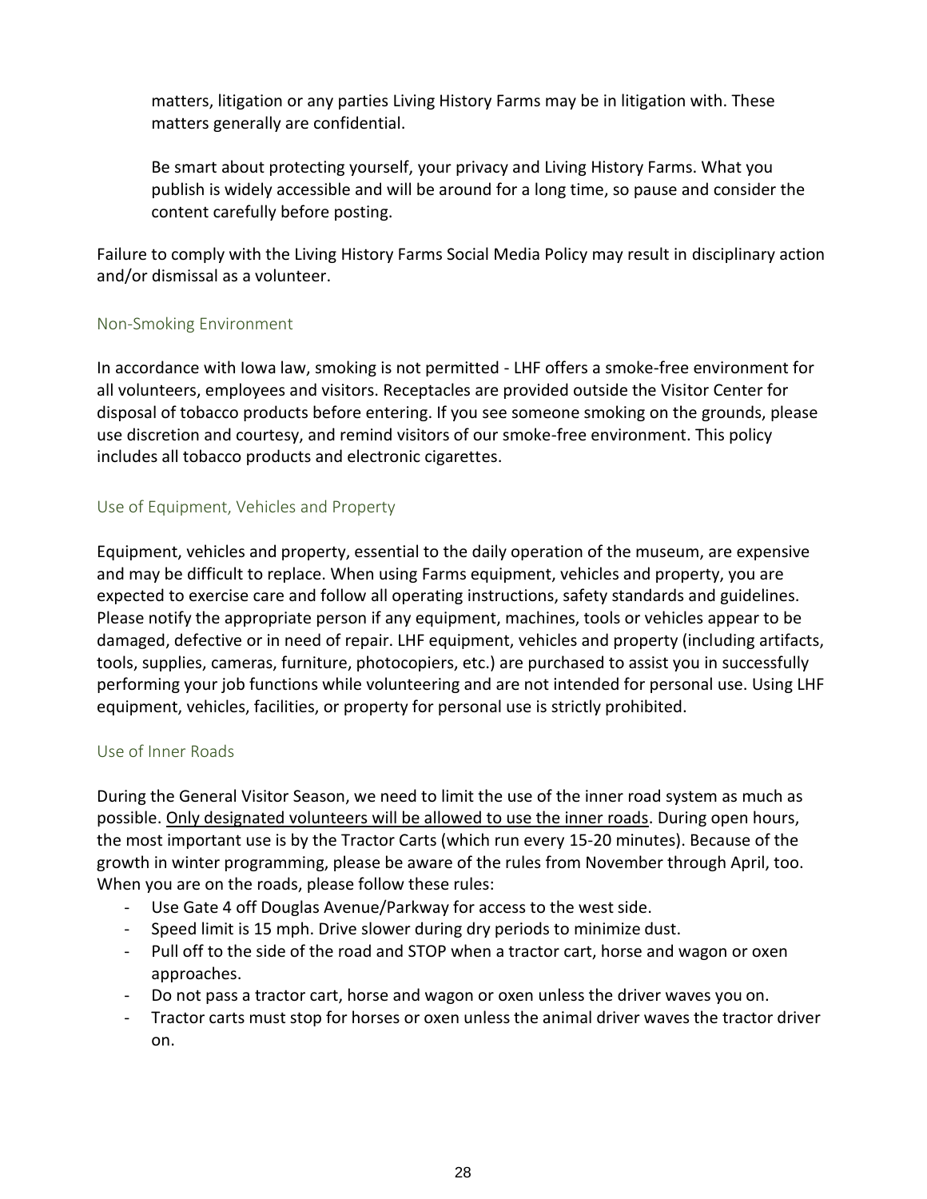matters, litigation or any parties Living History Farms may be in litigation with. These matters generally are confidential.

Be smart about protecting yourself, your privacy and Living History Farms. What you publish is widely accessible and will be around for a long time, so pause and consider the content carefully before posting.

Failure to comply with the Living History Farms Social Media Policy may result in disciplinary action and/or dismissal as a volunteer.

### Non-Smoking Environment

In accordance with Iowa law, smoking is not permitted - LHF offers a smoke-free environment for all volunteers, employees and visitors. Receptacles are provided outside the Visitor Center for disposal of tobacco products before entering. If you see someone smoking on the grounds, please use discretion and courtesy, and remind visitors of our smoke-free environment. This policy includes all tobacco products and electronic cigarettes.

### Use of Equipment, Vehicles and Property

Equipment, vehicles and property, essential to the daily operation of the museum, are expensive and may be difficult to replace. When using Farms equipment, vehicles and property, you are expected to exercise care and follow all operating instructions, safety standards and guidelines. Please notify the appropriate person if any equipment, machines, tools or vehicles appear to be damaged, defective or in need of repair. LHF equipment, vehicles and property (including artifacts, tools, supplies, cameras, furniture, photocopiers, etc.) are purchased to assist you in successfully performing your job functions while volunteering and are not intended for personal use. Using LHF equipment, vehicles, facilities, or property for personal use is strictly prohibited.

### Use of Inner Roads

During the General Visitor Season, we need to limit the use of the inner road system as much as possible. <u>Only designated volunteers will be allowed to use the inner roads</u>. During open hours, the most important use is by the Tractor Carts (which run every 15-20 minutes). Because of the growth in winter programming, please be aware of the rules from November through April, too. When you are on the roads, please follow these rules:

- Use Gate 4 off Douglas Avenue/Parkway for access to the west side.
- Speed limit is 15 mph. Drive slower during dry periods to minimize dust.
- Pull off to the side of the road and STOP when a tractor cart, horse and wagon or oxen approaches.
- Do not pass a tractor cart, horse and wagon or oxen unless the driver waves you on.
- Tractor carts must stop for horses or oxen unless the animal driver waves the tractor driver on.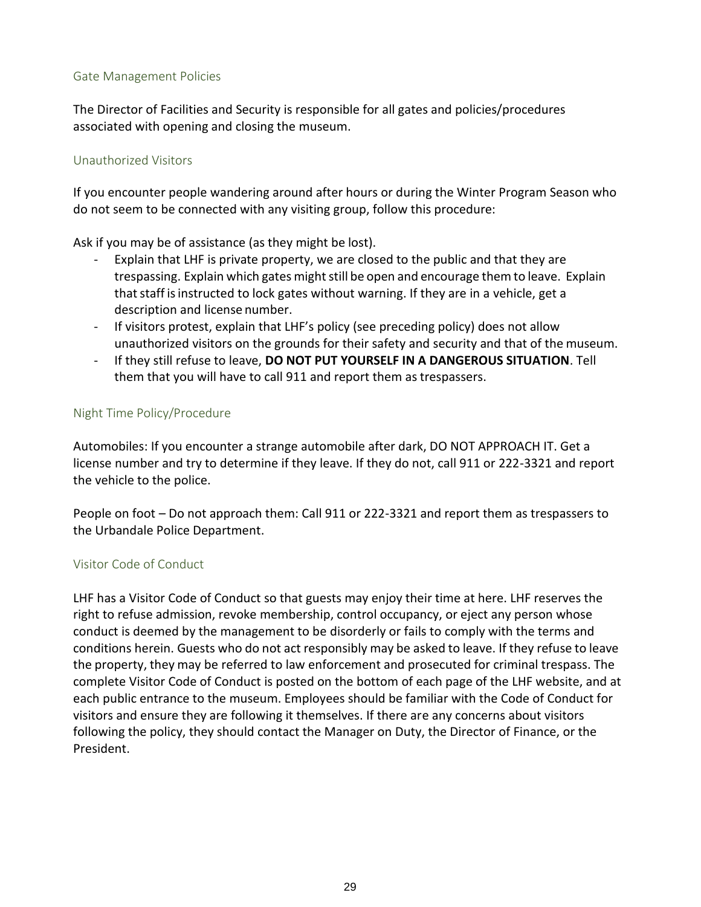## Gate Management Policies

The Director of Facilities and Security is responsible for all gates and policies/procedures associated with opening and closing the museum.

## Unauthorized Visitors

If you encounter people wandering around after hours or during the Winter Program Season who do not seem to be connected with any visiting group, follow this procedure:

Ask if you may be of assistance (as they might be lost).

- Explain that LHF is private property, we are closed to the public and that they are trespassing. Explain which gates might still be open and encourage them to leave. Explain that staff is instructed to lock gates without warning. If they are in a vehicle, get a description and license number.
- If visitors protest, explain that LHF's policy (see preceding policy) does not allow unauthorized visitors on the grounds for their safety and security and that of the museum.
- If they still refuse to leave, **DO NOT PUT YOURSELF IN A DANGEROUS SITUATION**. Tell them that you will have to call 911 and report them as trespassers.

## Night Time Policy/Procedure

Automobiles: If you encounter a strange automobile after dark, DO NOT APPROACH IT. Get a license number and try to determine if they leave. If they do not, call 911 or 222-3321 and report the vehicle to the police.

People on foot – Do not approach them: Call 911 or 222-3321 and report them as trespassers to the Urbandale Police Department.

## Visitor Code of Conduct

LHF has a Visitor Code of Conduct so that guests may enjoy their time at here. LHF reserves the right to refuse admission, revoke membership, control occupancy, or eject any person whose conduct is deemed by the management to be disorderly or fails to comply with the terms and conditions herein. Guests who do not act responsibly may be asked to leave. If they refuse to leave the property, they may be referred to law enforcement and prosecuted for criminal trespass. The complete Visitor Code of Conduct is posted on the bottom of each page of the LHF website, and at each public entrance to the museum. Employees should be familiar with the Code of Conduct for visitors and ensure they are following it themselves. If there are any concerns about visitors following the policy, they should contact the Manager on Duty, the Director of Finance, or the President.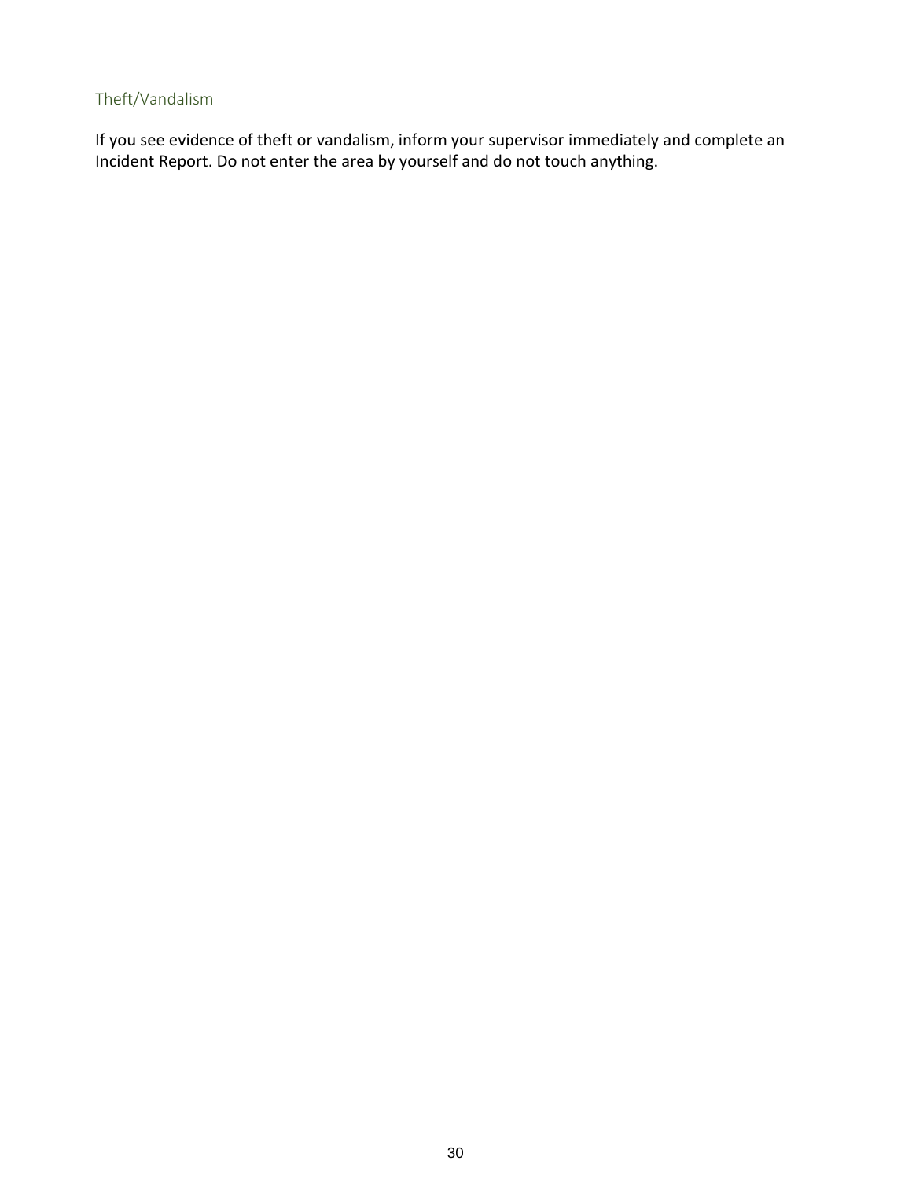### Theft/Vandalism

If you see evidence of theft or vandalism, inform your supervisor immediately and complete an Incident Report. Do not enter the area by yourself and do not touch anything.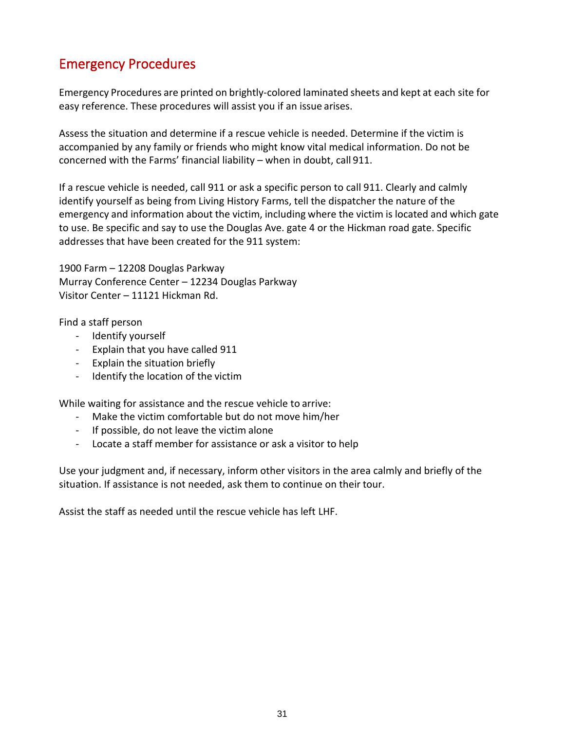## Emergency Procedures

Emergency Procedures are printed on brightly-colored laminated sheets and kept at each site for easy reference. These procedures will assist you if an issue arises.

Assess the situation and determine if a rescue vehicle is needed. Determine if the victim is accompanied by any family or friends who might know vital medical information. Do not be concerned with the Farms' financial liability – when in doubt, call 911.

If a rescue vehicle is needed, call 911 or ask a specific person to call 911. Clearly and calmly identify yourself as being from Living History Farms, tell the dispatcher the nature of the emergency and information about the victim, including where the victim is located and which gate to use. Be specific and say to use the Douglas Ave. gate 4 or the Hickman road gate. Specific addresses that have been created for the 911 system:

1900 Farm – 12208 Douglas Parkway
Murray Conference Center – 12234 Douglas Parkway
Visitor Center – 11121 Hickman Rd.

Find a staff person

- Identify yourself
- Explain that you have called 911
- Explain the situation briefly
- Identify the location of the victim

While waiting for assistance and the rescue vehicle to arrive:

- Make the victim comfortable but do not move him/her
- If possible, do not leave the victim alone
- Locate a staff member for assistance or ask a visitor to help

Use your judgment and, if necessary, inform other visitors in the area calmly and briefly of the situation. If assistance is not needed, ask them to continue on their tour.

Assist the staff as needed until the rescue vehicle has left LHF.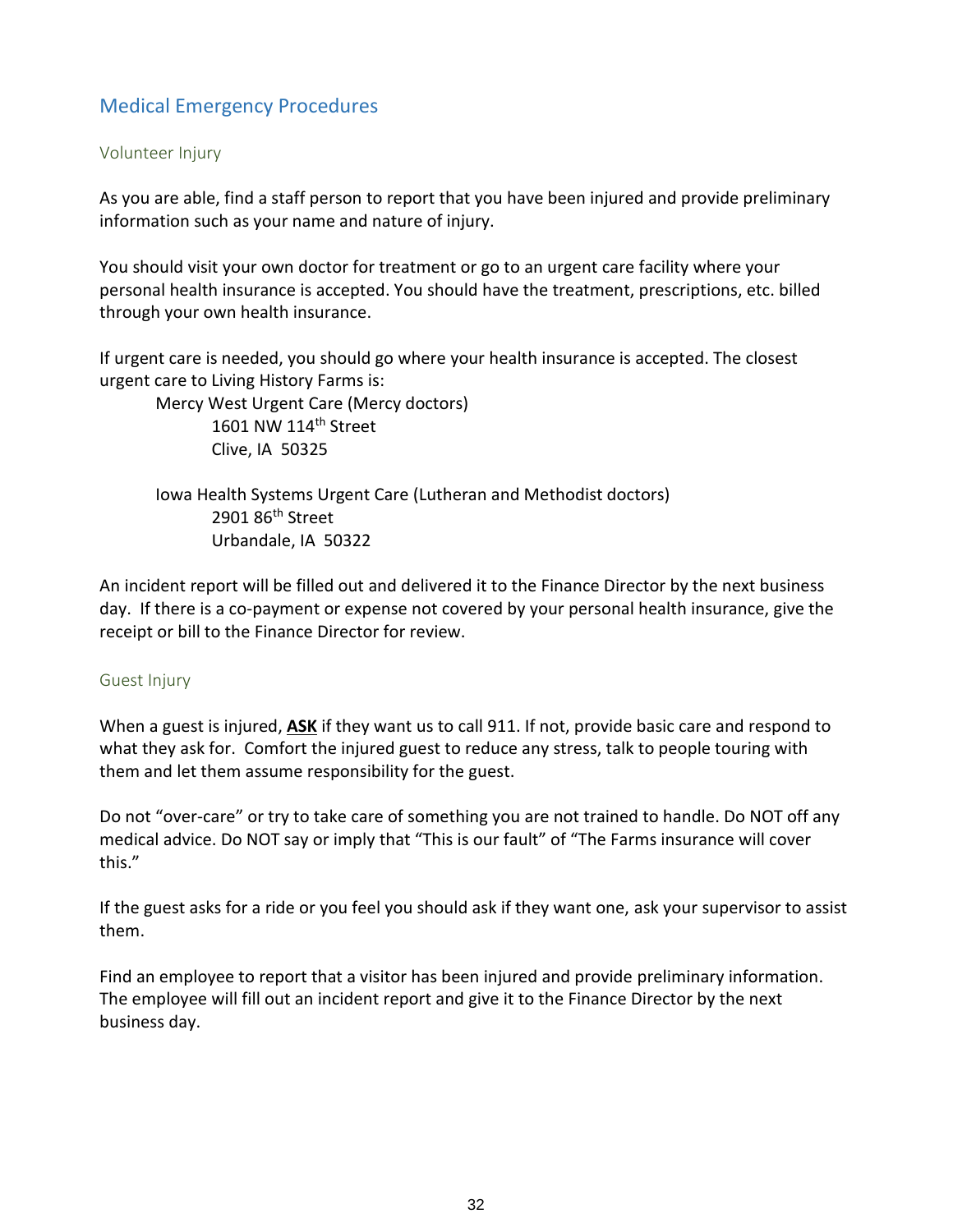## Medical Emergency Procedures

### Volunteer Injury

As you are able, find a staff person to report that you have been injured and provide preliminary information such as your name and nature of injury.

You should visit your own doctor for treatment or go to an urgent care facility where your personal health insurance is accepted. You should have the treatment, prescriptions, etc. billed through your own health insurance.

If urgent care is needed, you should go where your health insurance is accepted. The closest urgent care to Living History Farms is:

> Mercy West Urgent Care (Mercy doctors)
> 1601 NW 114th Street
> Clive, IA 50325
>
> Iowa Health Systems Urgent Care (Lutheran and Methodist doctors)
> 2901 86th Street
> Urbandale, IA 50322

An incident report will be filled out and delivered it to the Finance Director by the next business day. If there is a co-payment or expense not covered by your personal health insurance, give the receipt or bill to the Finance Director for review.

### Guest Injury

When a guest is injured, **ASK** if they want us to call 911. If not, provide basic care and respond to what they ask for. Comfort the injured guest to reduce any stress, talk to people touring with them and let them assume responsibility for the guest.

Do not "over-care" or try to take care of something you are not trained to handle. Do NOT off any medical advice. Do NOT say or imply that "This is our fault" of "The Farms insurance will cover this."

If the guest asks for a ride or you feel you should ask if they want one, ask your supervisor to assist them.

Find an employee to report that a visitor has been injured and provide preliminary information. The employee will fill out an incident report and give it to the Finance Director by the next business day.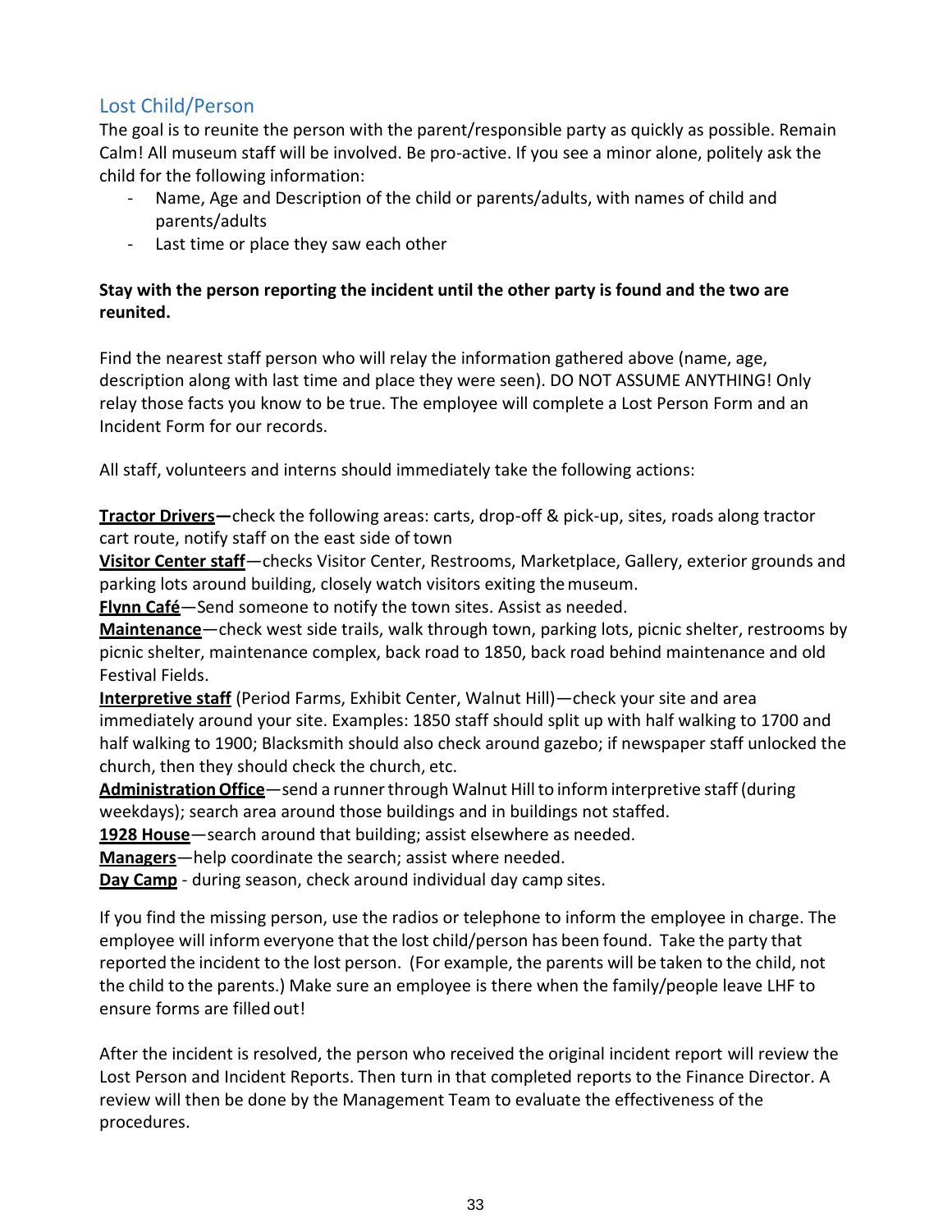## Lost Child/Person

The goal is to reunite the person with the parent/responsible party as quickly as possible. Remain Calm! All museum staff will be involved. Be pro-active. If you see a minor alone, politely ask the child for the following information:

- Name, Age and Description of the child or parents/adults, with names of child and parents/adults
- Last time or place they saw each other

**Stay with the person reporting the incident until the other party is found and the two are reunited.**

Find the nearest staff person who will relay the information gathered above (name, age, description along with last time and place they were seen). DO NOT ASSUME ANYTHING! Only relay those facts you know to be true. The employee will complete a Lost Person Form and an Incident Form for our records.

All staff, volunteers and interns should immediately take the following actions:

**<u>Tractor Drivers</u>—**check the following areas: carts, drop-off & pick-up, sites, roads along tractor cart route, notify staff on the east side of town
**<u>Visitor Center staff</u>**—checks Visitor Center, Restrooms, Marketplace, Gallery, exterior grounds and parking lots around building, closely watch visitors exiting the museum.
**<u>Flynn Café</u>**—Send someone to notify the town sites. Assist as needed.
**<u>Maintenance</u>**—check west side trails, walk through town, parking lots, picnic shelter, restrooms by picnic shelter, maintenance complex, back road to 1850, back road behind maintenance and old Festival Fields.
**<u>Interpretive staff</u>** (Period Farms, Exhibit Center, Walnut Hill)—check your site and area immediately around your site. Examples: 1850 staff should split up with half walking to 1700 and half walking to 1900; Blacksmith should also check around gazebo; if newspaper staff unlocked the church, then they should check the church, etc.
**<u>Administration Office</u>**—send a runner through Walnut Hill to inform interpretive staff (during weekdays); search area around those buildings and in buildings not staffed.
**<u>1928 House</u>**—search around that building; assist elsewhere as needed.
**<u>Managers</u>**—help coordinate the search; assist where needed.
**<u>Day Camp</u>** - during season, check around individual day camp sites.

If you find the missing person, use the radios or telephone to inform the employee in charge. The employee will inform everyone that the lost child/person has been found. Take the party that reported the incident to the lost person. (For example, the parents will be taken to the child, not the child to the parents.) Make sure an employee is there when the family/people leave LHF to ensure forms are filled out!

After the incident is resolved, the person who received the original incident report will review the Lost Person and Incident Reports. Then turn in that completed reports to the Finance Director. A review will then be done by the Management Team to evaluate the effectiveness of the procedures.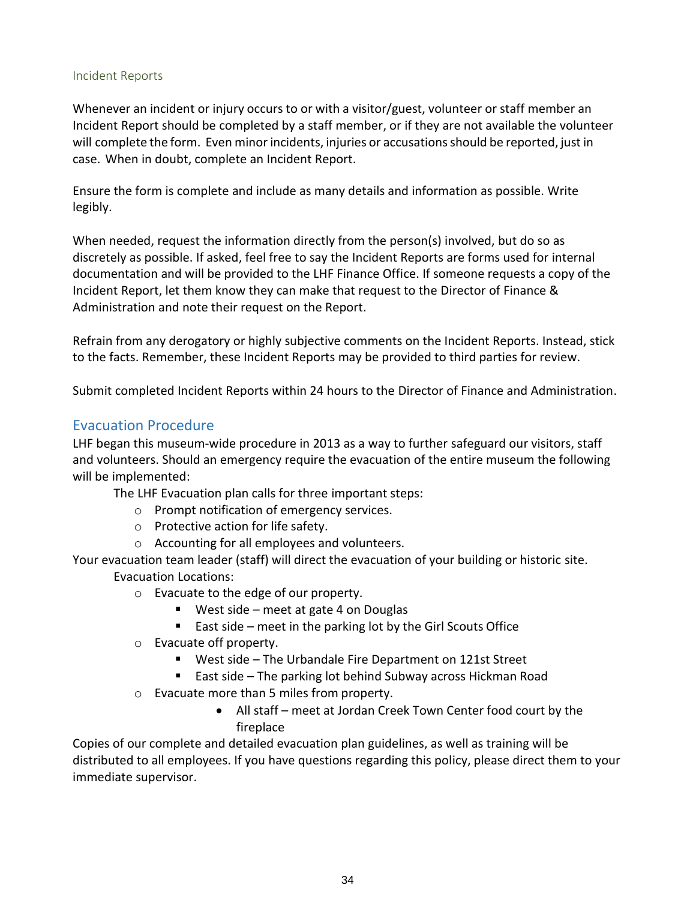### Incident Reports

Whenever an incident or injury occurs to or with a visitor/guest, volunteer or staff member an Incident Report should be completed by a staff member, or if they are not available the volunteer will complete the form. Even minor incidents, injuries or accusations should be reported, just in case. When in doubt, complete an Incident Report.

Ensure the form is complete and include as many details and information as possible. Write legibly.

When needed, request the information directly from the person(s) involved, but do so as discretely as possible. If asked, feel free to say the Incident Reports are forms used for internal documentation and will be provided to the LHF Finance Office. If someone requests a copy of the Incident Report, let them know they can make that request to the Director of Finance & Administration and note their request on the Report.

Refrain from any derogatory or highly subjective comments on the Incident Reports. Instead, stick to the facts. Remember, these Incident Reports may be provided to third parties for review.

Submit completed Incident Reports within 24 hours to the Director of Finance and Administration.

## Evacuation Procedure

LHF began this museum-wide procedure in 2013 as a way to further safeguard our visitors, staff and volunteers. Should an emergency require the evacuation of the entire museum the following will be implemented:

The LHF Evacuation plan calls for three important steps:

- Prompt notification of emergency services.
- Protective action for life safety.
- Accounting for all employees and volunteers.

Your evacuation team leader (staff) will direct the evacuation of your building or historic site.

Evacuation Locations:

- Evacuate to the edge of our property.
  - West side – meet at gate 4 on Douglas
  - East side – meet in the parking lot by the Girl Scouts Office
- Evacuate off property.
  - West side – The Urbandale Fire Department on 121st Street
  - East side – The parking lot behind Subway across Hickman Road
- Evacuate more than 5 miles from property.
  - All staff – meet at Jordan Creek Town Center food court by the fireplace

Copies of our complete and detailed evacuation plan guidelines, as well as training will be distributed to all employees. If you have questions regarding this policy, please direct them to your immediate supervisor.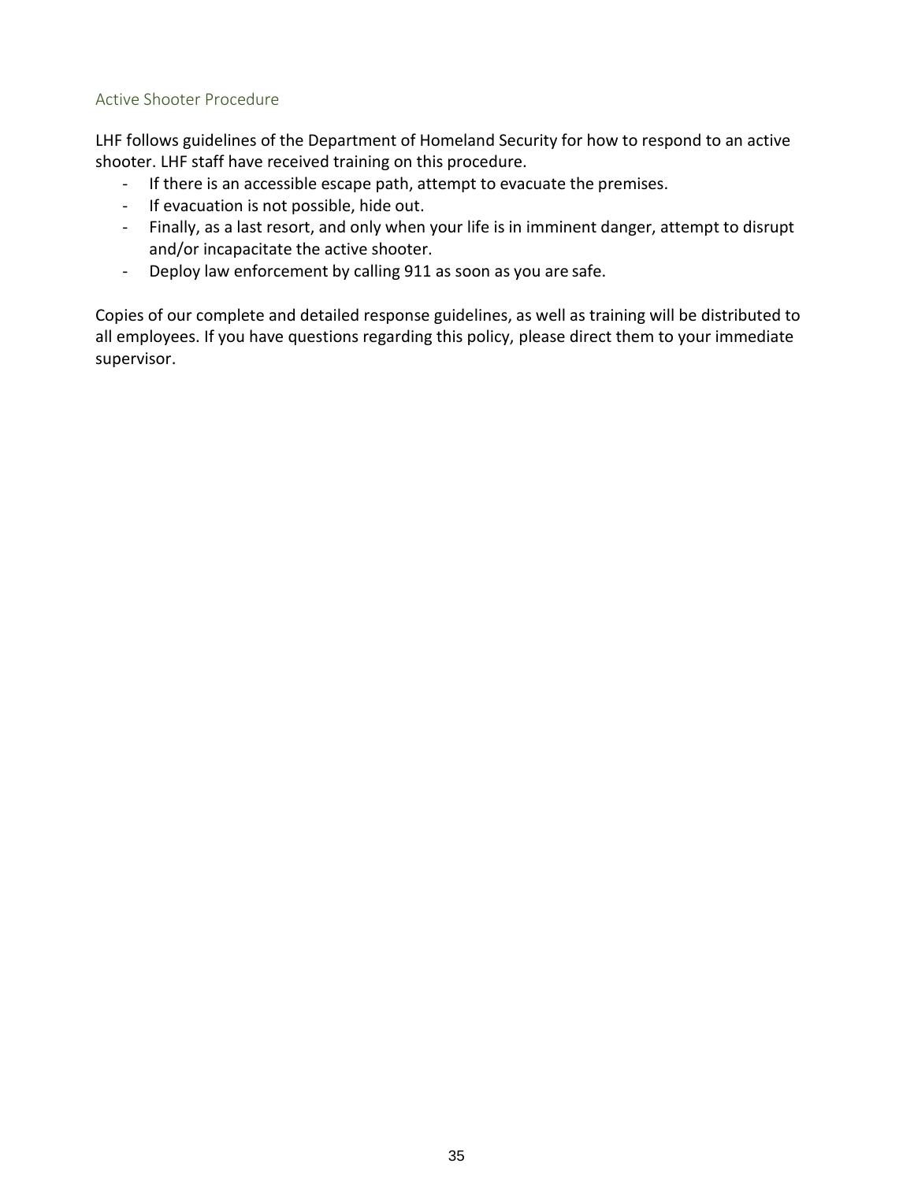## Active Shooter Procedure

LHF follows guidelines of the Department of Homeland Security for how to respond to an active shooter. LHF staff have received training on this procedure.

- If there is an accessible escape path, attempt to evacuate the premises.
- If evacuation is not possible, hide out.
- Finally, as a last resort, and only when your life is in imminent danger, attempt to disrupt and/or incapacitate the active shooter.
- Deploy law enforcement by calling 911 as soon as you are safe.

Copies of our complete and detailed response guidelines, as well as training will be distributed to all employees. If you have questions regarding this policy, please direct them to your immediate supervisor.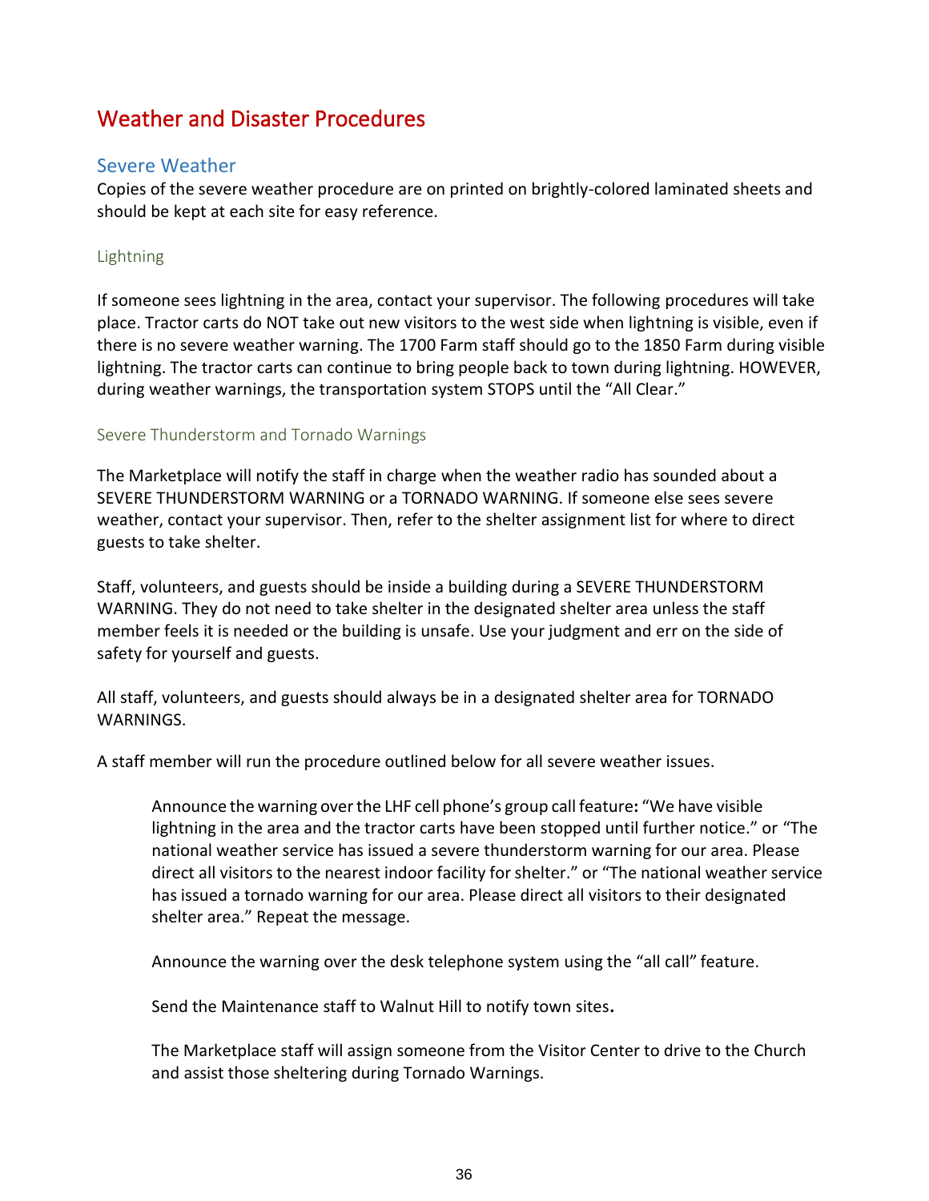# Weather and Disaster Procedures

## Severe Weather

Copies of the severe weather procedure are on printed on brightly-colored laminated sheets and should be kept at each site for easy reference.

### Lightning

If someone sees lightning in the area, contact your supervisor. The following procedures will take place. Tractor carts do NOT take out new visitors to the west side when lightning is visible, even if there is no severe weather warning. The 1700 Farm staff should go to the 1850 Farm during visible lightning. The tractor carts can continue to bring people back to town during lightning. HOWEVER, during weather warnings, the transportation system STOPS until the "All Clear."

### Severe Thunderstorm and Tornado Warnings

The Marketplace will notify the staff in charge when the weather radio has sounded about a SEVERE THUNDERSTORM WARNING or a TORNADO WARNING. If someone else sees severe weather, contact your supervisor. Then, refer to the shelter assignment list for where to direct guests to take shelter.

Staff, volunteers, and guests should be inside a building during a SEVERE THUNDERSTORM WARNING. They do not need to take shelter in the designated shelter area unless the staff member feels it is needed or the building is unsafe. Use your judgment and err on the side of safety for yourself and guests.

All staff, volunteers, and guests should always be in a designated shelter area for TORNADO WARNINGS.

A staff member will run the procedure outlined below for all severe weather issues.

> Announce the warning over the LHF cell phone's group call feature**:** "We have visible lightning in the area and the tractor carts have been stopped until further notice." or "The national weather service has issued a severe thunderstorm warning for our area. Please direct all visitors to the nearest indoor facility for shelter." or "The national weather service has issued a tornado warning for our area. Please direct all visitors to their designated shelter area." Repeat the message.
>
> Announce the warning over the desk telephone system using the "all call" feature.
>
> Send the Maintenance staff to Walnut Hill to notify town sites**.**
>
> The Marketplace staff will assign someone from the Visitor Center to drive to the Church and assist those sheltering during Tornado Warnings.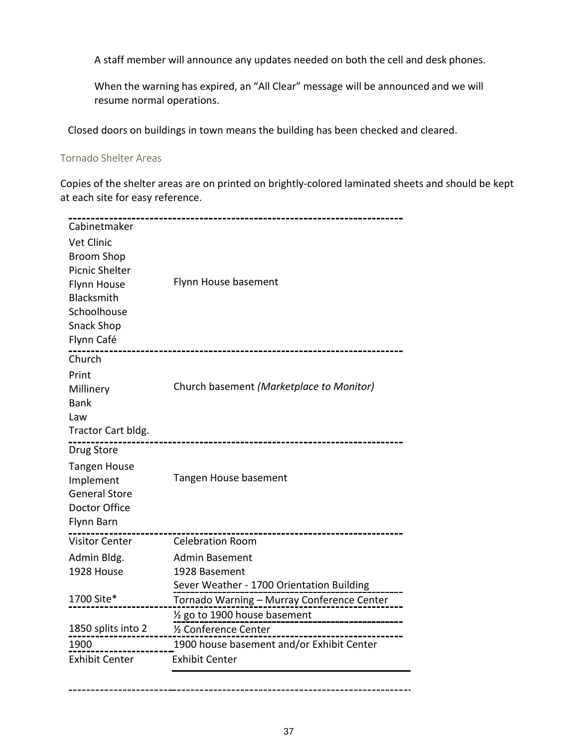A staff member will announce any updates needed on both the cell and desk phones.

When the warning has expired, an “All Clear” message will be announced and we will resume normal operations.

Closed doors on buildings in town means the building has been checked and cleared.

### Tornado Shelter Areas

Copies of the shelter areas are on printed on brightly-colored laminated sheets and should be kept at each site for easy reference.

| Building | Shelter Area |
| --- | --- |
| Cabinetmaker<br>Vet Clinic<br>Broom Shop<br>Picnic Shelter<br>Flynn House<br>Blacksmith<br>Schoolhouse<br>Snack Shop<br>Flynn Café | Flynn House basement |
| Church<br>Print<br>Millinery<br>Bank<br>Law<br>Tractor Cart bldg. | Church basement *(Marketplace to Monitor)* |
| Drug Store<br>Tangen House<br>Implement<br>General Store<br>Doctor Office<br>Flynn Barn | Tangen House basement |
| Visitor Center | Celebration Room |
| Admin Bldg. | Admin Basement |
| 1928 House | 1928 Basement |
| 1700 Site* | Sever Weather - 1700 Orientation Building<br>Tornado Warning – Murray Conference Center |
| 1850 splits into 2 | ½ go to 1900 house basement<br>½ Conference Center |
| 1900 | 1900 house basement and/or Exhibit Center |
| Exhibit Center | Exhibit Center |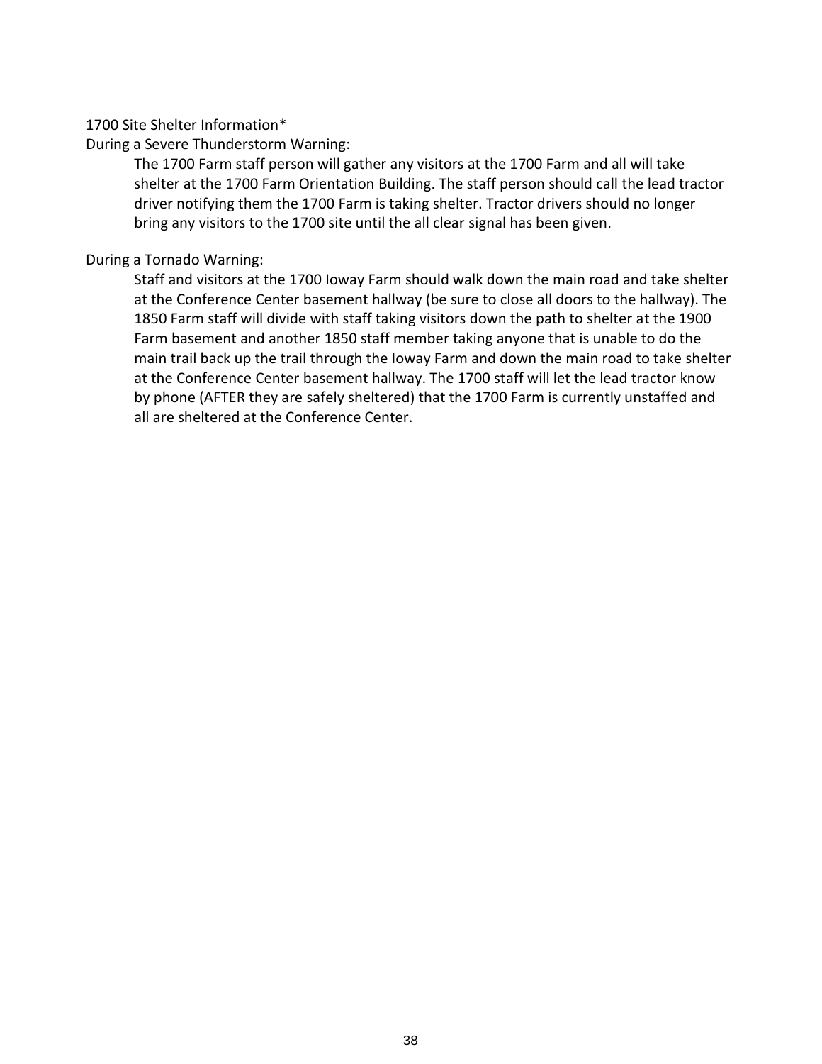1700 Site Shelter Information*

During a Severe Thunderstorm Warning:

> The 1700 Farm staff person will gather any visitors at the 1700 Farm and all will take shelter at the 1700 Farm Orientation Building. The staff person should call the lead tractor driver notifying them the 1700 Farm is taking shelter. Tractor drivers should no longer bring any visitors to the 1700 site until the all clear signal has been given.

During a Tornado Warning:

> Staff and visitors at the 1700 Ioway Farm should walk down the main road and take shelter at the Conference Center basement hallway (be sure to close all doors to the hallway). The 1850 Farm staff will divide with staff taking visitors down the path to shelter at the 1900 Farm basement and another 1850 staff member taking anyone that is unable to do the main trail back up the trail through the Ioway Farm and down the main road to take shelter at the Conference Center basement hallway. The 1700 staff will let the lead tractor know by phone (AFTER they are safely sheltered) that the 1700 Farm is currently unstaffed and all are sheltered at the Conference Center.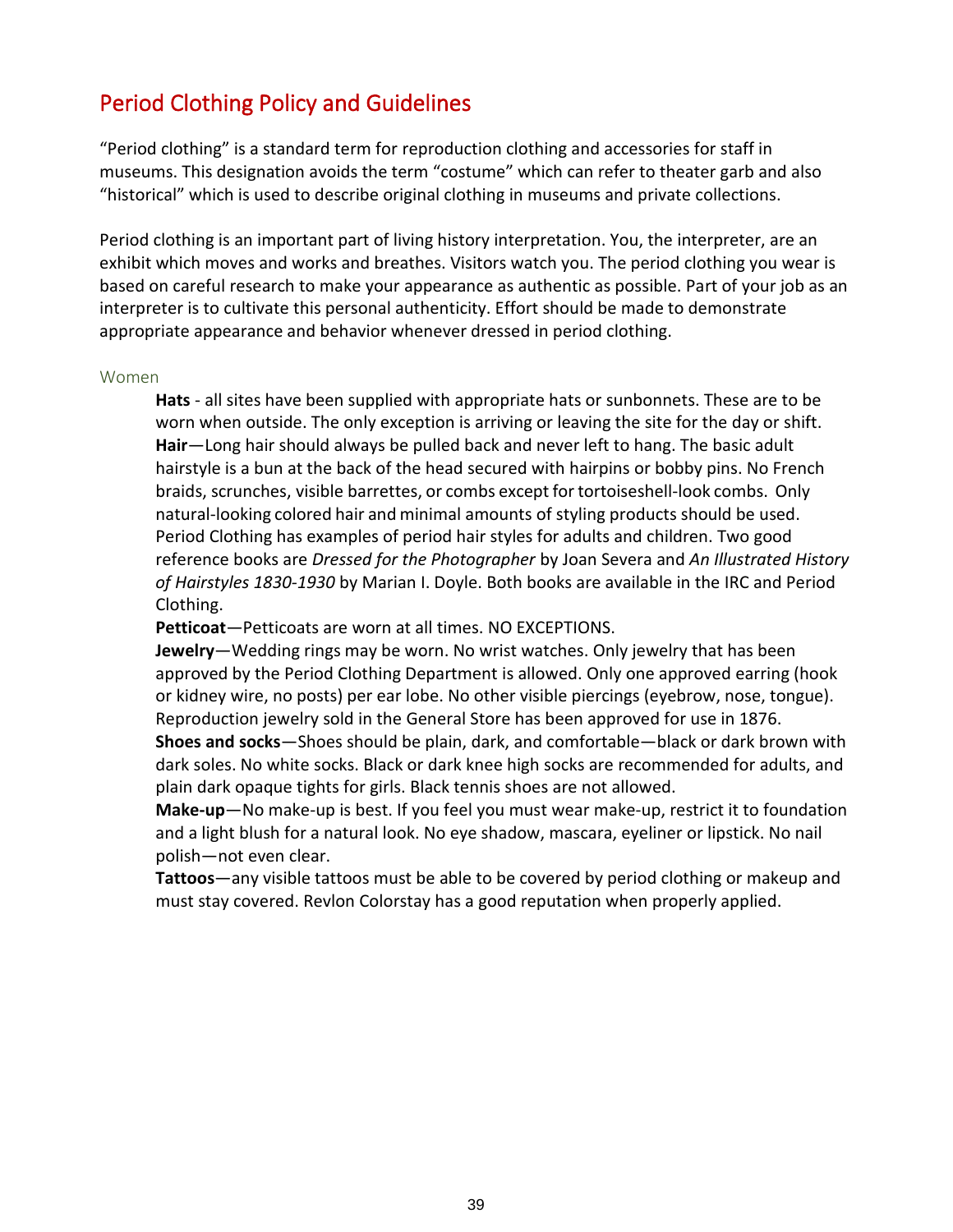## Period Clothing Policy and Guidelines

"Period clothing" is a standard term for reproduction clothing and accessories for staff in museums. This designation avoids the term "costume" which can refer to theater garb and also "historical" which is used to describe original clothing in museums and private collections.

Period clothing is an important part of living history interpretation. You, the interpreter, are an exhibit which moves and works and breathes. Visitors watch you. The period clothing you wear is based on careful research to make your appearance as authentic as possible. Part of your job as an interpreter is to cultivate this personal authenticity. Effort should be made to demonstrate appropriate appearance and behavior whenever dressed in period clothing.

### Women

**Hats** - all sites have been supplied with appropriate hats or sunbonnets. These are to be worn when outside. The only exception is arriving or leaving the site for the day or shift.

**Hair**—Long hair should always be pulled back and never left to hang. The basic adult hairstyle is a bun at the back of the head secured with hairpins or bobby pins. No French braids, scrunches, visible barrettes, or combs except for tortoiseshell-look combs. Only natural-looking colored hair and minimal amounts of styling products should be used. Period Clothing has examples of period hair styles for adults and children. Two good reference books are *Dressed for the Photographer* by Joan Severa and *An Illustrated History of Hairstyles 1830-1930* by Marian I. Doyle. Both books are available in the IRC and Period Clothing.

**Petticoat**—Petticoats are worn at all times. NO EXCEPTIONS.

**Jewelry**—Wedding rings may be worn. No wrist watches. Only jewelry that has been approved by the Period Clothing Department is allowed. Only one approved earring (hook or kidney wire, no posts) per ear lobe. No other visible piercings (eyebrow, nose, tongue). Reproduction jewelry sold in the General Store has been approved for use in 1876.

**Shoes and socks**—Shoes should be plain, dark, and comfortable—black or dark brown with dark soles. No white socks. Black or dark knee high socks are recommended for adults, and plain dark opaque tights for girls. Black tennis shoes are not allowed.

**Make-up**—No make-up is best. If you feel you must wear make-up, restrict it to foundation and a light blush for a natural look. No eye shadow, mascara, eyeliner or lipstick. No nail polish—not even clear.

**Tattoos**—any visible tattoos must be able to be covered by period clothing or makeup and must stay covered. Revlon Colorstay has a good reputation when properly applied.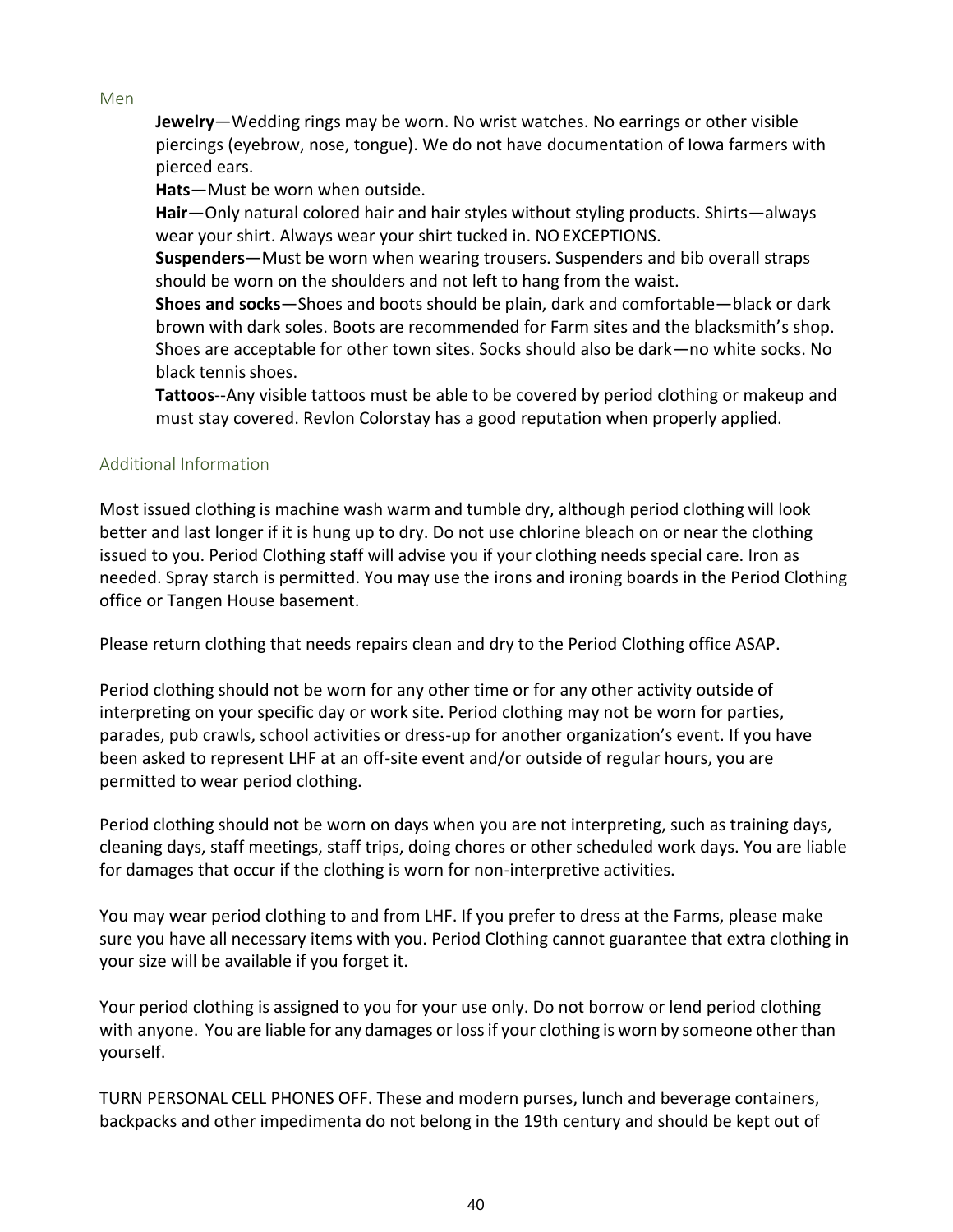## Men

**Jewelry**—Wedding rings may be worn. No wrist watches. No earrings or other visible piercings (eyebrow, nose, tongue). We do not have documentation of Iowa farmers with pierced ears.

**Hats**—Must be worn when outside.

**Hair**—Only natural colored hair and hair styles without styling products. Shirts—always wear your shirt. Always wear your shirt tucked in. NO EXCEPTIONS.

**Suspenders**—Must be worn when wearing trousers. Suspenders and bib overall straps should be worn on the shoulders and not left to hang from the waist.

**Shoes and socks**—Shoes and boots should be plain, dark and comfortable—black or dark brown with dark soles. Boots are recommended for Farm sites and the blacksmith's shop. Shoes are acceptable for other town sites. Socks should also be dark—no white socks. No black tennis shoes.

**Tattoos**--Any visible tattoos must be able to be covered by period clothing or makeup and must stay covered. Revlon Colorstay has a good reputation when properly applied.

## Additional Information

Most issued clothing is machine wash warm and tumble dry, although period clothing will look better and last longer if it is hung up to dry. Do not use chlorine bleach on or near the clothing issued to you. Period Clothing staff will advise you if your clothing needs special care. Iron as needed. Spray starch is permitted. You may use the irons and ironing boards in the Period Clothing office or Tangen House basement.

Please return clothing that needs repairs clean and dry to the Period Clothing office ASAP.

Period clothing should not be worn for any other time or for any other activity outside of interpreting on your specific day or work site. Period clothing may not be worn for parties, parades, pub crawls, school activities or dress-up for another organization's event. If you have been asked to represent LHF at an off-site event and/or outside of regular hours, you are permitted to wear period clothing.

Period clothing should not be worn on days when you are not interpreting, such as training days, cleaning days, staff meetings, staff trips, doing chores or other scheduled work days. You are liable for damages that occur if the clothing is worn for non-interpretive activities.

You may wear period clothing to and from LHF. If you prefer to dress at the Farms, please make sure you have all necessary items with you. Period Clothing cannot guarantee that extra clothing in your size will be available if you forget it.

Your period clothing is assigned to you for your use only. Do not borrow or lend period clothing with anyone. You are liable for any damages or loss if your clothing is worn by someone other than yourself.

TURN PERSONAL CELL PHONES OFF. These and modern purses, lunch and beverage containers, backpacks and other impedimenta do not belong in the 19th century and should be kept out of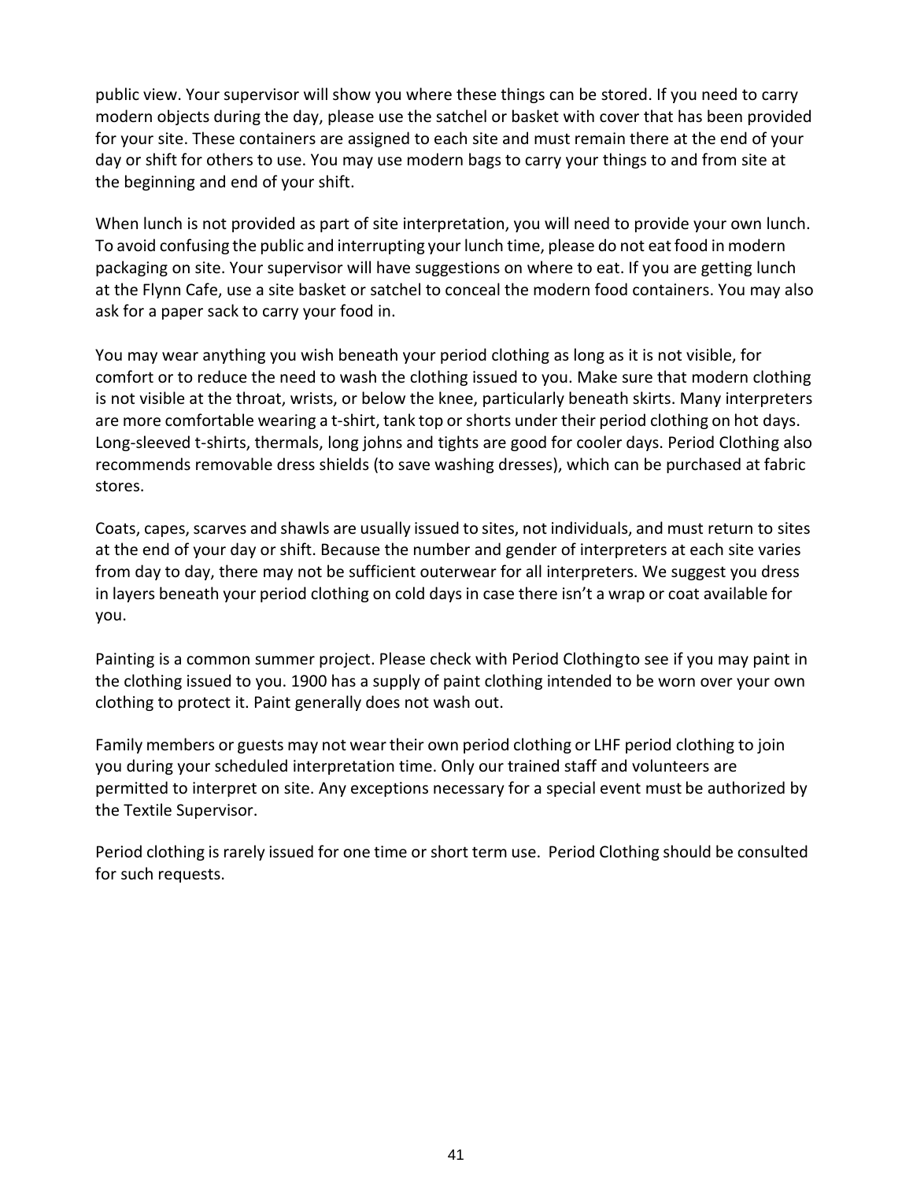public view. Your supervisor will show you where these things can be stored. If you need to carry modern objects during the day, please use the satchel or basket with cover that has been provided for your site. These containers are assigned to each site and must remain there at the end of your day or shift for others to use. You may use modern bags to carry your things to and from site at the beginning and end of your shift.

When lunch is not provided as part of site interpretation, you will need to provide your own lunch. To avoid confusing the public and interrupting your lunch time, please do not eat food in modern packaging on site. Your supervisor will have suggestions on where to eat. If you are getting lunch at the Flynn Cafe, use a site basket or satchel to conceal the modern food containers. You may also ask for a paper sack to carry your food in.

You may wear anything you wish beneath your period clothing as long as it is not visible, for comfort or to reduce the need to wash the clothing issued to you. Make sure that modern clothing is not visible at the throat, wrists, or below the knee, particularly beneath skirts. Many interpreters are more comfortable wearing a t-shirt, tank top or shorts under their period clothing on hot days. Long-sleeved t-shirts, thermals, long johns and tights are good for cooler days. Period Clothing also recommends removable dress shields (to save washing dresses), which can be purchased at fabric stores.

Coats, capes, scarves and shawls are usually issued to sites, not individuals, and must return to sites at the end of your day or shift. Because the number and gender of interpreters at each site varies from day to day, there may not be sufficient outerwear for all interpreters. We suggest you dress in layers beneath your period clothing on cold days in case there isn't a wrap or coat available for you.

Painting is a common summer project. Please check with Period Clothing to see if you may paint in the clothing issued to you. 1900 has a supply of paint clothing intended to be worn over your own clothing to protect it. Paint generally does not wash out.

Family members or guests may not wear their own period clothing or LHF period clothing to join you during your scheduled interpretation time. Only our trained staff and volunteers are permitted to interpret on site. Any exceptions necessary for a special event must be authorized by the Textile Supervisor.

Period clothing is rarely issued for one time or short term use. Period Clothing should be consulted for such requests.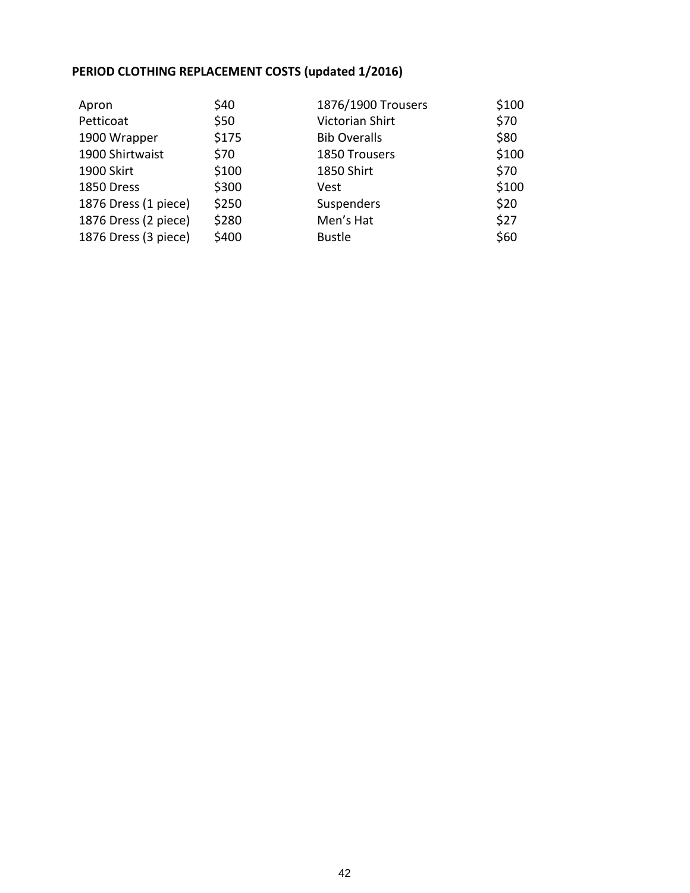**PERIOD CLOTHING REPLACEMENT COSTS (updated 1/2016)**

| Item | Cost | Item | Cost |
|---|---|---|---|
| Apron | $40 | 1876/1900 Trousers | $100 |
| Petticoat | $50 | Victorian Shirt | $70 |
| 1900 Wrapper | $175 | Bib Overalls | $80 |
| 1900 Shirtwaist | $70 | 1850 Trousers | $100 |
| 1900 Skirt | $100 | 1850 Shirt | $70 |
| 1850 Dress | $300 | Vest | $100 |
| 1876 Dress (1 piece) | $250 | Suspenders | $20 |
| 1876 Dress (2 piece) | $280 | Men's Hat | $27 |
| 1876 Dress (3 piece) | $400 | Bustle | $60 |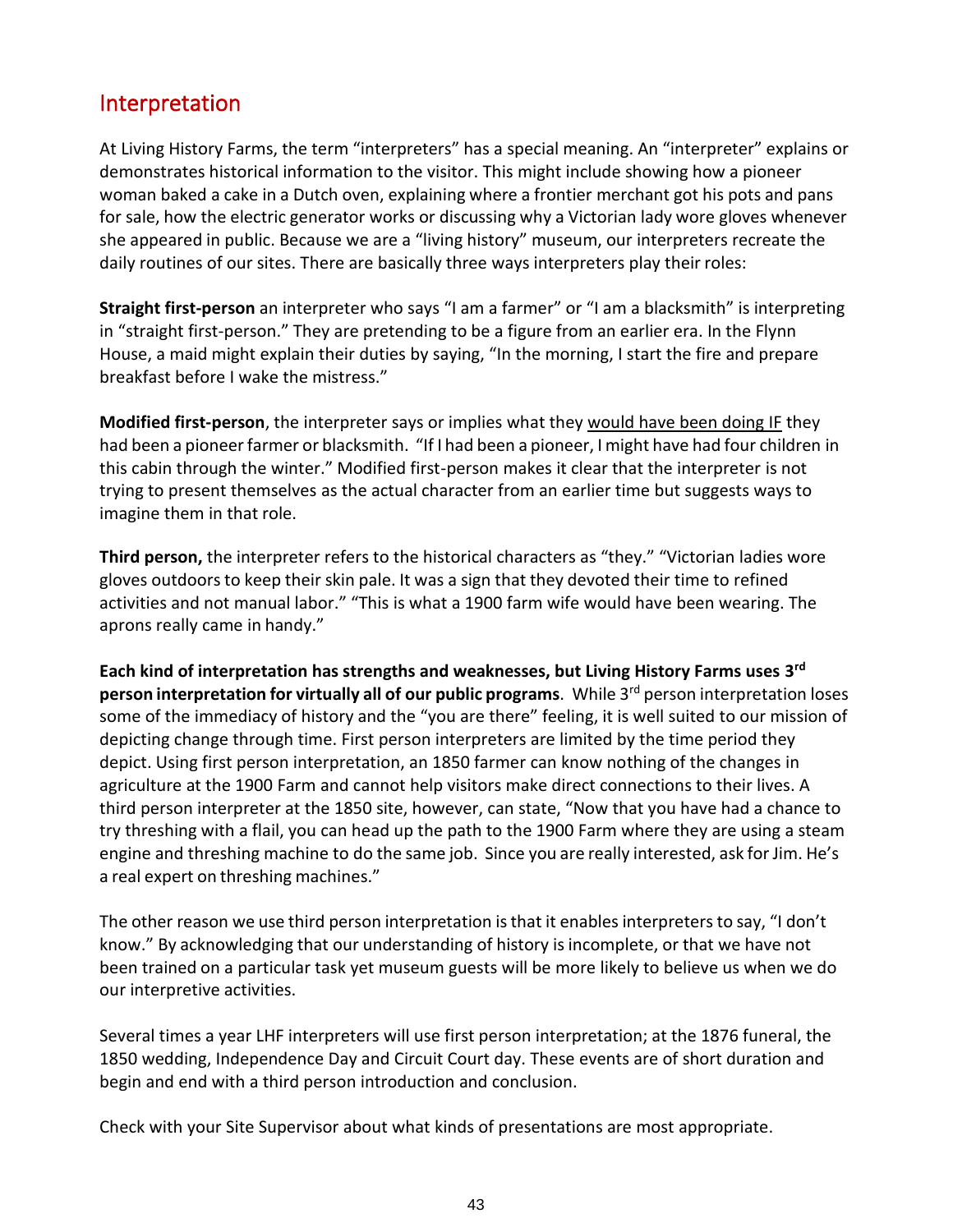## Interpretation

At Living History Farms, the term "interpreters" has a special meaning. An "interpreter" explains or demonstrates historical information to the visitor. This might include showing how a pioneer woman baked a cake in a Dutch oven, explaining where a frontier merchant got his pots and pans for sale, how the electric generator works or discussing why a Victorian lady wore gloves whenever she appeared in public. Because we are a "living history" museum, our interpreters recreate the daily routines of our sites. There are basically three ways interpreters play their roles:

**Straight first-person** an interpreter who says "I am a farmer" or "I am a blacksmith" is interpreting in "straight first-person." They are pretending to be a figure from an earlier era. In the Flynn House, a maid might explain their duties by saying, "In the morning, I start the fire and prepare breakfast before I wake the mistress."

**Modified first-person**, the interpreter says or implies what they <u>would have been doing IF</u> they had been a pioneer farmer or blacksmith. "If I had been a pioneer, I might have had four children in this cabin through the winter." Modified first-person makes it clear that the interpreter is not trying to present themselves as the actual character from an earlier time but suggests ways to imagine them in that role.

**Third person,** the interpreter refers to the historical characters as "they." "Victorian ladies wore gloves outdoors to keep their skin pale. It was a sign that they devoted their time to refined activities and not manual labor." "This is what a 1900 farm wife would have been wearing. The aprons really came in handy."

**Each kind of interpretation has strengths and weaknesses, but Living History Farms uses 3rd person interpretation for virtually all of our public programs**. While 3rd person interpretation loses some of the immediacy of history and the "you are there" feeling, it is well suited to our mission of depicting change through time. First person interpreters are limited by the time period they depict. Using first person interpretation, an 1850 farmer can know nothing of the changes in agriculture at the 1900 Farm and cannot help visitors make direct connections to their lives. A third person interpreter at the 1850 site, however, can state, "Now that you have had a chance to try threshing with a flail, you can head up the path to the 1900 Farm where they are using a steam engine and threshing machine to do the same job. Since you are really interested, ask for Jim. He's a real expert on threshing machines."

The other reason we use third person interpretation is that it enables interpreters to say, "I don't know." By acknowledging that our understanding of history is incomplete, or that we have not been trained on a particular task yet museum guests will be more likely to believe us when we do our interpretive activities.

Several times a year LHF interpreters will use first person interpretation; at the 1876 funeral, the 1850 wedding, Independence Day and Circuit Court day. These events are of short duration and begin and end with a third person introduction and conclusion.

Check with your Site Supervisor about what kinds of presentations are most appropriate.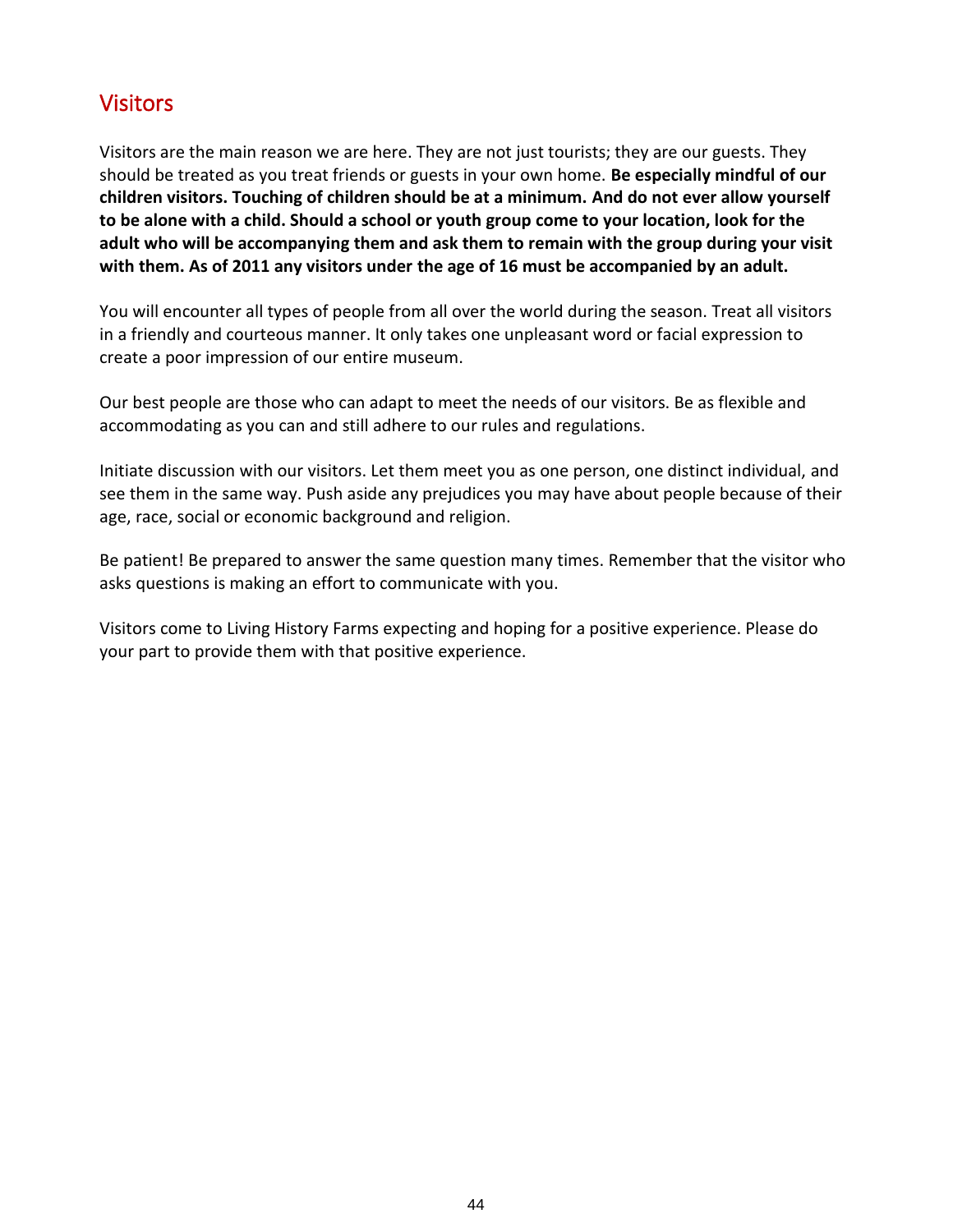## Visitors

Visitors are the main reason we are here. They are not just tourists; they are our guests. They should be treated as you treat friends or guests in your own home. **Be especially mindful of our children visitors. Touching of children should be at a minimum. And do not ever allow yourself to be alone with a child. Should a school or youth group come to your location, look for the adult who will be accompanying them and ask them to remain with the group during your visit with them. As of 2011 any visitors under the age of 16 must be accompanied by an adult.**

You will encounter all types of people from all over the world during the season. Treat all visitors in a friendly and courteous manner. It only takes one unpleasant word or facial expression to create a poor impression of our entire museum.

Our best people are those who can adapt to meet the needs of our visitors. Be as flexible and accommodating as you can and still adhere to our rules and regulations.

Initiate discussion with our visitors. Let them meet you as one person, one distinct individual, and see them in the same way. Push aside any prejudices you may have about people because of their age, race, social or economic background and religion.

Be patient! Be prepared to answer the same question many times. Remember that the visitor who asks questions is making an effort to communicate with you.

Visitors come to Living History Farms expecting and hoping for a positive experience. Please do your part to provide them with that positive experience.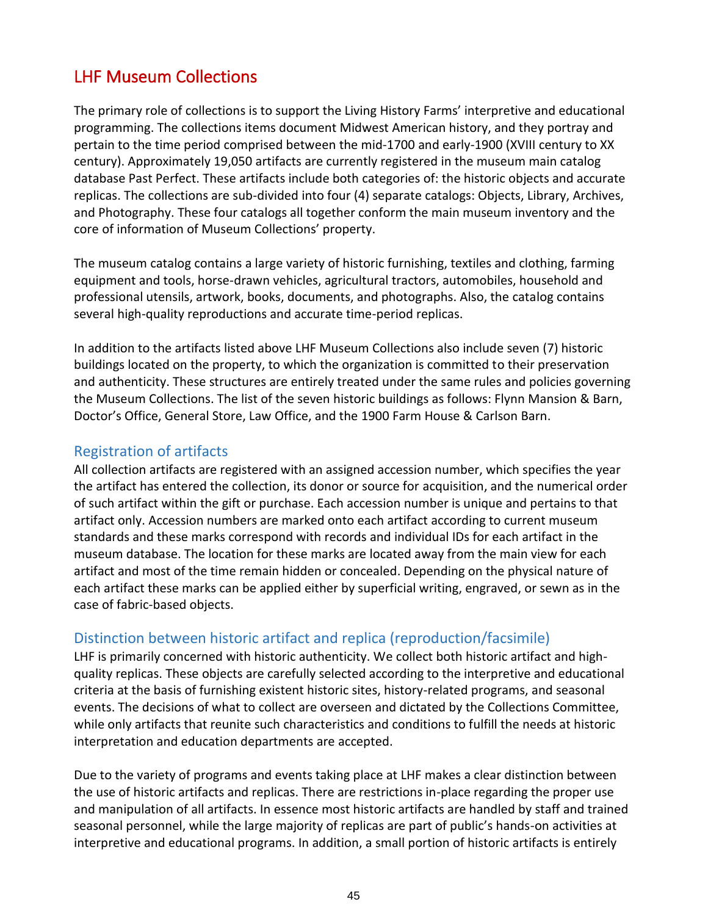## LHF Museum Collections

The primary role of collections is to support the Living History Farms' interpretive and educational programming. The collections items document Midwest American history, and they portray and pertain to the time period comprised between the mid-1700 and early-1900 (XVIII century to XX century). Approximately 19,050 artifacts are currently registered in the museum main catalog database Past Perfect. These artifacts include both categories of: the historic objects and accurate replicas. The collections are sub-divided into four (4) separate catalogs: Objects, Library, Archives, and Photography. These four catalogs all together conform the main museum inventory and the core of information of Museum Collections' property.

The museum catalog contains a large variety of historic furnishing, textiles and clothing, farming equipment and tools, horse-drawn vehicles, agricultural tractors, automobiles, household and professional utensils, artwork, books, documents, and photographs. Also, the catalog contains several high-quality reproductions and accurate time-period replicas.

In addition to the artifacts listed above LHF Museum Collections also include seven (7) historic buildings located on the property, to which the organization is committed to their preservation and authenticity. These structures are entirely treated under the same rules and policies governing the Museum Collections. The list of the seven historic buildings as follows: Flynn Mansion & Barn, Doctor's Office, General Store, Law Office, and the 1900 Farm House & Carlson Barn.

### Registration of artifacts

All collection artifacts are registered with an assigned accession number, which specifies the year the artifact has entered the collection, its donor or source for acquisition, and the numerical order of such artifact within the gift or purchase. Each accession number is unique and pertains to that artifact only. Accession numbers are marked onto each artifact according to current museum standards and these marks correspond with records and individual IDs for each artifact in the museum database. The location for these marks are located away from the main view for each artifact and most of the time remain hidden or concealed. Depending on the physical nature of each artifact these marks can be applied either by superficial writing, engraved, or sewn as in the case of fabric-based objects.

### Distinction between historic artifact and replica (reproduction/facsimile)

LHF is primarily concerned with historic authenticity. We collect both historic artifact and high-quality replicas. These objects are carefully selected according to the interpretive and educational criteria at the basis of furnishing existent historic sites, history-related programs, and seasonal events. The decisions of what to collect are overseen and dictated by the Collections Committee, while only artifacts that reunite such characteristics and conditions to fulfill the needs at historic interpretation and education departments are accepted.

Due to the variety of programs and events taking place at LHF makes a clear distinction between the use of historic artifacts and replicas. There are restrictions in-place regarding the proper use and manipulation of all artifacts. In essence most historic artifacts are handled by staff and trained seasonal personnel, while the large majority of replicas are part of public's hands-on activities at interpretive and educational programs. In addition, a small portion of historic artifacts is entirely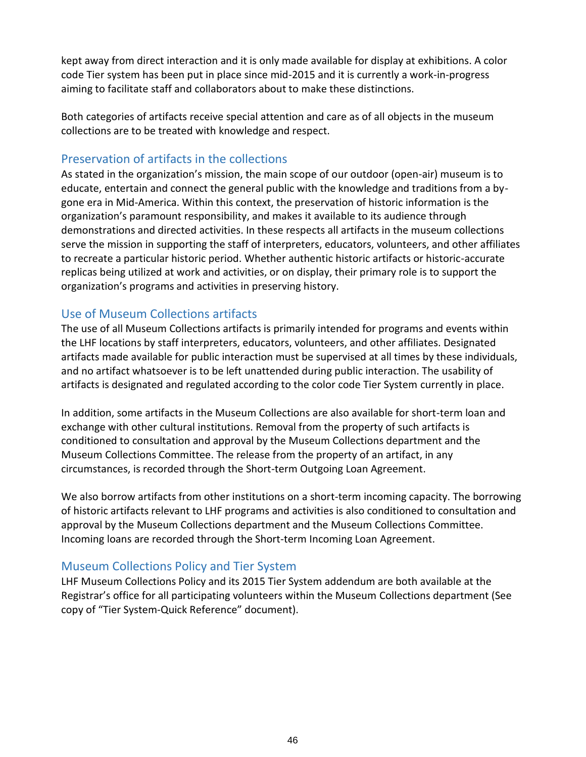kept away from direct interaction and it is only made available for display at exhibitions. A color code Tier system has been put in place since mid-2015 and it is currently a work-in-progress aiming to facilitate staff and collaborators about to make these distinctions.

Both categories of artifacts receive special attention and care as of all objects in the museum collections are to be treated with knowledge and respect.

## Preservation of artifacts in the collections

As stated in the organization's mission, the main scope of our outdoor (open-air) museum is to educate, entertain and connect the general public with the knowledge and traditions from a by-gone era in Mid-America. Within this context, the preservation of historic information is the organization's paramount responsibility, and makes it available to its audience through demonstrations and directed activities. In these respects all artifacts in the museum collections serve the mission in supporting the staff of interpreters, educators, volunteers, and other affiliates to recreate a particular historic period. Whether authentic historic artifacts or historic-accurate replicas being utilized at work and activities, or on display, their primary role is to support the organization's programs and activities in preserving history.

## Use of Museum Collections artifacts

The use of all Museum Collections artifacts is primarily intended for programs and events within the LHF locations by staff interpreters, educators, volunteers, and other affiliates. Designated artifacts made available for public interaction must be supervised at all times by these individuals, and no artifact whatsoever is to be left unattended during public interaction. The usability of artifacts is designated and regulated according to the color code Tier System currently in place.

In addition, some artifacts in the Museum Collections are also available for short-term loan and exchange with other cultural institutions. Removal from the property of such artifacts is conditioned to consultation and approval by the Museum Collections department and the Museum Collections Committee. The release from the property of an artifact, in any circumstances, is recorded through the Short-term Outgoing Loan Agreement.

We also borrow artifacts from other institutions on a short-term incoming capacity. The borrowing of historic artifacts relevant to LHF programs and activities is also conditioned to consultation and approval by the Museum Collections department and the Museum Collections Committee. Incoming loans are recorded through the Short-term Incoming Loan Agreement.

## Museum Collections Policy and Tier System

LHF Museum Collections Policy and its 2015 Tier System addendum are both available at the Registrar's office for all participating volunteers within the Museum Collections department (See copy of "Tier System-Quick Reference" document).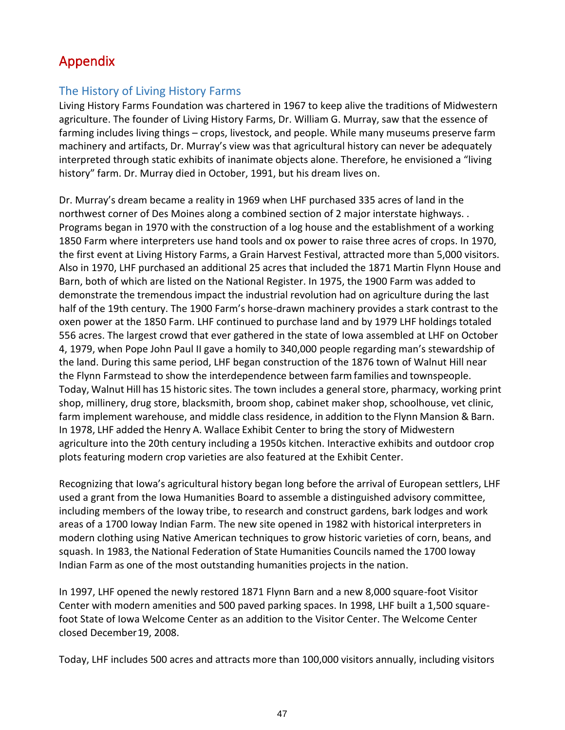# Appendix

## The History of Living History Farms

Living History Farms Foundation was chartered in 1967 to keep alive the traditions of Midwestern agriculture. The founder of Living History Farms, Dr. William G. Murray, saw that the essence of farming includes living things – crops, livestock, and people. While many museums preserve farm machinery and artifacts, Dr. Murray's view was that agricultural history can never be adequately interpreted through static exhibits of inanimate objects alone. Therefore, he envisioned a "living history" farm. Dr. Murray died in October, 1991, but his dream lives on.

Dr. Murray's dream became a reality in 1969 when LHF purchased 335 acres of land in the northwest corner of Des Moines along a combined section of 2 major interstate highways. . Programs began in 1970 with the construction of a log house and the establishment of a working 1850 Farm where interpreters use hand tools and ox power to raise three acres of crops. In 1970, the first event at Living History Farms, a Grain Harvest Festival, attracted more than 5,000 visitors. Also in 1970, LHF purchased an additional 25 acres that included the 1871 Martin Flynn House and Barn, both of which are listed on the National Register. In 1975, the 1900 Farm was added to demonstrate the tremendous impact the industrial revolution had on agriculture during the last half of the 19th century. The 1900 Farm's horse-drawn machinery provides a stark contrast to the oxen power at the 1850 Farm. LHF continued to purchase land and by 1979 LHF holdings totaled 556 acres. The largest crowd that ever gathered in the state of Iowa assembled at LHF on October 4, 1979, when Pope John Paul II gave a homily to 340,000 people regarding man's stewardship of the land. During this same period, LHF began construction of the 1876 town of Walnut Hill near the Flynn Farmstead to show the interdependence between farm families and townspeople. Today, Walnut Hill has 15 historic sites. The town includes a general store, pharmacy, working print shop, millinery, drug store, blacksmith, broom shop, cabinet maker shop, schoolhouse, vet clinic, farm implement warehouse, and middle class residence, in addition to the Flynn Mansion & Barn. In 1978, LHF added the Henry A. Wallace Exhibit Center to bring the story of Midwestern agriculture into the 20th century including a 1950s kitchen. Interactive exhibits and outdoor crop plots featuring modern crop varieties are also featured at the Exhibit Center.

Recognizing that Iowa's agricultural history began long before the arrival of European settlers, LHF used a grant from the Iowa Humanities Board to assemble a distinguished advisory committee, including members of the Ioway tribe, to research and construct gardens, bark lodges and work areas of a 1700 Ioway Indian Farm. The new site opened in 1982 with historical interpreters in modern clothing using Native American techniques to grow historic varieties of corn, beans, and squash. In 1983, the National Federation of State Humanities Councils named the 1700 Ioway Indian Farm as one of the most outstanding humanities projects in the nation.

In 1997, LHF opened the newly restored 1871 Flynn Barn and a new 8,000 square-foot Visitor Center with modern amenities and 500 paved parking spaces. In 1998, LHF built a 1,500 square-foot State of Iowa Welcome Center as an addition to the Visitor Center. The Welcome Center closed December 19, 2008.

Today, LHF includes 500 acres and attracts more than 100,000 visitors annually, including visitors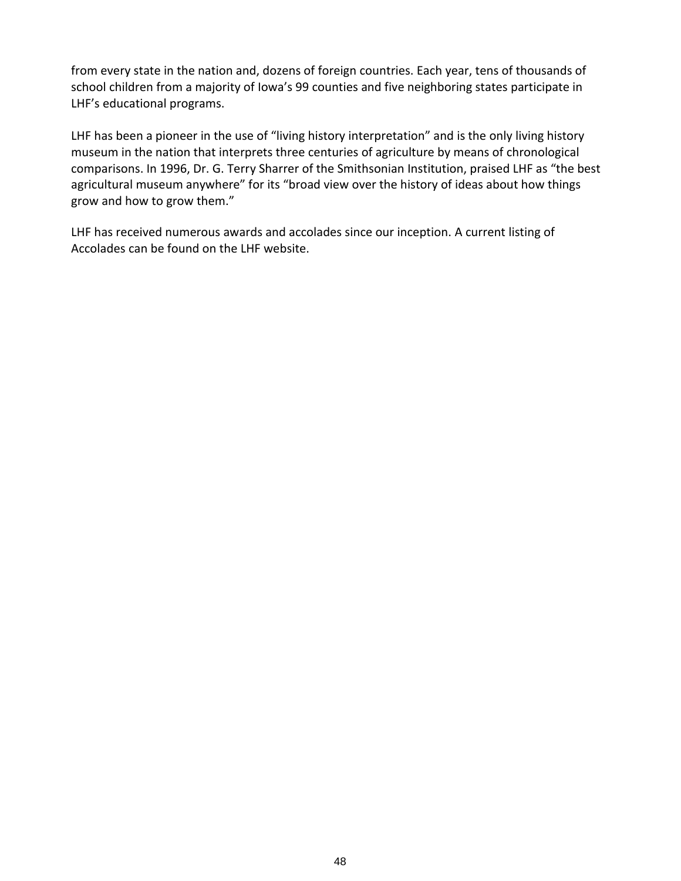from every state in the nation and, dozens of foreign countries. Each year, tens of thousands of school children from a majority of Iowa’s 99 counties and five neighboring states participate in LHF’s educational programs.

LHF has been a pioneer in the use of “living history interpretation” and is the only living history museum in the nation that interprets three centuries of agriculture by means of chronological comparisons. In 1996, Dr. G. Terry Sharrer of the Smithsonian Institution, praised LHF as “the best agricultural museum anywhere” for its “broad view over the history of ideas about how things grow and how to grow them.”

LHF has received numerous awards and accolades since our inception. A current listing of Accolades can be found on the LHF website.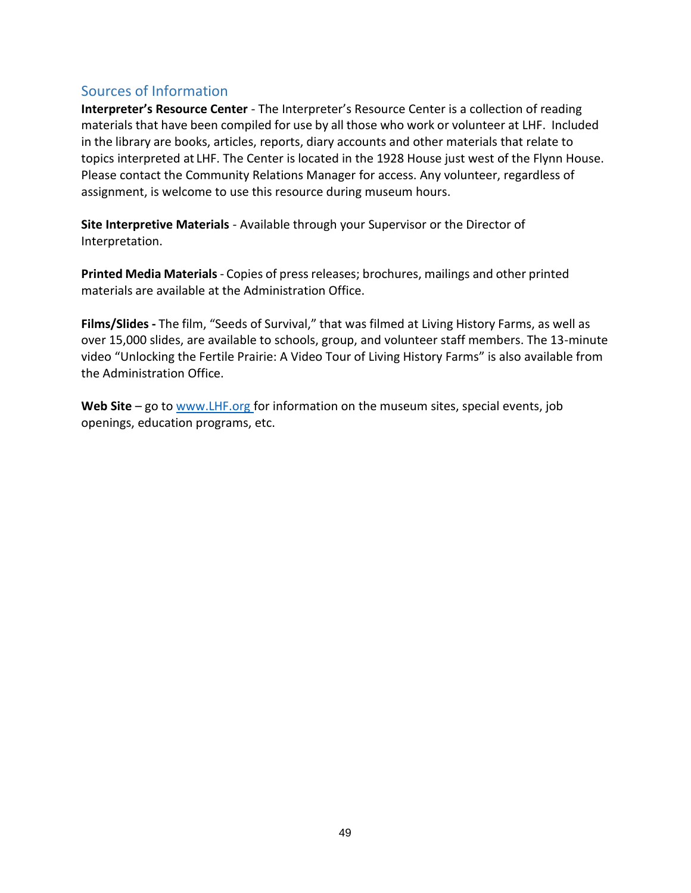## Sources of Information

**Interpreter's Resource Center** - The Interpreter's Resource Center is a collection of reading materials that have been compiled for use by all those who work or volunteer at LHF. Included in the library are books, articles, reports, diary accounts and other materials that relate to topics interpreted at LHF. The Center is located in the 1928 House just west of the Flynn House. Please contact the Community Relations Manager for access. Any volunteer, regardless of assignment, is welcome to use this resource during museum hours.

**Site Interpretive Materials** - Available through your Supervisor or the Director of Interpretation.

**Printed Media Materials** - Copies of press releases; brochures, mailings and other printed materials are available at the Administration Office.

**Films/Slides -** The film, "Seeds of Survival," that was filmed at Living History Farms, as well as over 15,000 slides, are available to schools, group, and volunteer staff members. The 13-minute video "Unlocking the Fertile Prairie: A Video Tour of Living History Farms" is also available from the Administration Office.

**Web Site** – go to [www.LHF.org](http://www.LHF.org) for information on the museum sites, special events, job openings, education programs, etc.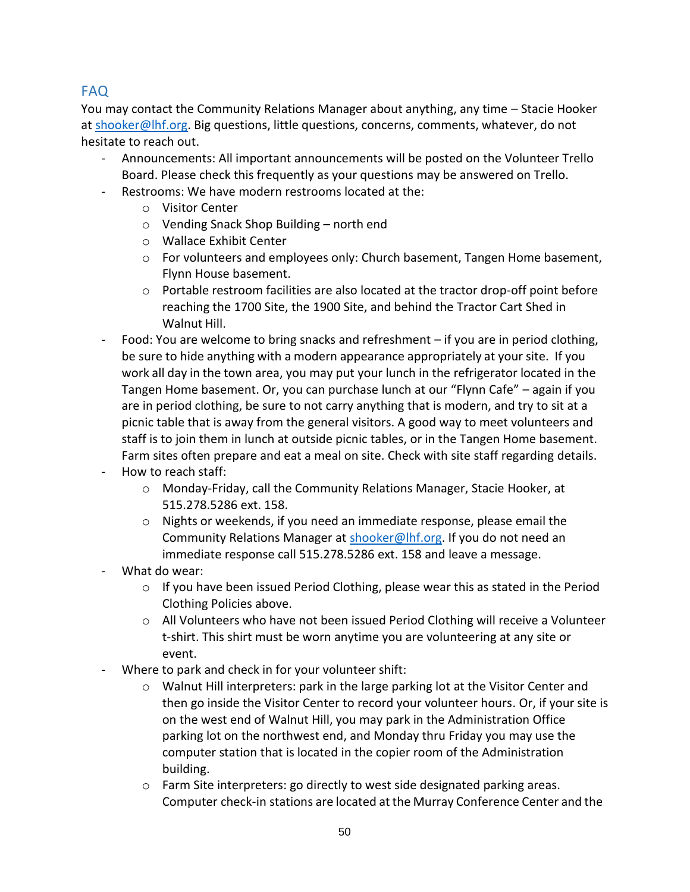## FAQ

You may contact the Community Relations Manager about anything, any time – Stacie Hooker at shooker@lhf.org. Big questions, little questions, concerns, comments, whatever, do not hesitate to reach out.

- Announcements: All important announcements will be posted on the Volunteer Trello Board. Please check this frequently as your questions may be answered on Trello.
- Restrooms: We have modern restrooms located at the:
  - Visitor Center
  - Vending Snack Shop Building – north end
  - Wallace Exhibit Center
  - For volunteers and employees only: Church basement, Tangen Home basement, Flynn House basement.
  - Portable restroom facilities are also located at the tractor drop-off point before reaching the 1700 Site, the 1900 Site, and behind the Tractor Cart Shed in Walnut Hill.
- Food: You are welcome to bring snacks and refreshment – if you are in period clothing, be sure to hide anything with a modern appearance appropriately at your site. If you work all day in the town area, you may put your lunch in the refrigerator located in the Tangen Home basement. Or, you can purchase lunch at our "Flynn Cafe" – again if you are in period clothing, be sure to not carry anything that is modern, and try to sit at a picnic table that is away from the general visitors. A good way to meet volunteers and staff is to join them in lunch at outside picnic tables, or in the Tangen Home basement. Farm sites often prepare and eat a meal on site. Check with site staff regarding details.
- How to reach staff:
  - Monday-Friday, call the Community Relations Manager, Stacie Hooker, at 515.278.5286 ext. 158.
  - Nights or weekends, if you need an immediate response, please email the Community Relations Manager at shooker@lhf.org. If you do not need an immediate response call 515.278.5286 ext. 158 and leave a message.
- What do wear:
  - If you have been issued Period Clothing, please wear this as stated in the Period Clothing Policies above.
  - All Volunteers who have not been issued Period Clothing will receive a Volunteer t-shirt. This shirt must be worn anytime you are volunteering at any site or event.
- Where to park and check in for your volunteer shift:
  - Walnut Hill interpreters: park in the large parking lot at the Visitor Center and then go inside the Visitor Center to record your volunteer hours. Or, if your site is on the west end of Walnut Hill, you may park in the Administration Office parking lot on the northwest end, and Monday thru Friday you may use the computer station that is located in the copier room of the Administration building.
  - Farm Site interpreters: go directly to west side designated parking areas. Computer check-in stations are located at the Murray Conference Center and the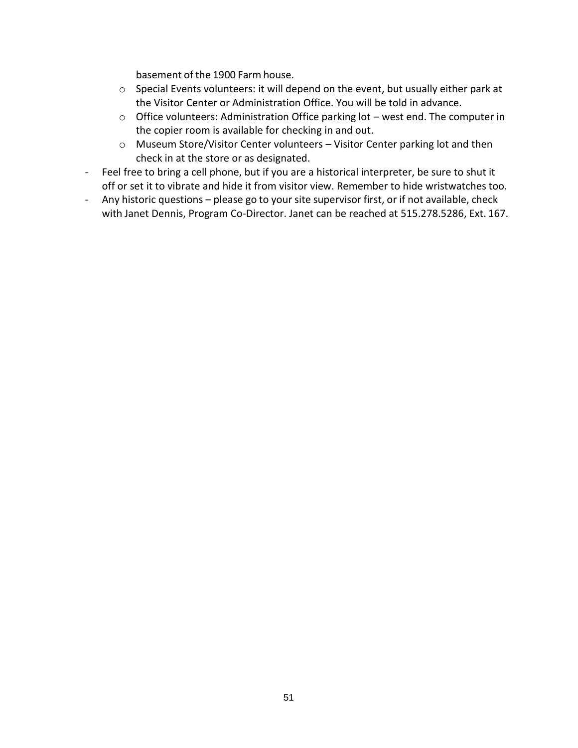basement of the 1900 Farm house.
  - Special Events volunteers: it will depend on the event, but usually either park at the Visitor Center or Administration Office. You will be told in advance.
  - Office volunteers: Administration Office parking lot – west end. The computer in the copier room is available for checking in and out.
  - Museum Store/Visitor Center volunteers – Visitor Center parking lot and then check in at the store or as designated.
- Feel free to bring a cell phone, but if you are a historical interpreter, be sure to shut it off or set it to vibrate and hide it from visitor view. Remember to hide wristwatches too.
- Any historic questions – please go to your site supervisor first, or if not available, check with Janet Dennis, Program Co-Director. Janet can be reached at 515.278.5286, Ext. 167.